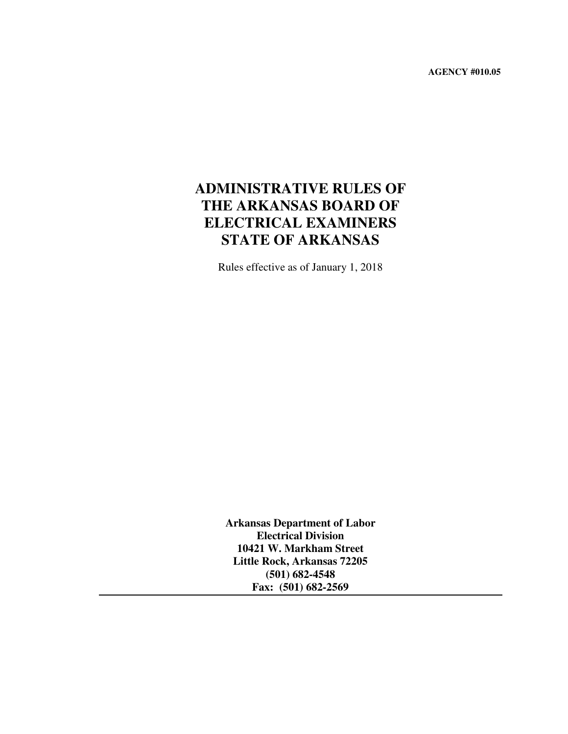**AGENCY #010.05**

# ADMINISTRATIVE RULES OF THE ARKANSAS BOARD OF ELECTRICAL EXAMINERS STATE OF ARKANSAS

Rules effective as of January 1, 2018

**Arkansas Department of Labor**
**Electrical Division**
**10421 W. Markham Street**
**Little Rock, Arkansas 72205**
**(501) 682-4548**
**Fax: (501) 682-2569**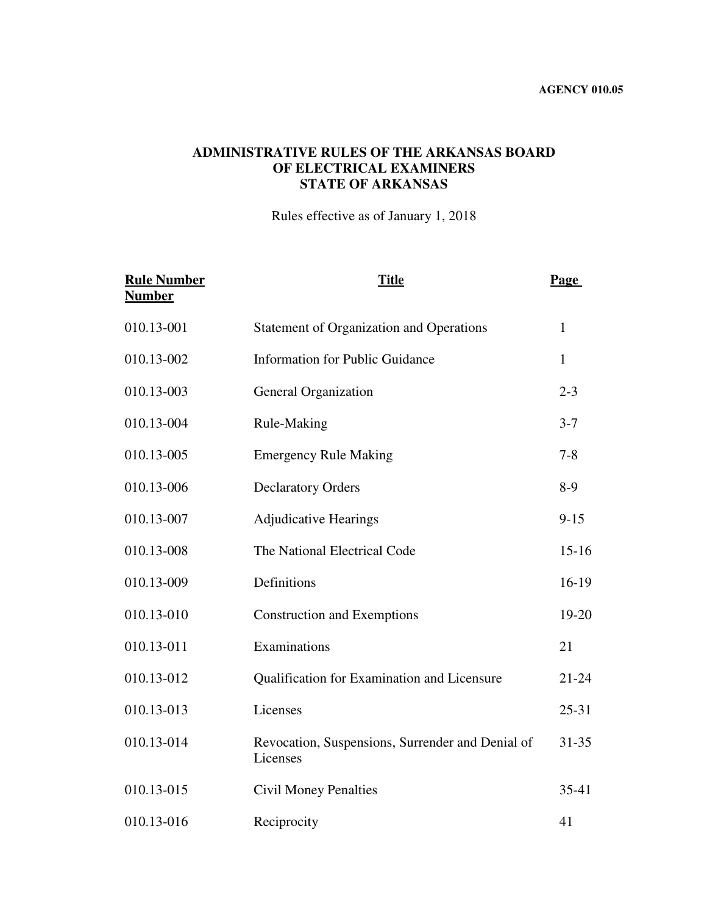**AGENCY 010.05**

# ADMINISTRATIVE RULES OF THE ARKANSAS BOARD OF ELECTRICAL EXAMINERS STATE OF ARKANSAS

Rules effective as of January 1, 2018

| Rule Number Number | Title | Page |
|---|---|---|
| 010.13-001 | Statement of Organization and Operations | 1 |
| 010.13-002 | Information for Public Guidance | 1 |
| 010.13-003 | General Organization | 2-3 |
| 010.13-004 | Rule-Making | 3-7 |
| 010.13-005 | Emergency Rule Making | 7-8 |
| 010.13-006 | Declaratory Orders | 8-9 |
| 010.13-007 | Adjudicative Hearings | 9-15 |
| 010.13-008 | The National Electrical Code | 15-16 |
| 010.13-009 | Definitions | 16-19 |
| 010.13-010 | Construction and Exemptions | 19-20 |
| 010.13-011 | Examinations | 21 |
| 010.13-012 | Qualification for Examination and Licensure | 21-24 |
| 010.13-013 | Licenses | 25-31 |
| 010.13-014 | Revocation, Suspensions, Surrender and Denial of Licenses | 31-35 |
| 010.13-015 | Civil Money Penalties | 35-41 |
| 010.13-016 | Reciprocity | 41 |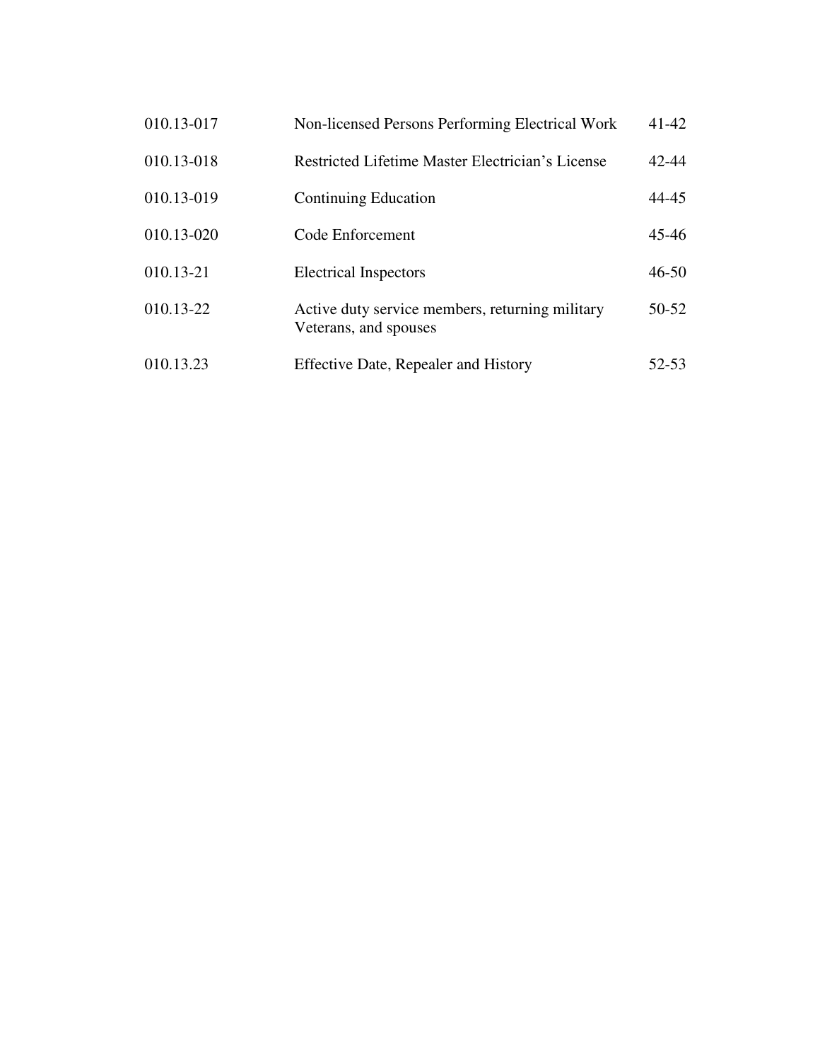| | | |
|---|---|---|
| 010.13-017 | Non-licensed Persons Performing Electrical Work | 41-42 |
| 010.13-018 | Restricted Lifetime Master Electrician's License | 42-44 |
| 010.13-019 | Continuing Education | 44-45 |
| 010.13-020 | Code Enforcement | 45-46 |
| 010.13-21 | Electrical Inspectors | 46-50 |
| 010.13-22 | Active duty service members, returning military Veterans, and spouses | 50-52 |
| 010.13.23 | Effective Date, Repealer and History | 52-53 |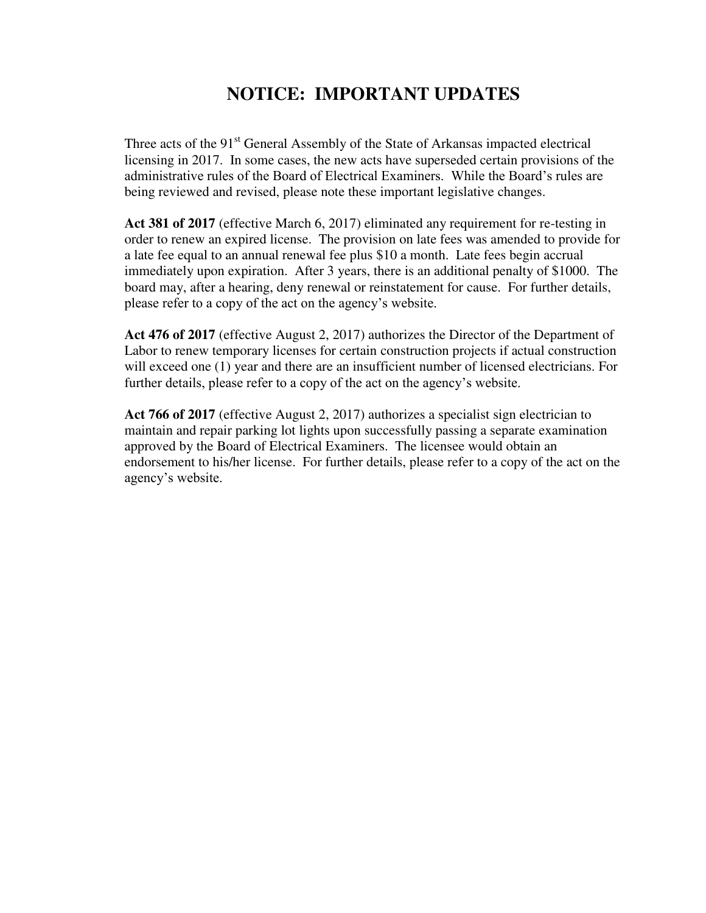# NOTICE: IMPORTANT UPDATES

Three acts of the 91st General Assembly of the State of Arkansas impacted electrical licensing in 2017. In some cases, the new acts have superseded certain provisions of the administrative rules of the Board of Electrical Examiners. While the Board's rules are being reviewed and revised, please note these important legislative changes.

**Act 381 of 2017** (effective March 6, 2017) eliminated any requirement for re-testing in order to renew an expired license. The provision on late fees was amended to provide for a late fee equal to an annual renewal fee plus $10 a month. Late fees begin accrual immediately upon expiration. After 3 years, there is an additional penalty of $1000. The board may, after a hearing, deny renewal or reinstatement for cause. For further details, please refer to a copy of the act on the agency's website.

**Act 476 of 2017** (effective August 2, 2017) authorizes the Director of the Department of Labor to renew temporary licenses for certain construction projects if actual construction will exceed one (1) year and there are an insufficient number of licensed electricians. For further details, please refer to a copy of the act on the agency's website.

**Act 766 of 2017** (effective August 2, 2017) authorizes a specialist sign electrician to maintain and repair parking lot lights upon successfully passing a separate examination approved by the Board of Electrical Examiners. The licensee would obtain an endorsement to his/her license. For further details, please refer to a copy of the act on the agency's website.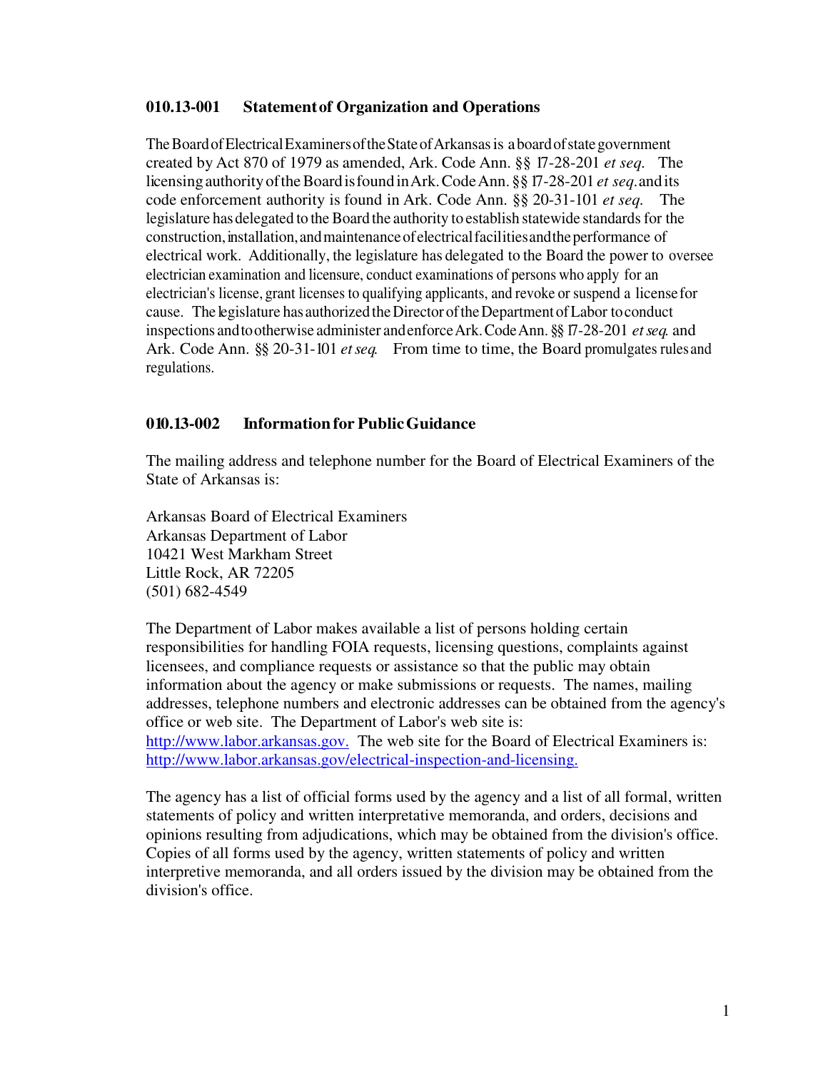## 010.13-001 Statement of Organization and Operations

The Board of Electrical Examiners of the State of Arkansas is a board of state government created by Act 870 of 1979 as amended, Ark. Code Ann. §§ 17-28-201 *et seq*. The licensing authority of the Board is found in Ark. Code Ann. §§ 17-28-201 *et seq*. and its code enforcement authority is found in Ark. Code Ann. §§ 20-31-101 *et seq*. The legislature has delegated to the Board the authority to establish statewide standards for the construction, installation, and maintenance of electrical facilities and the performance of electrical work. Additionally, the legislature has delegated to the Board the power to oversee electrician examination and licensure, conduct examinations of persons who apply for an electrician's license, grant licenses to qualifying applicants, and revoke or suspend a license for cause. The legislature has authorized the Director of the Department of Labor to conduct inspections and to otherwise administer and enforce Ark. Code Ann. §§ 17-28-201 *et seq*. and Ark. Code Ann. §§ 20-31-101 *et seq*. From time to time, the Board promulgates rules and regulations.

## 010.13-002 Information for Public Guidance

The mailing address and telephone number for the Board of Electrical Examiners of the State of Arkansas is:

Arkansas Board of Electrical Examiners
Arkansas Department of Labor
10421 West Markham Street
Little Rock, AR 72205
(501) 682-4549

The Department of Labor makes available a list of persons holding certain responsibilities for handling FOIA requests, licensing questions, complaints against licensees, and compliance requests or assistance so that the public may obtain information about the agency or make submissions or requests. The names, mailing addresses, telephone numbers and electronic addresses can be obtained from the agency's office or web site. The Department of Labor's web site is: http://www.labor.arkansas.gov. The web site for the Board of Electrical Examiners is: http://www.labor.arkansas.gov/electrical-inspection-and-licensing.

The agency has a list of official forms used by the agency and a list of all formal, written statements of policy and written interpretative memoranda, and orders, decisions and opinions resulting from adjudications, which may be obtained from the division's office. Copies of all forms used by the agency, written statements of policy and written interpretive memoranda, and all orders issued by the division may be obtained from the division's office.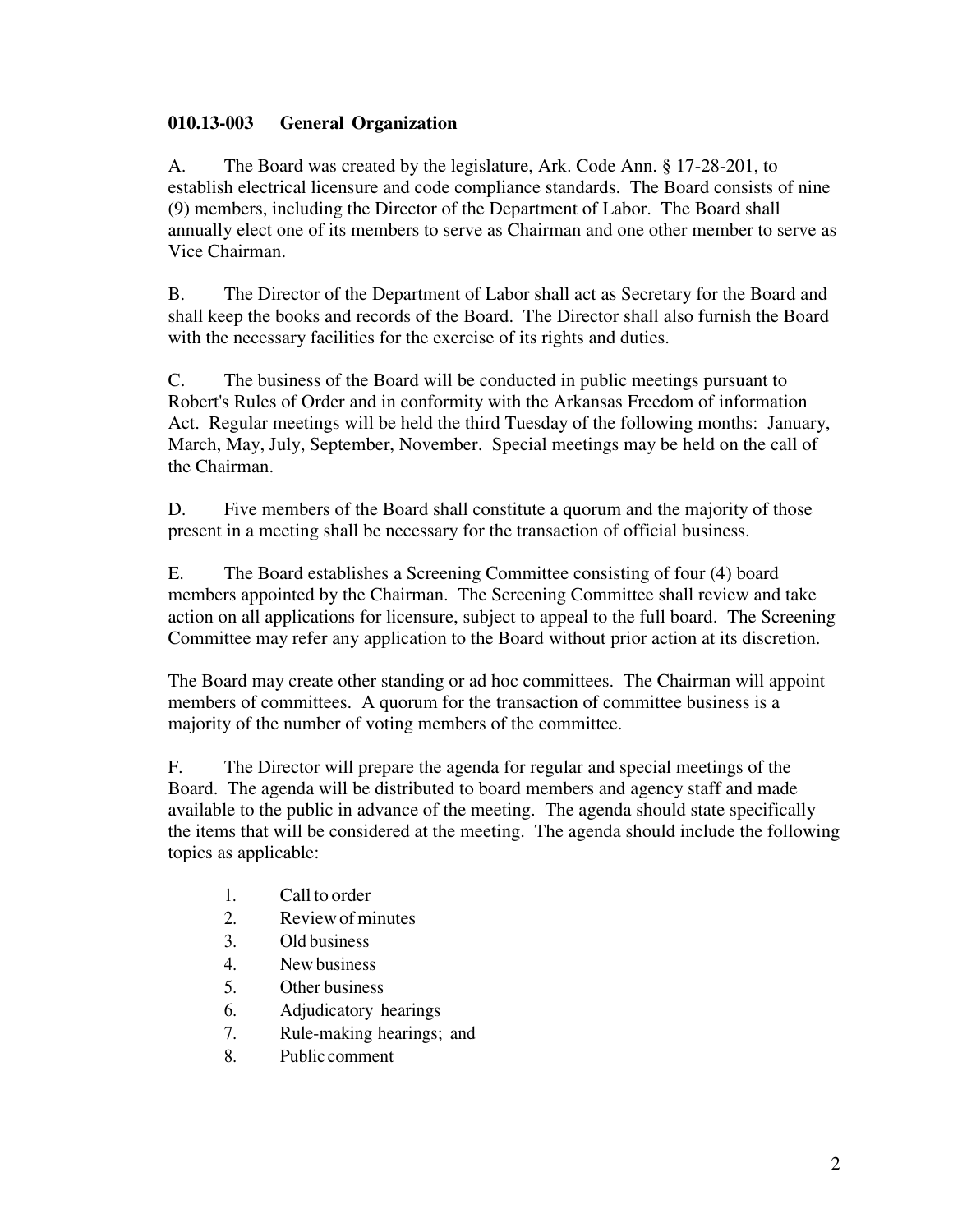### 010.13-003 General Organization

A. The Board was created by the legislature, Ark. Code Ann. § 17-28-201, to establish electrical licensure and code compliance standards. The Board consists of nine (9) members, including the Director of the Department of Labor. The Board shall annually elect one of its members to serve as Chairman and one other member to serve as Vice Chairman.

B. The Director of the Department of Labor shall act as Secretary for the Board and shall keep the books and records of the Board. The Director shall also furnish the Board with the necessary facilities for the exercise of its rights and duties.

C. The business of the Board will be conducted in public meetings pursuant to Robert's Rules of Order and in conformity with the Arkansas Freedom of information Act. Regular meetings will be held the third Tuesday of the following months: January, March, May, July, September, November. Special meetings may be held on the call of the Chairman.

D. Five members of the Board shall constitute a quorum and the majority of those present in a meeting shall be necessary for the transaction of official business.

E. The Board establishes a Screening Committee consisting of four (4) board members appointed by the Chairman. The Screening Committee shall review and take action on all applications for licensure, subject to appeal to the full board. The Screening Committee may refer any application to the Board without prior action at its discretion.

The Board may create other standing or ad hoc committees. The Chairman will appoint members of committees. A quorum for the transaction of committee business is a majority of the number of voting members of the committee.

F. The Director will prepare the agenda for regular and special meetings of the Board. The agenda will be distributed to board members and agency staff and made available to the public in advance of the meeting. The agenda should state specifically the items that will be considered at the meeting. The agenda should include the following topics as applicable:

1. Call to order
2. Review of minutes
3. Old business
4. New business
5. Other business
6. Adjudicatory hearings
7. Rule-making hearings; and
8. Public comment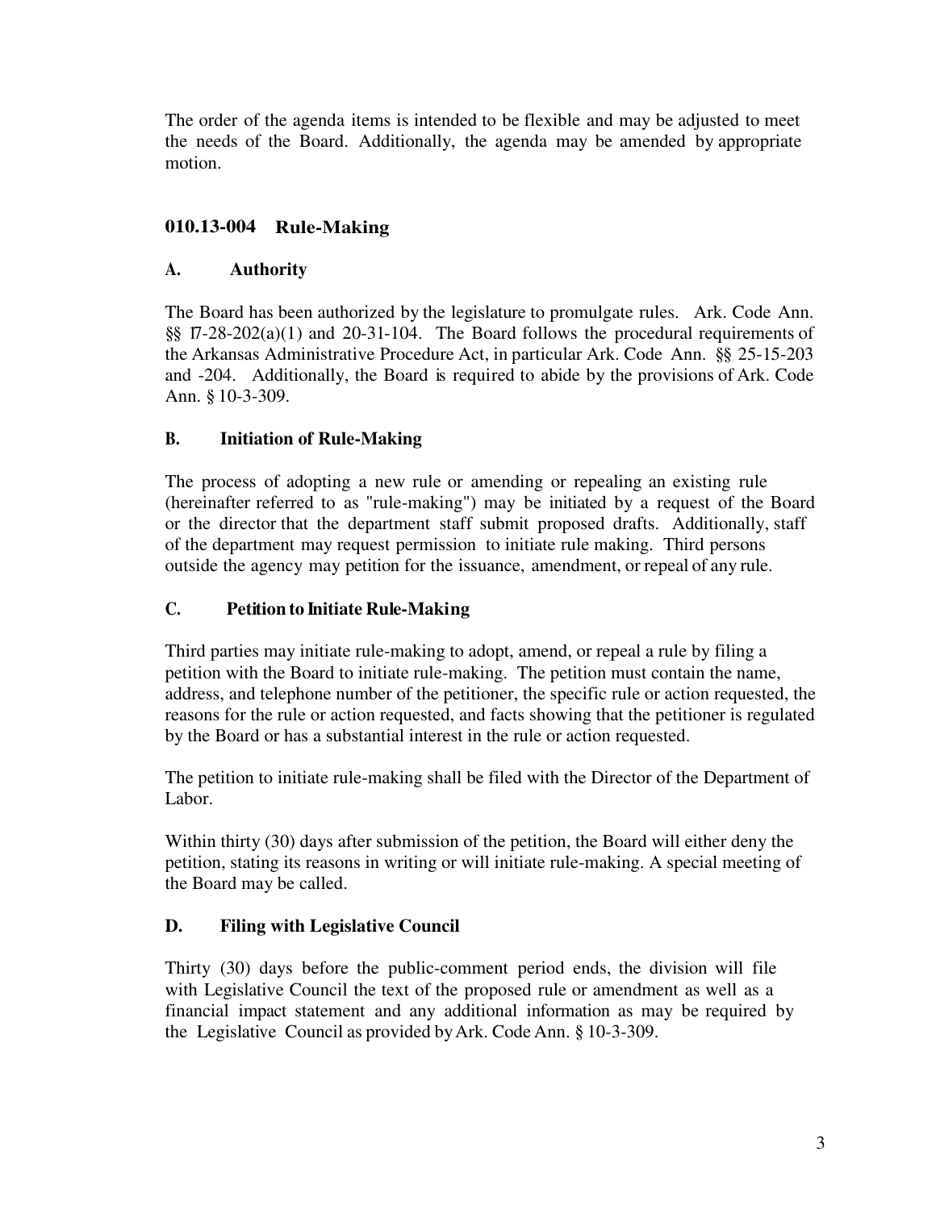The order of the agenda items is intended to be flexible and may be adjusted to meet the needs of the Board. Additionally, the agenda may be amended by appropriate motion.

## 010.13-004 Rule-Making

### A. Authority

The Board has been authorized by the legislature to promulgate rules. Ark. Code Ann. §§ 17-28-202(a)(1) and 20-31-104. The Board follows the procedural requirements of the Arkansas Administrative Procedure Act, in particular Ark. Code Ann. §§ 25-15-203 and -204. Additionally, the Board is required to abide by the provisions of Ark. Code Ann. § 10-3-309.

### B. Initiation of Rule-Making

The process of adopting a new rule or amending or repealing an existing rule (hereinafter referred to as "rule-making") may be initiated by a request of the Board or the director that the department staff submit proposed drafts. Additionally, staff of the department may request permission to initiate rule making. Third persons outside the agency may petition for the issuance, amendment, or repeal of any rule.

### C. Petition to Initiate Rule-Making

Third parties may initiate rule-making to adopt, amend, or repeal a rule by filing a petition with the Board to initiate rule-making. The petition must contain the name, address, and telephone number of the petitioner, the specific rule or action requested, the reasons for the rule or action requested, and facts showing that the petitioner is regulated by the Board or has a substantial interest in the rule or action requested.

The petition to initiate rule-making shall be filed with the Director of the Department of Labor.

Within thirty (30) days after submission of the petition, the Board will either deny the petition, stating its reasons in writing or will initiate rule-making. A special meeting of the Board may be called.

### D. Filing with Legislative Council

Thirty (30) days before the public-comment period ends, the division will file with Legislative Council the text of the proposed rule or amendment as well as a financial impact statement and any additional information as may be required by the Legislative Council as provided by Ark. Code Ann. § 10-3-309.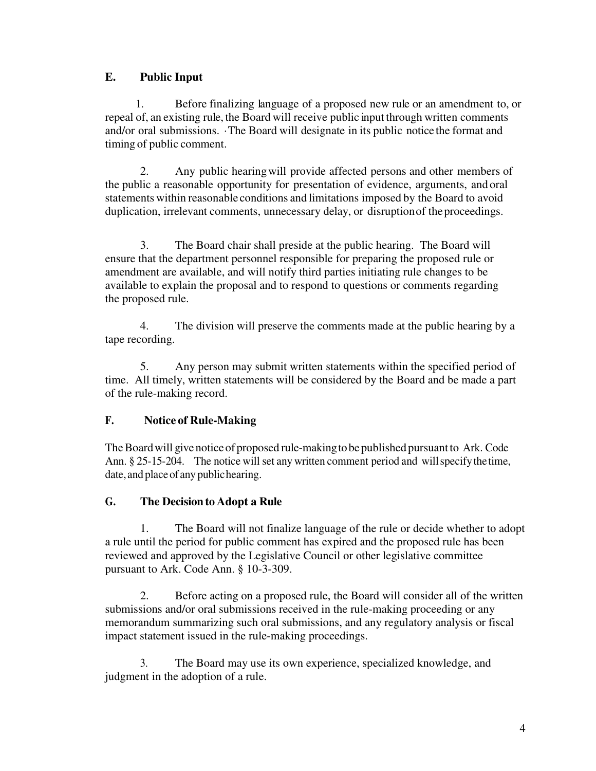## E. Public Input

1. Before finalizing language of a proposed new rule or an amendment to, or repeal of, an existing rule, the Board will receive public input through written comments and/or oral submissions. ·The Board will designate in its public notice the format and timing of public comment.

2. Any public hearing will provide affected persons and other members of the public a reasonable opportunity for presentation of evidence, arguments, and oral statements within reasonable conditions and limitations imposed by the Board to avoid duplication, irrelevant comments, unnecessary delay, or disruption of the proceedings.

3. The Board chair shall preside at the public hearing. The Board will ensure that the department personnel responsible for preparing the proposed rule or amendment are available, and will notify third parties initiating rule changes to be available to explain the proposal and to respond to questions or comments regarding the proposed rule.

4. The division will preserve the comments made at the public hearing by a tape recording.

5. Any person may submit written statements within the specified period of time. All timely, written statements will be considered by the Board and be made a part of the rule-making record.

## F. Notice of Rule-Making

The Board will give notice of proposed rule-making to be published pursuant to Ark. Code Ann. § 25-15-204. The notice will set any written comment period and will specify the time, date, and place of any public hearing.

## G. The Decision to Adopt a Rule

1. The Board will not finalize language of the rule or decide whether to adopt a rule until the period for public comment has expired and the proposed rule has been reviewed and approved by the Legislative Council or other legislative committee pursuant to Ark. Code Ann. § 10-3-309.

2. Before acting on a proposed rule, the Board will consider all of the written submissions and/or oral submissions received in the rule-making proceeding or any memorandum summarizing such oral submissions, and any regulatory analysis or fiscal impact statement issued in the rule-making proceedings.

3. The Board may use its own experience, specialized knowledge, and judgment in the adoption of a rule.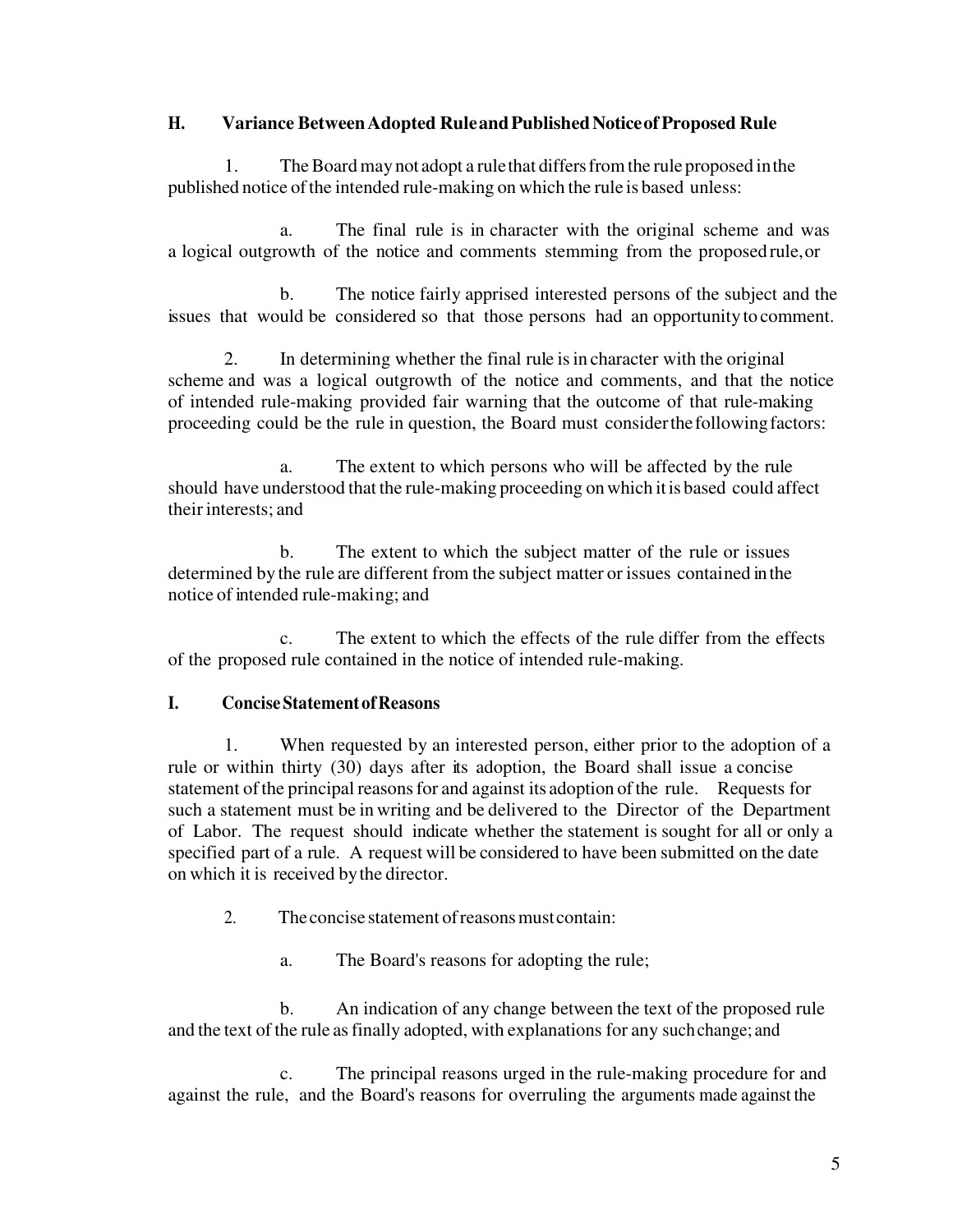## H. Variance Between Adopted Rule and Published Notice of Proposed Rule

1. The Board may not adopt a rule that differs from the rule proposed in the published notice of the intended rule-making on which the rule is based unless:

   a. The final rule is in character with the original scheme and was a logical outgrowth of the notice and comments stemming from the proposed rule, or

   b. The notice fairly apprised interested persons of the subject and the issues that would be considered so that those persons had an opportunity to comment.

2. In determining whether the final rule is in character with the original scheme and was a logical outgrowth of the notice and comments, and that the notice of intended rule-making provided fair warning that the outcome of that rule-making proceeding could be the rule in question, the Board must consider the following factors:

   a. The extent to which persons who will be affected by the rule should have understood that the rule-making proceeding on which it is based could affect their interests; and

   b. The extent to which the subject matter of the rule or issues determined by the rule are different from the subject matter or issues contained in the notice of intended rule-making; and

   c. The extent to which the effects of the rule differ from the effects of the proposed rule contained in the notice of intended rule-making.

## I. Concise Statement of Reasons

1. When requested by an interested person, either prior to the adoption of a rule or within thirty (30) days after its adoption, the Board shall issue a concise statement of the principal reasons for and against its adoption of the rule. Requests for such a statement must be in writing and be delivered to the Director of the Department of Labor. The request should indicate whether the statement is sought for all or only a specified part of a rule. A request will be considered to have been submitted on the date on which it is received by the director.

2. The concise statement of reasons must contain:

   a. The Board's reasons for adopting the rule;

   b. An indication of any change between the text of the proposed rule and the text of the rule as finally adopted, with explanations for any such change; and

   c. The principal reasons urged in the rule-making procedure for and against the rule, and the Board's reasons for overruling the arguments made against the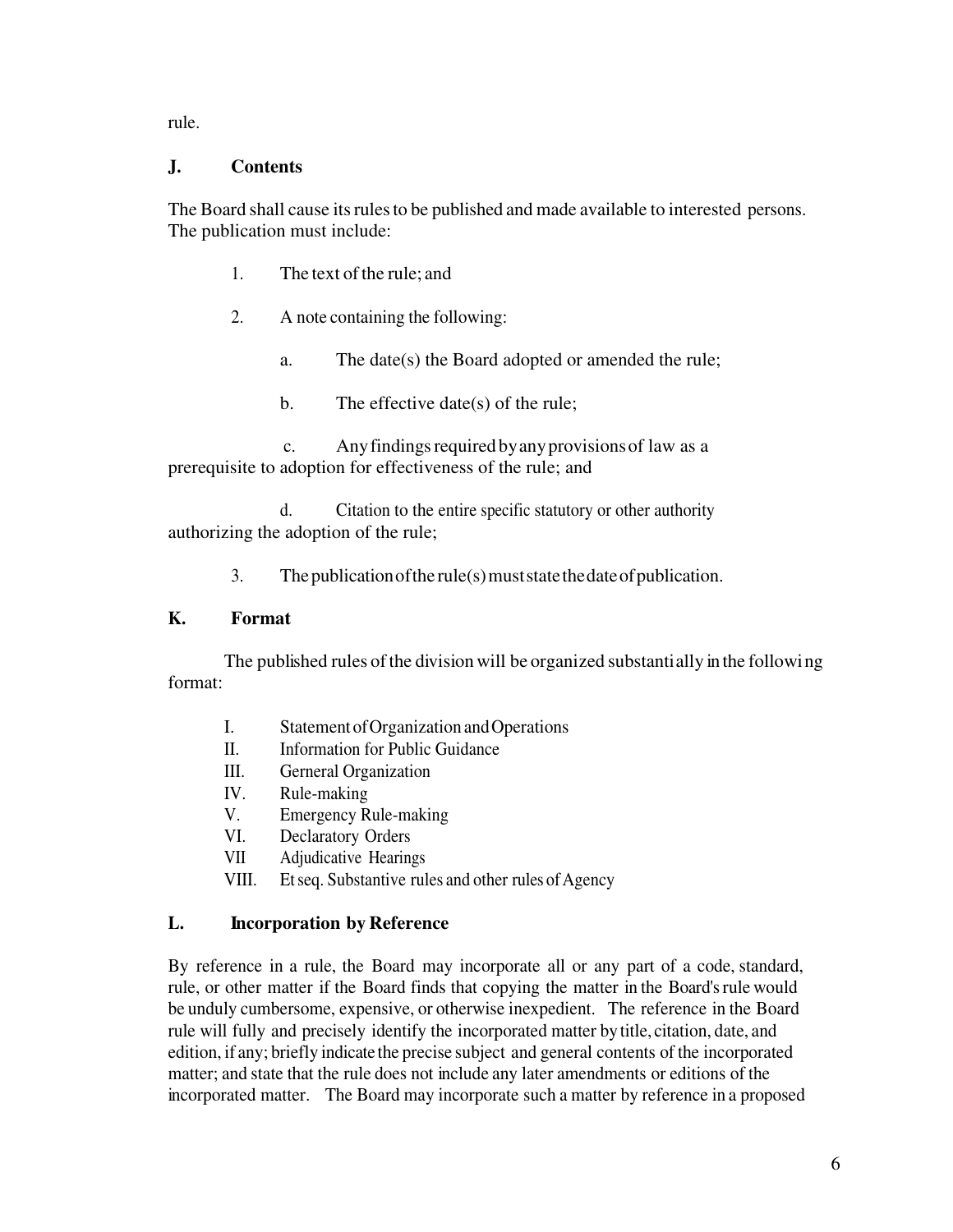rule.

## J. Contents

The Board shall cause its rules to be published and made available to interested persons. The publication must include:

1. The text of the rule; and

2. A note containing the following:

    a. The date(s) the Board adopted or amended the rule;

    b. The effective date(s) of the rule;

    c. Any findings required by any provisions of law as a prerequisite to adoption for effectiveness of the rule; and

    d. Citation to the entire specific statutory or other authority authorizing the adoption of the rule;

3. The publication of the rule(s) must state the date of publication.

## K. Format

The published rules of the division will be organized substantially in the following format:

I. Statement of Organization and Operations
II. Information for Public Guidance
III. Gerneral Organization
IV. Rule-making
V. Emergency Rule-making
VI. Declaratory Orders
VII Adjudicative Hearings
VIII. Et seq. Substantive rules and other rules of Agency

## L. Incorporation by Reference

By reference in a rule, the Board may incorporate all or any part of a code, standard, rule, or other matter if the Board finds that copying the matter in the Board's rule would be unduly cumbersome, expensive, or otherwise inexpedient. The reference in the Board rule will fully and precisely identify the incorporated matter by title, citation, date, and edition, if any; briefly indicate the precise subject and general contents of the incorporated matter; and state that the rule does not include any later amendments or editions of the incorporated matter. The Board may incorporate such a matter by reference in a proposed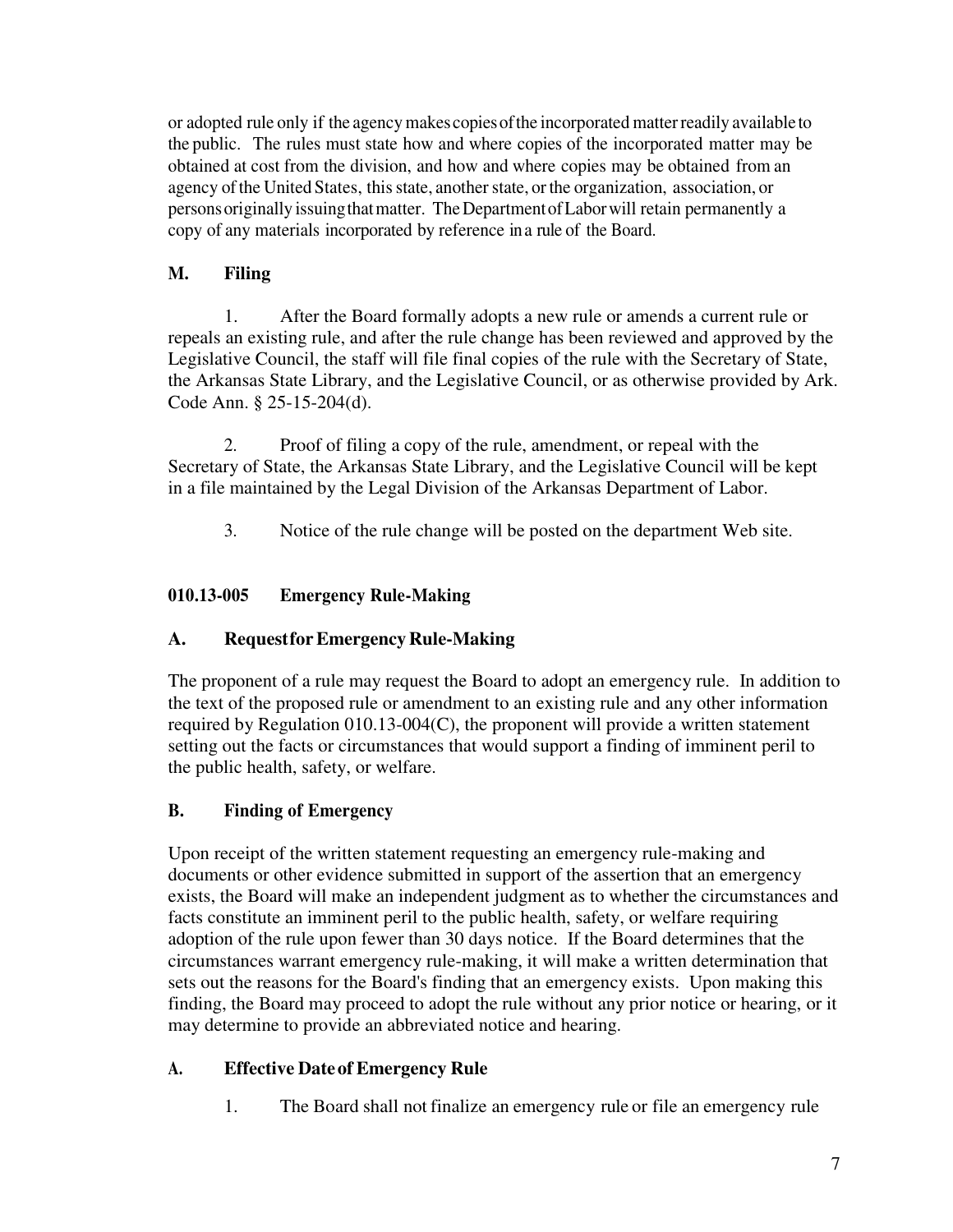or adopted rule only if the agency makes copies of the incorporated matter readily available to the public. The rules must state how and where copies of the incorporated matter may be obtained at cost from the division, and how and where copies may be obtained from an agency of the United States, this state, another state, or the organization, association, or persons originally issuing that matter. The Department of Labor will retain permanently a copy of any materials incorporated by reference in a rule of the Board.

## M. Filing

1. After the Board formally adopts a new rule or amends a current rule or repeals an existing rule, and after the rule change has been reviewed and approved by the Legislative Council, the staff will file final copies of the rule with the Secretary of State, the Arkansas State Library, and the Legislative Council, or as otherwise provided by Ark. Code Ann. § 25-15-204(d).

2. Proof of filing a copy of the rule, amendment, or repeal with the Secretary of State, the Arkansas State Library, and the Legislative Council will be kept in a file maintained by the Legal Division of the Arkansas Department of Labor.

3. Notice of the rule change will be posted on the department Web site.

## 010.13-005 Emergency Rule-Making

### A. Request for Emergency Rule-Making

The proponent of a rule may request the Board to adopt an emergency rule. In addition to the text of the proposed rule or amendment to an existing rule and any other information required by Regulation 010.13-004(C), the proponent will provide a written statement setting out the facts or circumstances that would support a finding of imminent peril to the public health, safety, or welfare.

### B. Finding of Emergency

Upon receipt of the written statement requesting an emergency rule-making and documents or other evidence submitted in support of the assertion that an emergency exists, the Board will make an independent judgment as to whether the circumstances and facts constitute an imminent peril to the public health, safety, or welfare requiring adoption of the rule upon fewer than 30 days notice. If the Board determines that the circumstances warrant emergency rule-making, it will make a written determination that sets out the reasons for the Board's finding that an emergency exists. Upon making this finding, the Board may proceed to adopt the rule without any prior notice or hearing, or it may determine to provide an abbreviated notice and hearing.

### A. Effective Date of Emergency Rule

1. The Board shall not finalize an emergency rule or file an emergency rule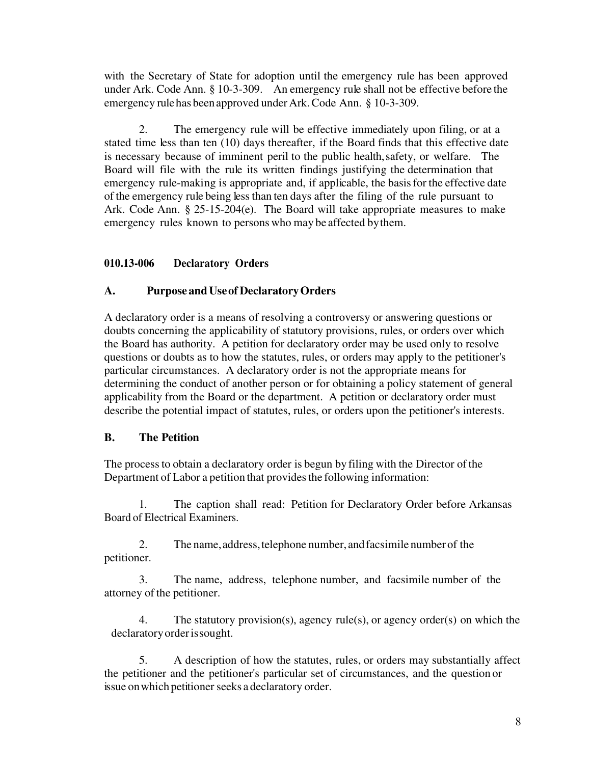with the Secretary of State for adoption until the emergency rule has been approved under Ark. Code Ann. § 10-3-309. An emergency rule shall not be effective before the emergency rule has been approved under Ark. Code Ann. § 10-3-309.

2. The emergency rule will be effective immediately upon filing, or at a stated time less than ten (10) days thereafter, if the Board finds that this effective date is necessary because of imminent peril to the public health, safety, or welfare. The Board will file with the rule its written findings justifying the determination that emergency rule-making is appropriate and, if applicable, the basis for the effective date of the emergency rule being less than ten days after the filing of the rule pursuant to Ark. Code Ann. § 25-15-204(e). The Board will take appropriate measures to make emergency rules known to persons who may be affected by them.

### 010.13-006 Declaratory Orders

### A. Purpose and Use of Declaratory Orders

A declaratory order is a means of resolving a controversy or answering questions or doubts concerning the applicability of statutory provisions, rules, or orders over which the Board has authority. A petition for declaratory order may be used only to resolve questions or doubts as to how the statutes, rules, or orders may apply to the petitioner's particular circumstances. A declaratory order is not the appropriate means for determining the conduct of another person or for obtaining a policy statement of general applicability from the Board or the department. A petition or declaratory order must describe the potential impact of statutes, rules, or orders upon the petitioner's interests.

### B. The Petition

The process to obtain a declaratory order is begun by filing with the Director of the Department of Labor a petition that provides the following information:

1. The caption shall read: Petition for Declaratory Order before Arkansas Board of Electrical Examiners.

2. The name, address, telephone number, and facsimile number of the petitioner.

3. The name, address, telephone number, and facsimile number of the attorney of the petitioner.

4. The statutory provision(s), agency rule(s), or agency order(s) on which the declaratory order is sought.

5. A description of how the statutes, rules, or orders may substantially affect the petitioner and the petitioner's particular set of circumstances, and the question or issue on which petitioner seeks a declaratory order.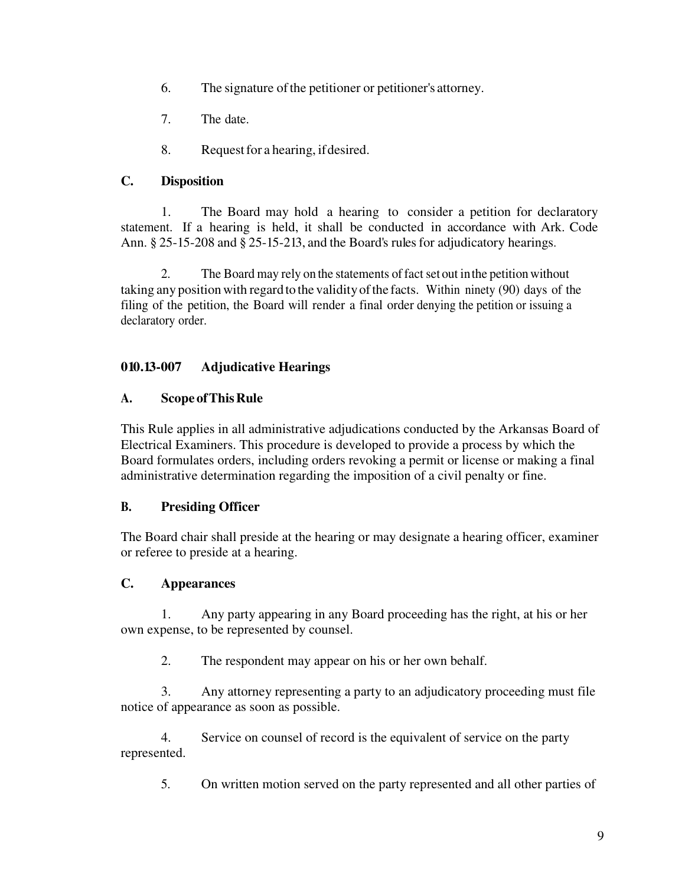6. The signature of the petitioner or petitioner's attorney.

7. The date.

8. Request for a hearing, if desired.

**C. Disposition**

1. The Board may hold a hearing to consider a petition for declaratory statement. If a hearing is held, it shall be conducted in accordance with Ark. Code Ann. § 25-15-208 and § 25-15-213, and the Board's rules for adjudicatory hearings.

2. The Board may rely on the statements of fact set out in the petition without taking any position with regard to the validity of the facts. Within ninety (90) days of the filing of the petition, the Board will render a final order denying the petition or issuing a declaratory order.

## 010.13-007 Adjudicative Hearings

**A. Scope of This Rule**

This Rule applies in all administrative adjudications conducted by the Arkansas Board of Electrical Examiners. This procedure is developed to provide a process by which the Board formulates orders, including orders revoking a permit or license or making a final administrative determination regarding the imposition of a civil penalty or fine.

**B. Presiding Officer**

The Board chair shall preside at the hearing or may designate a hearing officer, examiner or referee to preside at a hearing.

**C. Appearances**

1. Any party appearing in any Board proceeding has the right, at his or her own expense, to be represented by counsel.

2. The respondent may appear on his or her own behalf.

3. Any attorney representing a party to an adjudicatory proceeding must file notice of appearance as soon as possible.

4. Service on counsel of record is the equivalent of service on the party represented.

5. On written motion served on the party represented and all other parties of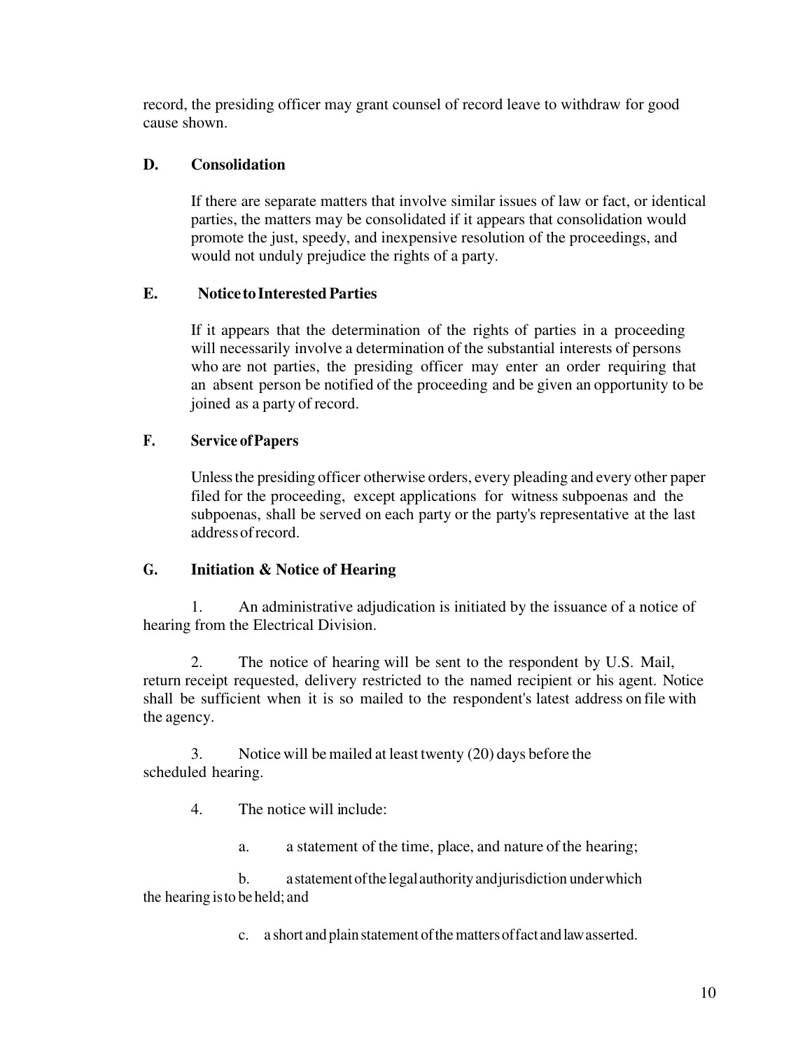record, the presiding officer may grant counsel of record leave to withdraw for good cause shown.

**D. Consolidation**

If there are separate matters that involve similar issues of law or fact, or identical parties, the matters may be consolidated if it appears that consolidation would promote the just, speedy, and inexpensive resolution of the proceedings, and would not unduly prejudice the rights of a party.

**E. Notice to Interested Parties**

If it appears that the determination of the rights of parties in a proceeding will necessarily involve a determination of the substantial interests of persons who are not parties, the presiding officer may enter an order requiring that an absent person be notified of the proceeding and be given an opportunity to be joined as a party of record.

**F. Service of Papers**

Unless the presiding officer otherwise orders, every pleading and every other paper filed for the proceeding, except applications for witness subpoenas and the subpoenas, shall be served on each party or the party's representative at the last address of record.

**G. Initiation & Notice of Hearing**

1. An administrative adjudication is initiated by the issuance of a notice of hearing from the Electrical Division.

2. The notice of hearing will be sent to the respondent by U.S. Mail, return receipt requested, delivery restricted to the named recipient or his agent. Notice shall be sufficient when it is so mailed to the respondent's latest address on file with the agency.

3. Notice will be mailed at least twenty (20) days before the scheduled hearing.

4. The notice will include:

   a. a statement of the time, place, and nature of the hearing;

   b. a statement of the legal authority and jurisdiction under which the hearing is to be held; and

   c. a short and plain statement of the matters of fact and law asserted.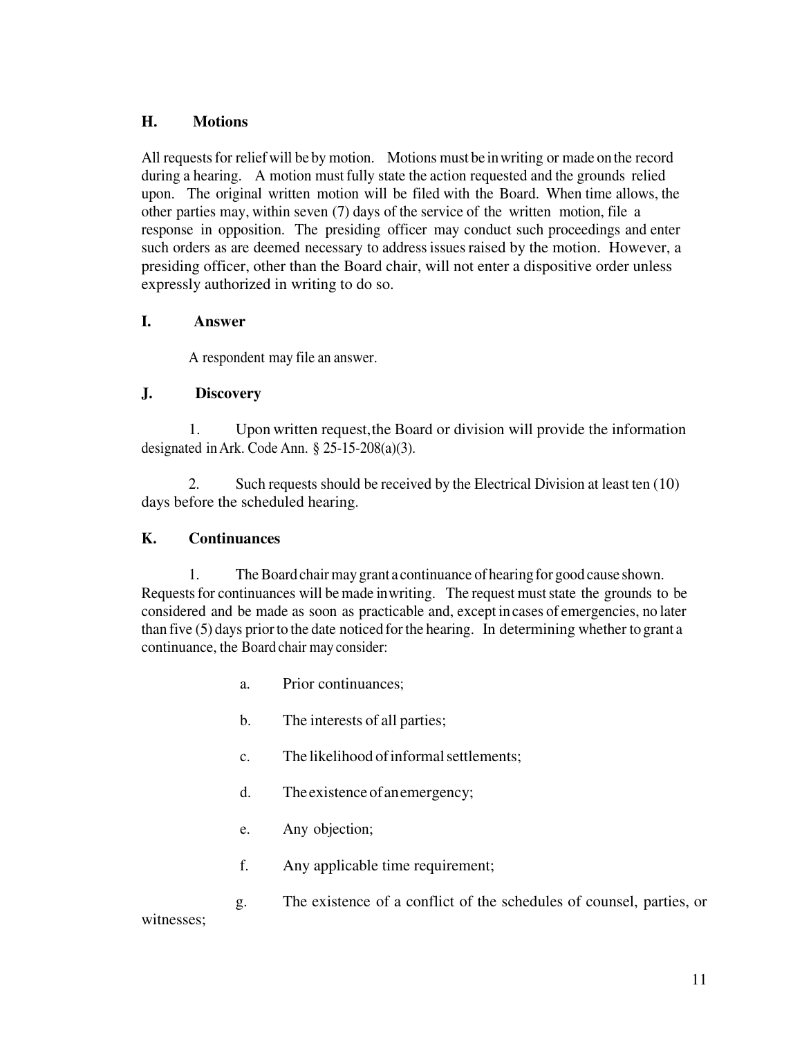### H. Motions

All requests for relief will be by motion. Motions must be in writing or made on the record during a hearing. A motion must fully state the action requested and the grounds relied upon. The original written motion will be filed with the Board. When time allows, the other parties may, within seven (7) days of the service of the written motion, file a response in opposition. The presiding officer may conduct such proceedings and enter such orders as are deemed necessary to address issues raised by the motion. However, a presiding officer, other than the Board chair, will not enter a dispositive order unless expressly authorized in writing to do so.

### I. Answer

A respondent may file an answer.

### J. Discovery

1. Upon written request, the Board or division will provide the information designated in Ark. Code Ann. § 25-15-208(a)(3).

2. Such requests should be received by the Electrical Division at least ten (10) days before the scheduled hearing.

### K. Continuances

1. The Board chair may grant a continuance of hearing for good cause shown. Requests for continuances will be made in writing. The request must state the grounds to be considered and be made as soon as practicable and, except in cases of emergencies, no later than five (5) days prior to the date noticed for the hearing. In determining whether to grant a continuance, the Board chair may consider:

   a. Prior continuances;

   b. The interests of all parties;

   c. The likelihood of informal settlements;

   d. The existence of an emergency;

   e. Any objection;

   f. Any applicable time requirement;

   g. The existence of a conflict of the schedules of counsel, parties, or witnesses;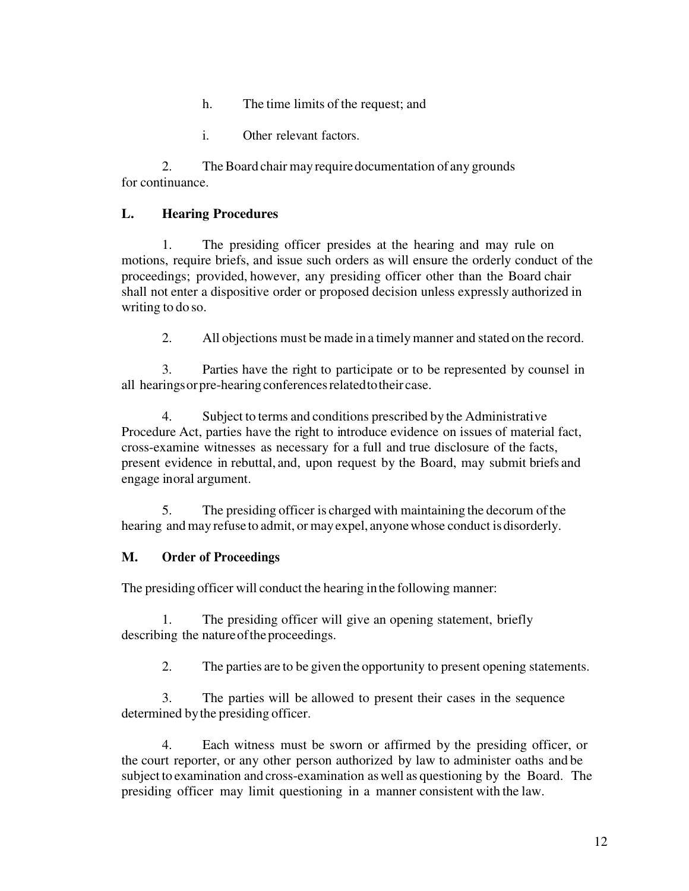h. The time limits of the request; and

i. Other relevant factors.

2. The Board chair may require documentation of any grounds for continuance.

**L. Hearing Procedures**

1. The presiding officer presides at the hearing and may rule on motions, require briefs, and issue such orders as will ensure the orderly conduct of the proceedings; provided, however, any presiding officer other than the Board chair shall not enter a dispositive order or proposed decision unless expressly authorized in writing to do so.

2. All objections must be made in a timely manner and stated on the record.

3. Parties have the right to participate or to be represented by counsel in all hearings or pre-hearing conferences related to their case.

4. Subject to terms and conditions prescribed by the Administrative Procedure Act, parties have the right to introduce evidence on issues of material fact, cross-examine witnesses as necessary for a full and true disclosure of the facts, present evidence in rebuttal, and, upon request by the Board, may submit briefs and engage in oral argument.

5. The presiding officer is charged with maintaining the decorum of the hearing and may refuse to admit, or may expel, anyone whose conduct is disorderly.

**M. Order of Proceedings**

The presiding officer will conduct the hearing in the following manner:

1. The presiding officer will give an opening statement, briefly describing the nature of the proceedings.

2. The parties are to be given the opportunity to present opening statements.

3. The parties will be allowed to present their cases in the sequence determined by the presiding officer.

4. Each witness must be sworn or affirmed by the presiding officer, or the court reporter, or any other person authorized by law to administer oaths and be subject to examination and cross-examination as well as questioning by the Board. The presiding officer may limit questioning in a manner consistent with the law.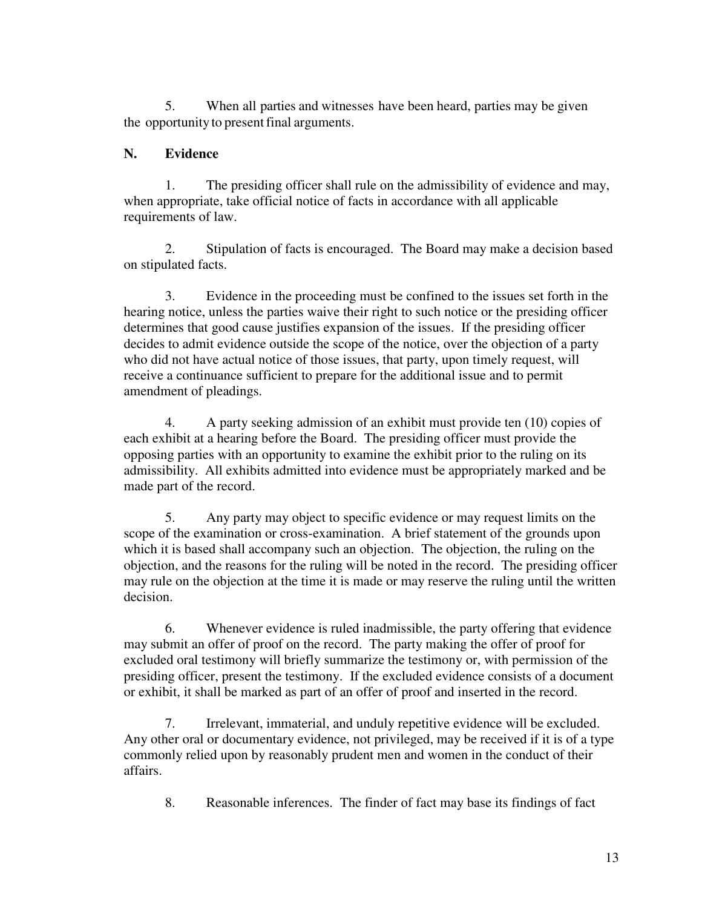5. When all parties and witnesses have been heard, parties may be given the opportunity to present final arguments.

## N. Evidence

1. The presiding officer shall rule on the admissibility of evidence and may, when appropriate, take official notice of facts in accordance with all applicable requirements of law.

2. Stipulation of facts is encouraged. The Board may make a decision based on stipulated facts.

3. Evidence in the proceeding must be confined to the issues set forth in the hearing notice, unless the parties waive their right to such notice or the presiding officer determines that good cause justifies expansion of the issues. If the presiding officer decides to admit evidence outside the scope of the notice, over the objection of a party who did not have actual notice of those issues, that party, upon timely request, will receive a continuance sufficient to prepare for the additional issue and to permit amendment of pleadings.

4. A party seeking admission of an exhibit must provide ten (10) copies of each exhibit at a hearing before the Board. The presiding officer must provide the opposing parties with an opportunity to examine the exhibit prior to the ruling on its admissibility. All exhibits admitted into evidence must be appropriately marked and be made part of the record.

5. Any party may object to specific evidence or may request limits on the scope of the examination or cross-examination. A brief statement of the grounds upon which it is based shall accompany such an objection. The objection, the ruling on the objection, and the reasons for the ruling will be noted in the record. The presiding officer may rule on the objection at the time it is made or may reserve the ruling until the written decision.

6. Whenever evidence is ruled inadmissible, the party offering that evidence may submit an offer of proof on the record. The party making the offer of proof for excluded oral testimony will briefly summarize the testimony or, with permission of the presiding officer, present the testimony. If the excluded evidence consists of a document or exhibit, it shall be marked as part of an offer of proof and inserted in the record.

7. Irrelevant, immaterial, and unduly repetitive evidence will be excluded. Any other oral or documentary evidence, not privileged, may be received if it is of a type commonly relied upon by reasonably prudent men and women in the conduct of their affairs.

8. Reasonable inferences. The finder of fact may base its findings of fact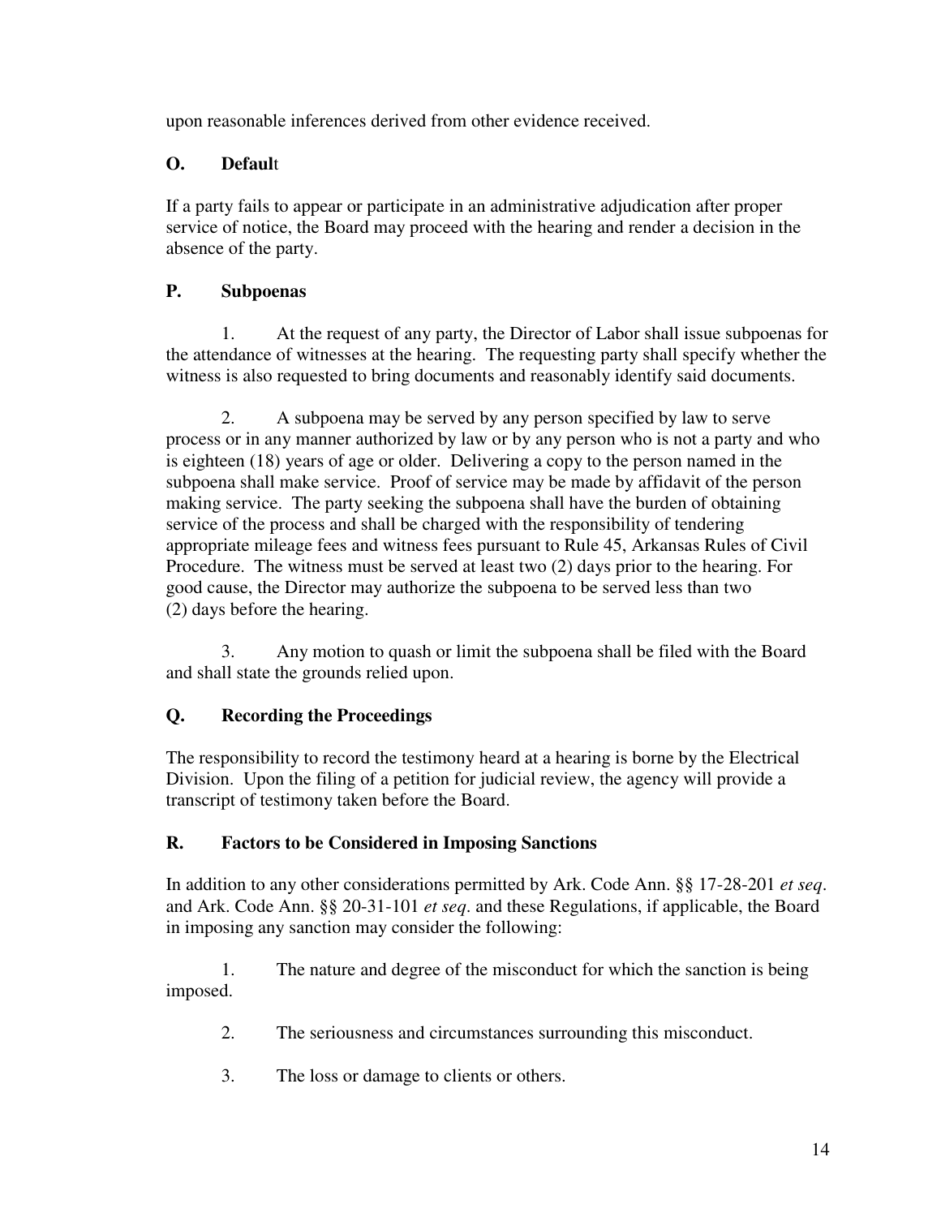upon reasonable inferences derived from other evidence received.

### O. Default

If a party fails to appear or participate in an administrative adjudication after proper service of notice, the Board may proceed with the hearing and render a decision in the absence of the party.

### P. Subpoenas

1. At the request of any party, the Director of Labor shall issue subpoenas for the attendance of witnesses at the hearing. The requesting party shall specify whether the witness is also requested to bring documents and reasonably identify said documents.

2. A subpoena may be served by any person specified by law to serve process or in any manner authorized by law or by any person who is not a party and who is eighteen (18) years of age or older. Delivering a copy to the person named in the subpoena shall make service. Proof of service may be made by affidavit of the person making service. The party seeking the subpoena shall have the burden of obtaining service of the process and shall be charged with the responsibility of tendering appropriate mileage fees and witness fees pursuant to Rule 45, Arkansas Rules of Civil Procedure. The witness must be served at least two (2) days prior to the hearing. For good cause, the Director may authorize the subpoena to be served less than two (2) days before the hearing.

3. Any motion to quash or limit the subpoena shall be filed with the Board and shall state the grounds relied upon.

### Q. Recording the Proceedings

The responsibility to record the testimony heard at a hearing is borne by the Electrical Division. Upon the filing of a petition for judicial review, the agency will provide a transcript of testimony taken before the Board.

### R. Factors to be Considered in Imposing Sanctions

In addition to any other considerations permitted by Ark. Code Ann. §§ 17-28-201 *et seq*. and Ark. Code Ann. §§ 20-31-101 *et seq*. and these Regulations, if applicable, the Board in imposing any sanction may consider the following:

1. The nature and degree of the misconduct for which the sanction is being imposed.

2. The seriousness and circumstances surrounding this misconduct.

3. The loss or damage to clients or others.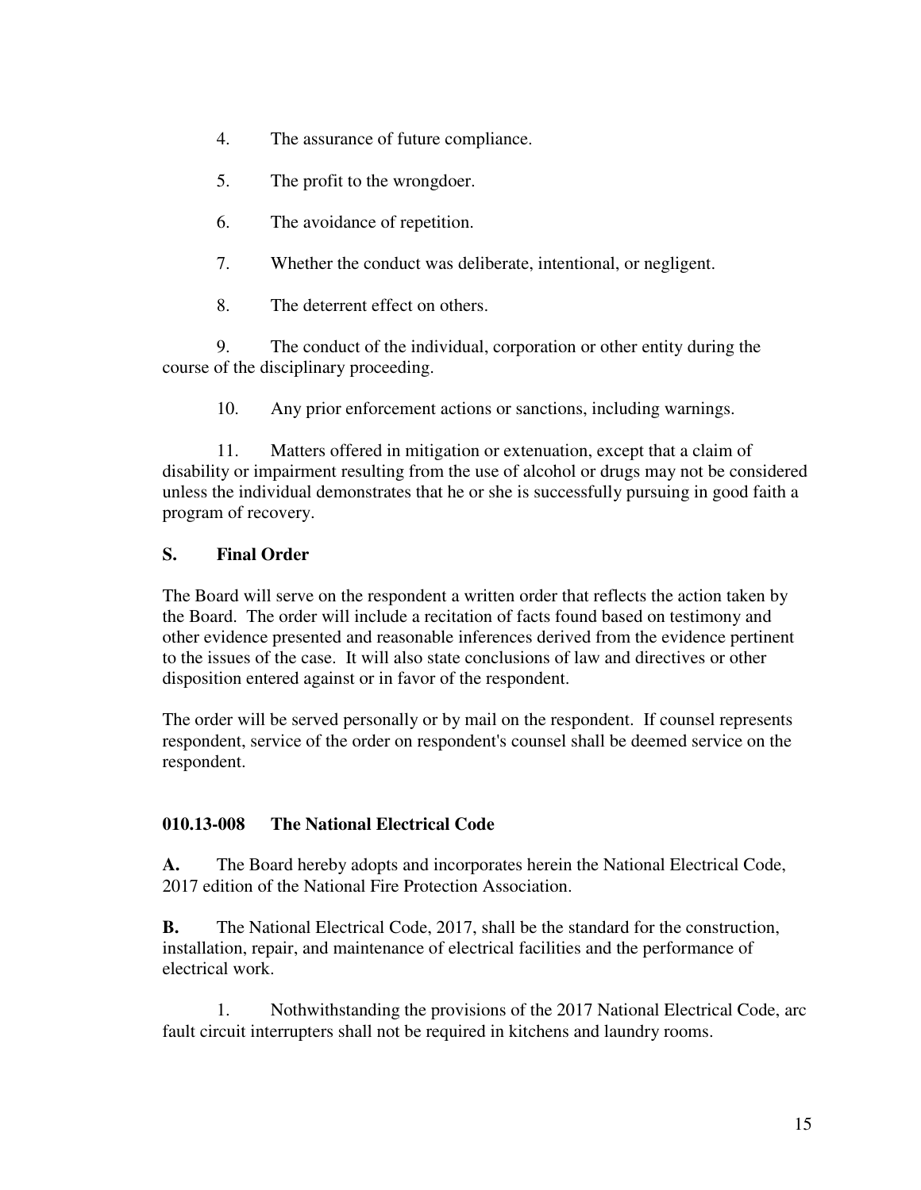4. The assurance of future compliance.

5. The profit to the wrongdoer.

6. The avoidance of repetition.

7. Whether the conduct was deliberate, intentional, or negligent.

8. The deterrent effect on others.

9. The conduct of the individual, corporation or other entity during the course of the disciplinary proceeding.

10. Any prior enforcement actions or sanctions, including warnings.

11. Matters offered in mitigation or extenuation, except that a claim of disability or impairment resulting from the use of alcohol or drugs may not be considered unless the individual demonstrates that he or she is successfully pursuing in good faith a program of recovery.

**S. Final Order**

The Board will serve on the respondent a written order that reflects the action taken by the Board. The order will include a recitation of facts found based on testimony and other evidence presented and reasonable inferences derived from the evidence pertinent to the issues of the case. It will also state conclusions of law and directives or other disposition entered against or in favor of the respondent.

The order will be served personally or by mail on the respondent. If counsel represents respondent, service of the order on respondent's counsel shall be deemed service on the respondent.

## 010.13-008 The National Electrical Code

**A.** The Board hereby adopts and incorporates herein the National Electrical Code, 2017 edition of the National Fire Protection Association.

**B.** The National Electrical Code, 2017, shall be the standard for the construction, installation, repair, and maintenance of electrical facilities and the performance of electrical work.

1. Nothwithstanding the provisions of the 2017 National Electrical Code, arc fault circuit interrupters shall not be required in kitchens and laundry rooms.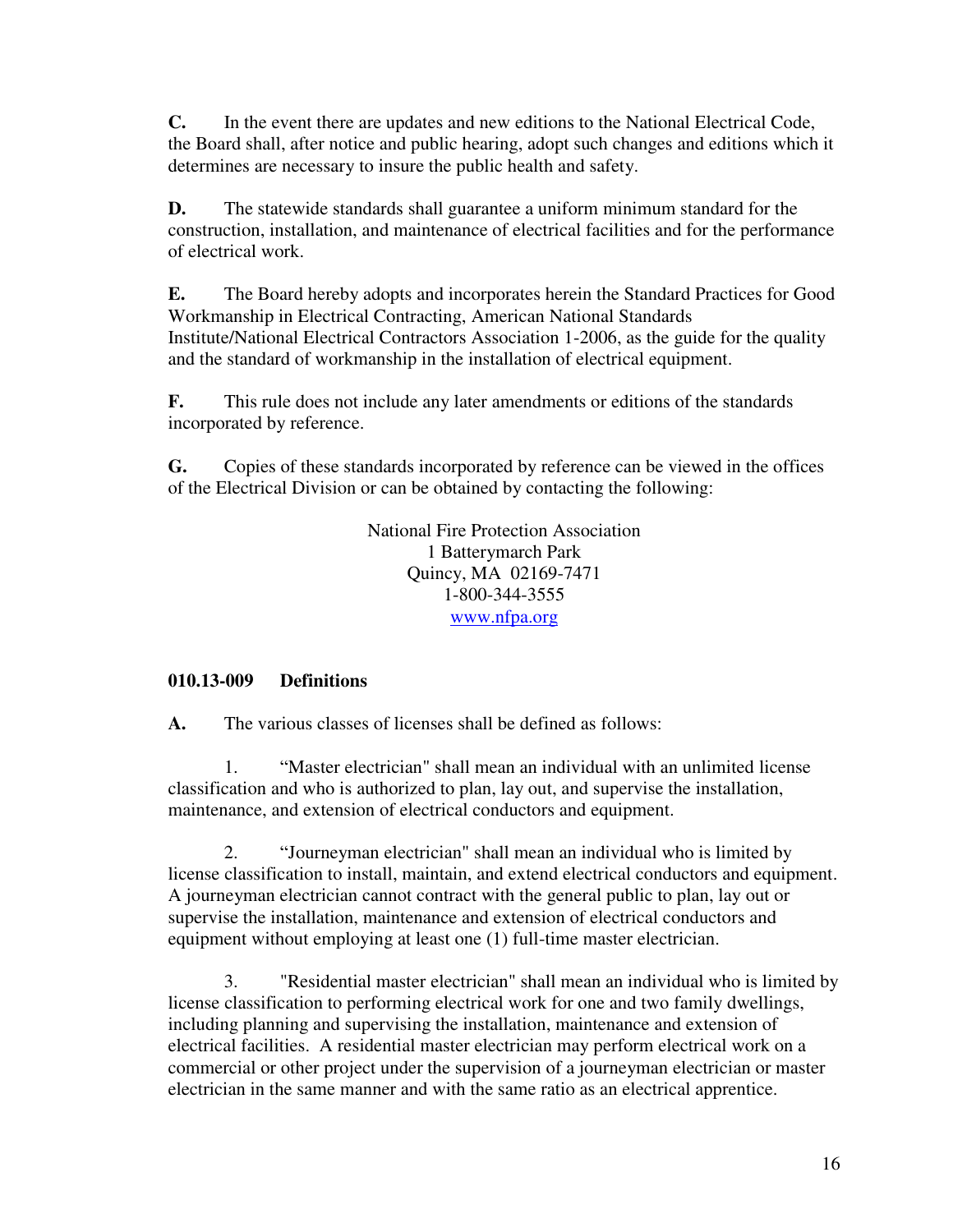**C.** In the event there are updates and new editions to the National Electrical Code, the Board shall, after notice and public hearing, adopt such changes and editions which it determines are necessary to insure the public health and safety.

**D.** The statewide standards shall guarantee a uniform minimum standard for the construction, installation, and maintenance of electrical facilities and for the performance of electrical work.

**E.** The Board hereby adopts and incorporates herein the Standard Practices for Good Workmanship in Electrical Contracting, American National Standards Institute/National Electrical Contractors Association 1-2006, as the guide for the quality and the standard of workmanship in the installation of electrical equipment.

**F.** This rule does not include any later amendments or editions of the standards incorporated by reference.

**G.** Copies of these standards incorporated by reference can be viewed in the offices of the Electrical Division or can be obtained by contacting the following:

National Fire Protection Association
1 Batterymarch Park
Quincy, MA 02169-7471
1-800-344-3555
www.nfpa.org

**010.13-009 Definitions**

**A.** The various classes of licenses shall be defined as follows:

1. "Master electrician" shall mean an individual with an unlimited license classification and who is authorized to plan, lay out, and supervise the installation, maintenance, and extension of electrical conductors and equipment.

2. "Journeyman electrician" shall mean an individual who is limited by license classification to install, maintain, and extend electrical conductors and equipment. A journeyman electrician cannot contract with the general public to plan, lay out or supervise the installation, maintenance and extension of electrical conductors and equipment without employing at least one (1) full-time master electrician.

3. "Residential master electrician" shall mean an individual who is limited by license classification to performing electrical work for one and two family dwellings, including planning and supervising the installation, maintenance and extension of electrical facilities. A residential master electrician may perform electrical work on a commercial or other project under the supervision of a journeyman electrician or master electrician in the same manner and with the same ratio as an electrical apprentice.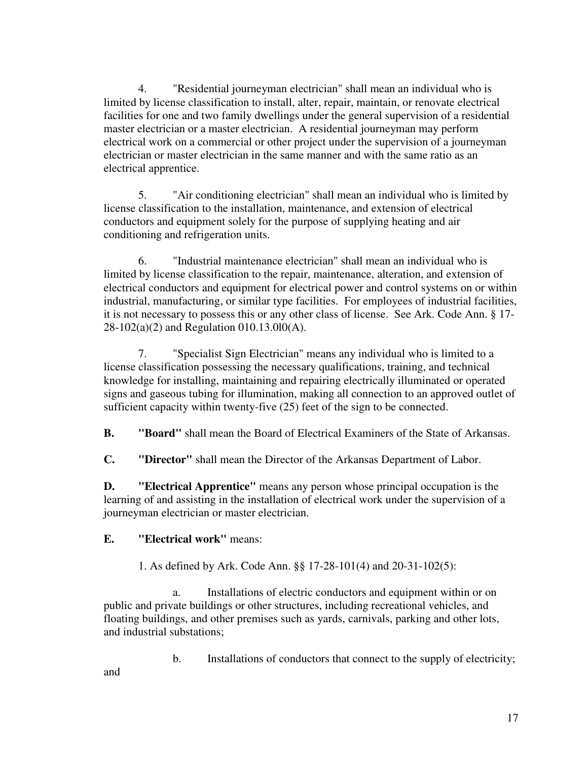4. "Residential journeyman electrician" shall mean an individual who is limited by license classification to install, alter, repair, maintain, or renovate electrical facilities for one and two family dwellings under the general supervision of a residential master electrician or a master electrician. A residential journeyman may perform electrical work on a commercial or other project under the supervision of a journeyman electrician or master electrician in the same manner and with the same ratio as an electrical apprentice.

5. "Air conditioning electrician" shall mean an individual who is limited by license classification to the installation, maintenance, and extension of electrical conductors and equipment solely for the purpose of supplying heating and air conditioning and refrigeration units.

6. "Industrial maintenance electrician" shall mean an individual who is limited by license classification to the repair, maintenance, alteration, and extension of electrical conductors and equipment for electrical power and control systems on or within industrial, manufacturing, or similar type facilities. For employees of industrial facilities, it is not necessary to possess this or any other class of license. See Ark. Code Ann. § 17-28-102(a)(2) and Regulation 010.13.0l0(A).

7. "Specialist Sign Electrician" means any individual who is limited to a license classification possessing the necessary qualifications, training, and technical knowledge for installing, maintaining and repairing electrically illuminated or operated signs and gaseous tubing for illumination, making all connection to an approved outlet of sufficient capacity within twenty-five (25) feet of the sign to be connected.

**B. "Board"** shall mean the Board of Electrical Examiners of the State of Arkansas.

**C. "Director"** shall mean the Director of the Arkansas Department of Labor.

**D. "Electrical Apprentice"** means any person whose principal occupation is the learning of and assisting in the installation of electrical work under the supervision of a journeyman electrician or master electrician.

**E. "Electrical work"** means:

1. As defined by Ark. Code Ann. §§ 17-28-101(4) and 20-31-102(5):

a. Installations of electric conductors and equipment within or on public and private buildings or other structures, including recreational vehicles, and floating buildings, and other premises such as yards, carnivals, parking and other lots, and industrial substations;

b. Installations of conductors that connect to the supply of electricity; and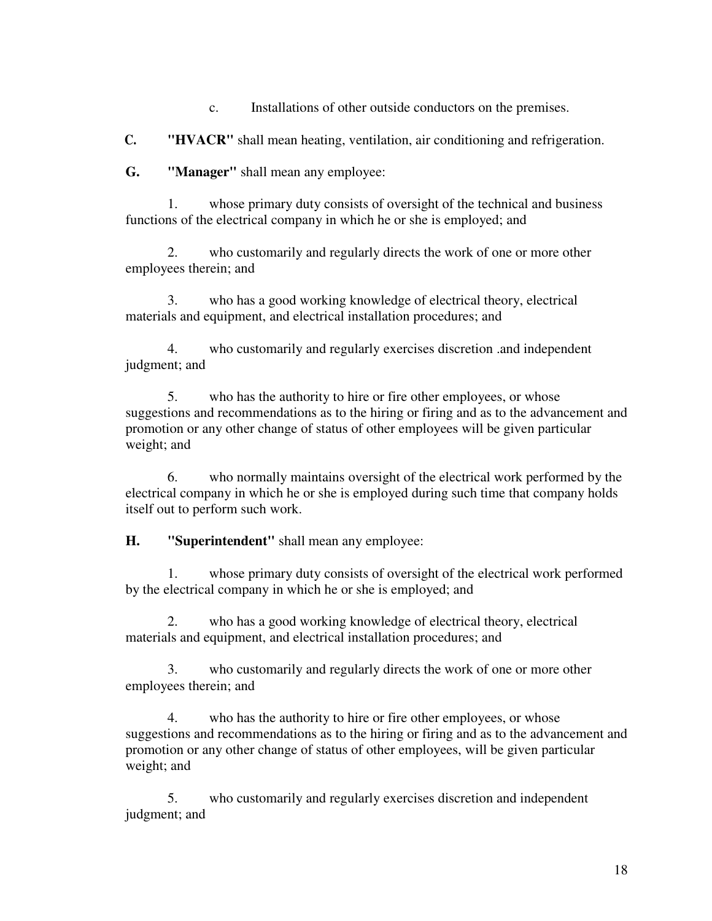c. Installations of other outside conductors on the premises.

**C. "HVACR"** shall mean heating, ventilation, air conditioning and refrigeration.

**G. "Manager"** shall mean any employee:

1. whose primary duty consists of oversight of the technical and business functions of the electrical company in which he or she is employed; and

2. who customarily and regularly directs the work of one or more other employees therein; and

3. who has a good working knowledge of electrical theory, electrical materials and equipment, and electrical installation procedures; and

4. who customarily and regularly exercises discretion .and independent judgment; and

5. who has the authority to hire or fire other employees, or whose suggestions and recommendations as to the hiring or firing and as to the advancement and promotion or any other change of status of other employees will be given particular weight; and

6. who normally maintains oversight of the electrical work performed by the electrical company in which he or she is employed during such time that company holds itself out to perform such work.

**H. "Superintendent"** shall mean any employee:

1. whose primary duty consists of oversight of the electrical work performed by the electrical company in which he or she is employed; and

2. who has a good working knowledge of electrical theory, electrical materials and equipment, and electrical installation procedures; and

3. who customarily and regularly directs the work of one or more other employees therein; and

4. who has the authority to hire or fire other employees, or whose suggestions and recommendations as to the hiring or firing and as to the advancement and promotion or any other change of status of other employees, will be given particular weight; and

5. who customarily and regularly exercises discretion and independent judgment; and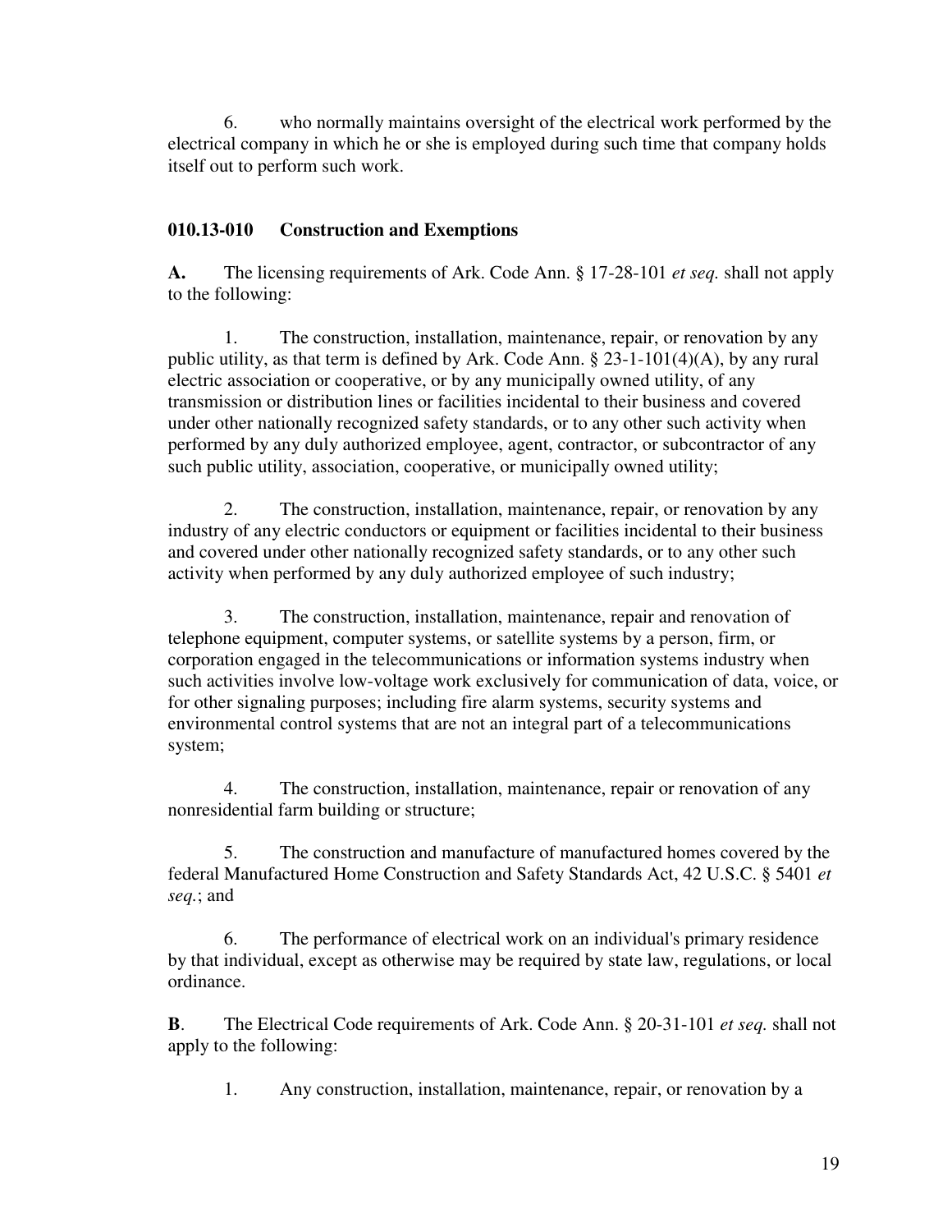6. who normally maintains oversight of the electrical work performed by the electrical company in which he or she is employed during such time that company holds itself out to perform such work.

### 010.13-010 Construction and Exemptions

**A.** The licensing requirements of Ark. Code Ann. § 17-28-101 *et seq.* shall not apply to the following:

1. The construction, installation, maintenance, repair, or renovation by any public utility, as that term is defined by Ark. Code Ann. § 23-1-101(4)(A), by any rural electric association or cooperative, or by any municipally owned utility, of any transmission or distribution lines or facilities incidental to their business and covered under other nationally recognized safety standards, or to any other such activity when performed by any duly authorized employee, agent, contractor, or subcontractor of any such public utility, association, cooperative, or municipally owned utility;

2. The construction, installation, maintenance, repair, or renovation by any industry of any electric conductors or equipment or facilities incidental to their business and covered under other nationally recognized safety standards, or to any other such activity when performed by any duly authorized employee of such industry;

3. The construction, installation, maintenance, repair and renovation of telephone equipment, computer systems, or satellite systems by a person, firm, or corporation engaged in the telecommunications or information systems industry when such activities involve low-voltage work exclusively for communication of data, voice, or for other signaling purposes; including fire alarm systems, security systems and environmental control systems that are not an integral part of a telecommunications system;

4. The construction, installation, maintenance, repair or renovation of any nonresidential farm building or structure;

5. The construction and manufacture of manufactured homes covered by the federal Manufactured Home Construction and Safety Standards Act, 42 U.S.C. § 5401 *et seq.*; and

6. The performance of electrical work on an individual's primary residence by that individual, except as otherwise may be required by state law, regulations, or local ordinance.

**B**. The Electrical Code requirements of Ark. Code Ann. § 20-31-101 *et seq.* shall not apply to the following:

1. Any construction, installation, maintenance, repair, or renovation by a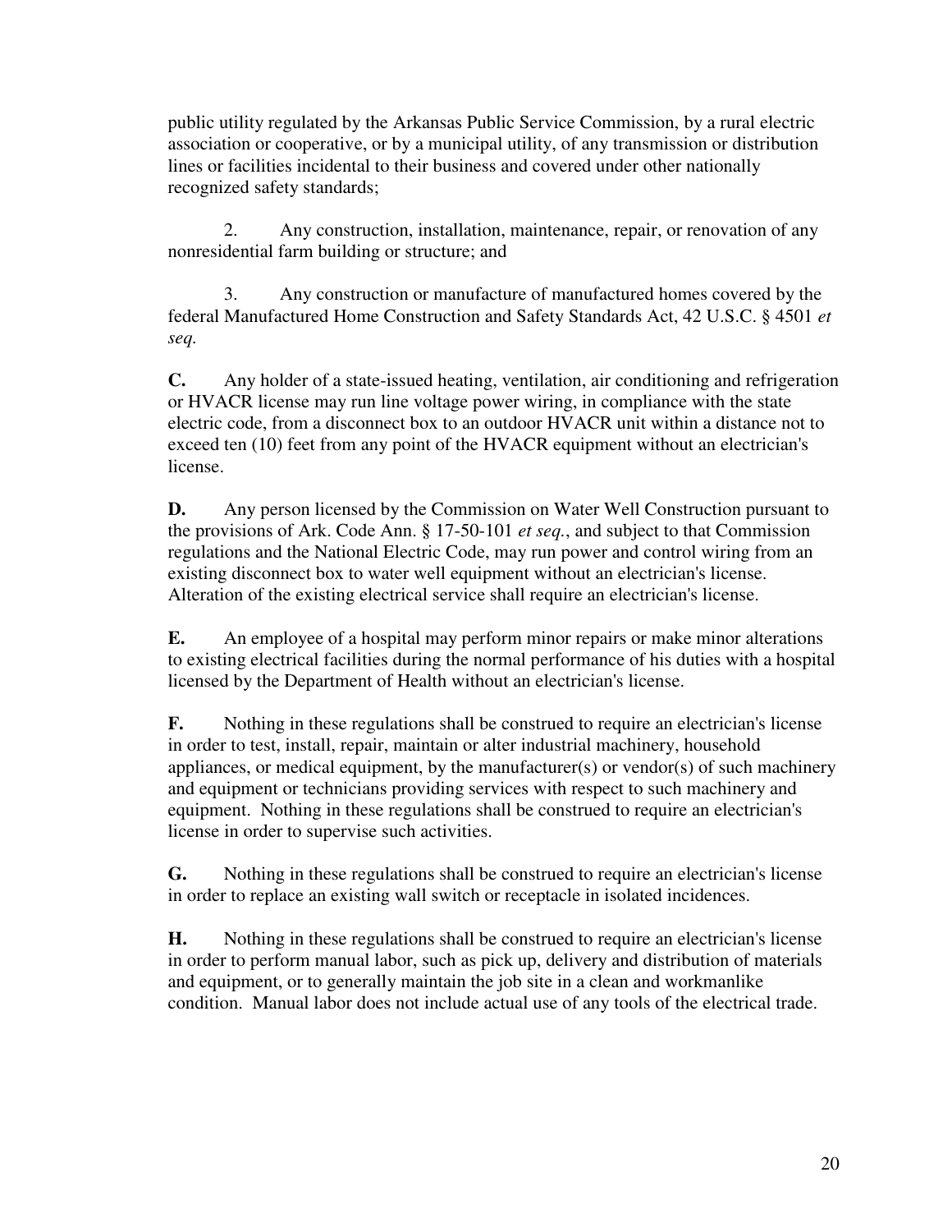public utility regulated by the Arkansas Public Service Commission, by a rural electric association or cooperative, or by a municipal utility, of any transmission or distribution lines or facilities incidental to their business and covered under other nationally recognized safety standards;

2. Any construction, installation, maintenance, repair, or renovation of any nonresidential farm building or structure; and

3. Any construction or manufacture of manufactured homes covered by the federal Manufactured Home Construction and Safety Standards Act, 42 U.S.C. § 4501 *et seq.*

**C.** Any holder of a state-issued heating, ventilation, air conditioning and refrigeration or HVACR license may run line voltage power wiring, in compliance with the state electric code, from a disconnect box to an outdoor HVACR unit within a distance not to exceed ten (10) feet from any point of the HVACR equipment without an electrician's license.

**D.** Any person licensed by the Commission on Water Well Construction pursuant to the provisions of Ark. Code Ann. § 17-50-101 *et seq.*, and subject to that Commission regulations and the National Electric Code, may run power and control wiring from an existing disconnect box to water well equipment without an electrician's license. Alteration of the existing electrical service shall require an electrician's license.

**E.** An employee of a hospital may perform minor repairs or make minor alterations to existing electrical facilities during the normal performance of his duties with a hospital licensed by the Department of Health without an electrician's license.

**F.** Nothing in these regulations shall be construed to require an electrician's license in order to test, install, repair, maintain or alter industrial machinery, household appliances, or medical equipment, by the manufacturer(s) or vendor(s) of such machinery and equipment or technicians providing services with respect to such machinery and equipment. Nothing in these regulations shall be construed to require an electrician's license in order to supervise such activities.

**G.** Nothing in these regulations shall be construed to require an electrician's license in order to replace an existing wall switch or receptacle in isolated incidences.

**H.** Nothing in these regulations shall be construed to require an electrician's license in order to perform manual labor, such as pick up, delivery and distribution of materials and equipment, or to generally maintain the job site in a clean and workmanlike condition. Manual labor does not include actual use of any tools of the electrical trade.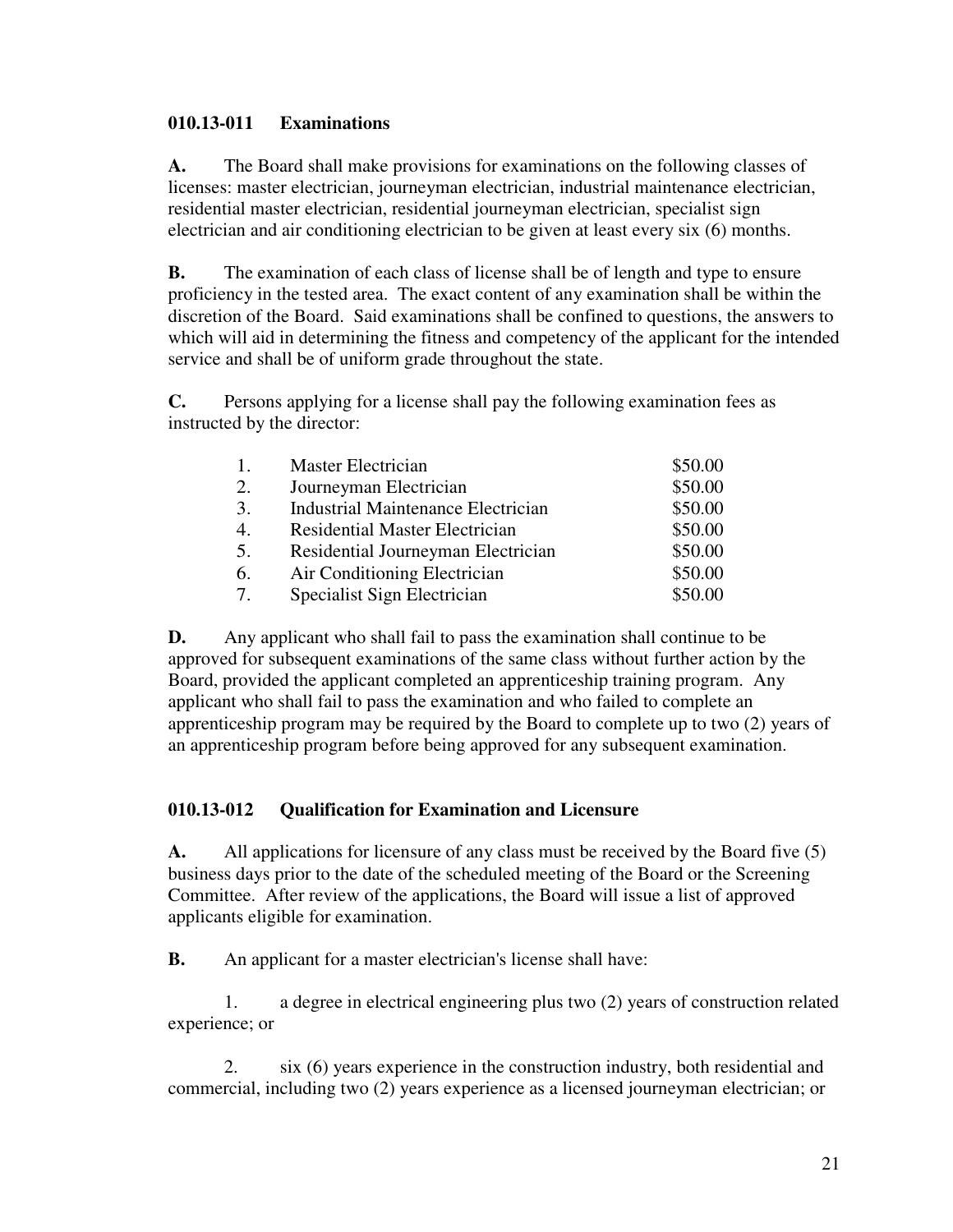### 010.13-011 Examinations

**A.** The Board shall make provisions for examinations on the following classes of licenses: master electrician, journeyman electrician, industrial maintenance electrician, residential master electrician, residential journeyman electrician, specialist sign electrician and air conditioning electrician to be given at least every six (6) months.

**B.** The examination of each class of license shall be of length and type to ensure proficiency in the tested area. The exact content of any examination shall be within the discretion of the Board. Said examinations shall be confined to questions, the answers to which will aid in determining the fitness and competency of the applicant for the intended service and shall be of uniform grade throughout the state.

**C.** Persons applying for a license shall pay the following examination fees as instructed by the director:

| | | |
|---|---|---|
| 1. | Master Electrician | \$50.00 |
| 2. | Journeyman Electrician | \$50.00 |
| 3. | Industrial Maintenance Electrician | \$50.00 |
| 4. | Residential Master Electrician | \$50.00 |
| 5. | Residential Journeyman Electrician | \$50.00 |
| 6. | Air Conditioning Electrician | \$50.00 |
| 7. | Specialist Sign Electrician | \$50.00 |

**D.** Any applicant who shall fail to pass the examination shall continue to be approved for subsequent examinations of the same class without further action by the Board, provided the applicant completed an apprenticeship training program. Any applicant who shall fail to pass the examination and who failed to complete an apprenticeship program may be required by the Board to complete up to two (2) years of an apprenticeship program before being approved for any subsequent examination.

### 010.13-012 Qualification for Examination and Licensure

**A.** All applications for licensure of any class must be received by the Board five (5) business days prior to the date of the scheduled meeting of the Board or the Screening Committee. After review of the applications, the Board will issue a list of approved applicants eligible for examination.

**B.** An applicant for a master electrician's license shall have:

1. a degree in electrical engineering plus two (2) years of construction related experience; or

2. six (6) years experience in the construction industry, both residential and commercial, including two (2) years experience as a licensed journeyman electrician; or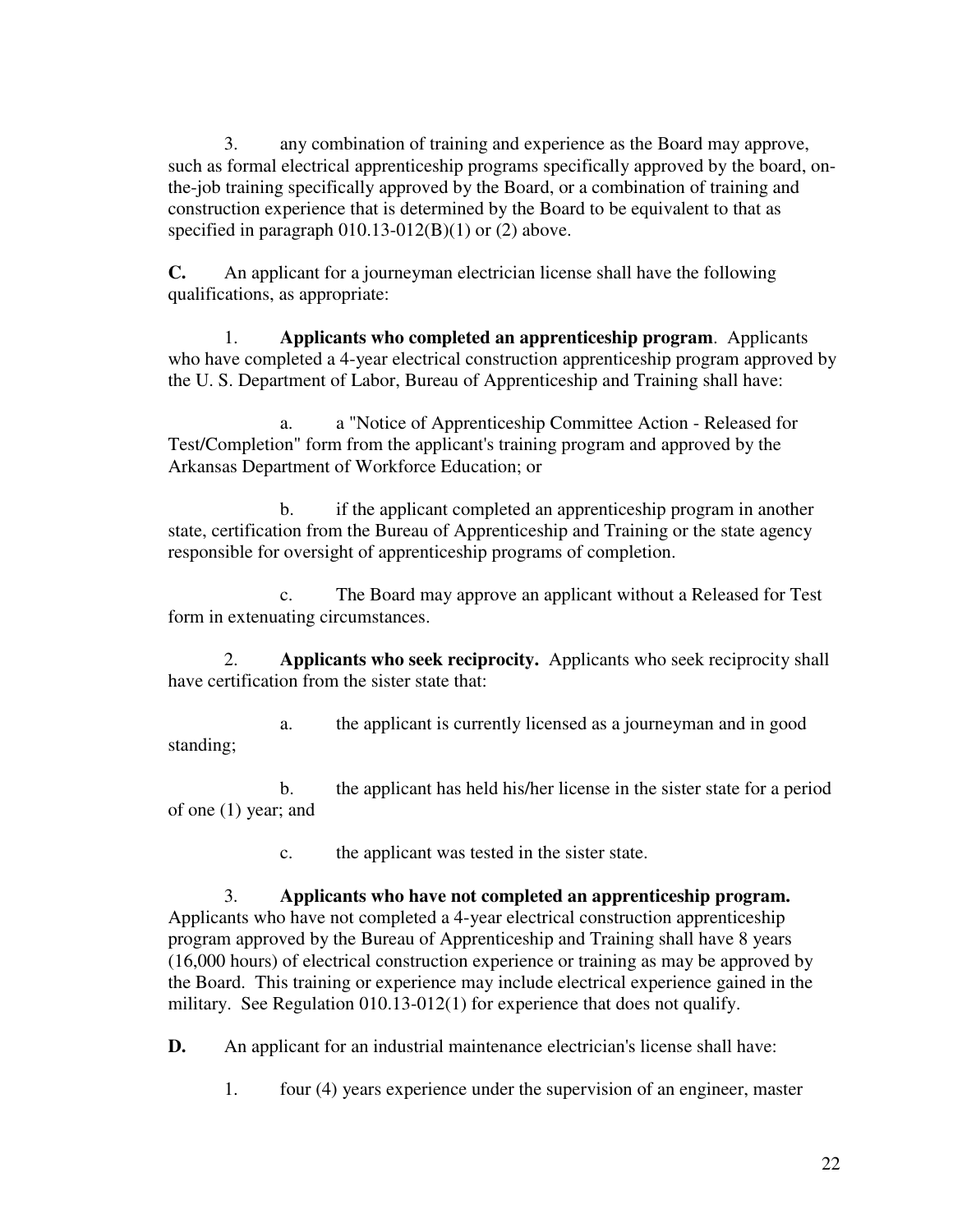3. any combination of training and experience as the Board may approve, such as formal electrical apprenticeship programs specifically approved by the board, on-the-job training specifically approved by the Board, or a combination of training and construction experience that is determined by the Board to be equivalent to that as specified in paragraph 010.13-012(B)(1) or (2) above.

**C.** An applicant for a journeyman electrician license shall have the following qualifications, as appropriate:

1. **Applicants who completed an apprenticeship program**. Applicants who have completed a 4-year electrical construction apprenticeship program approved by the U. S. Department of Labor, Bureau of Apprenticeship and Training shall have:

   a. a "Notice of Apprenticeship Committee Action - Released for Test/Completion" form from the applicant's training program and approved by the Arkansas Department of Workforce Education; or

   b. if the applicant completed an apprenticeship program in another state, certification from the Bureau of Apprenticeship and Training or the state agency responsible for oversight of apprenticeship programs of completion.

   c. The Board may approve an applicant without a Released for Test form in extenuating circumstances.

2. **Applicants who seek reciprocity.** Applicants who seek reciprocity shall have certification from the sister state that:

   a. the applicant is currently licensed as a journeyman and in good standing;

   b. the applicant has held his/her license in the sister state for a period of one (1) year; and

   c. the applicant was tested in the sister state.

3. **Applicants who have not completed an apprenticeship program.** Applicants who have not completed a 4-year electrical construction apprenticeship program approved by the Bureau of Apprenticeship and Training shall have 8 years (16,000 hours) of electrical construction experience or training as may be approved by the Board. This training or experience may include electrical experience gained in the military. See Regulation 010.13-012(1) for experience that does not qualify.

**D.** An applicant for an industrial maintenance electrician's license shall have:

1. four (4) years experience under the supervision of an engineer, master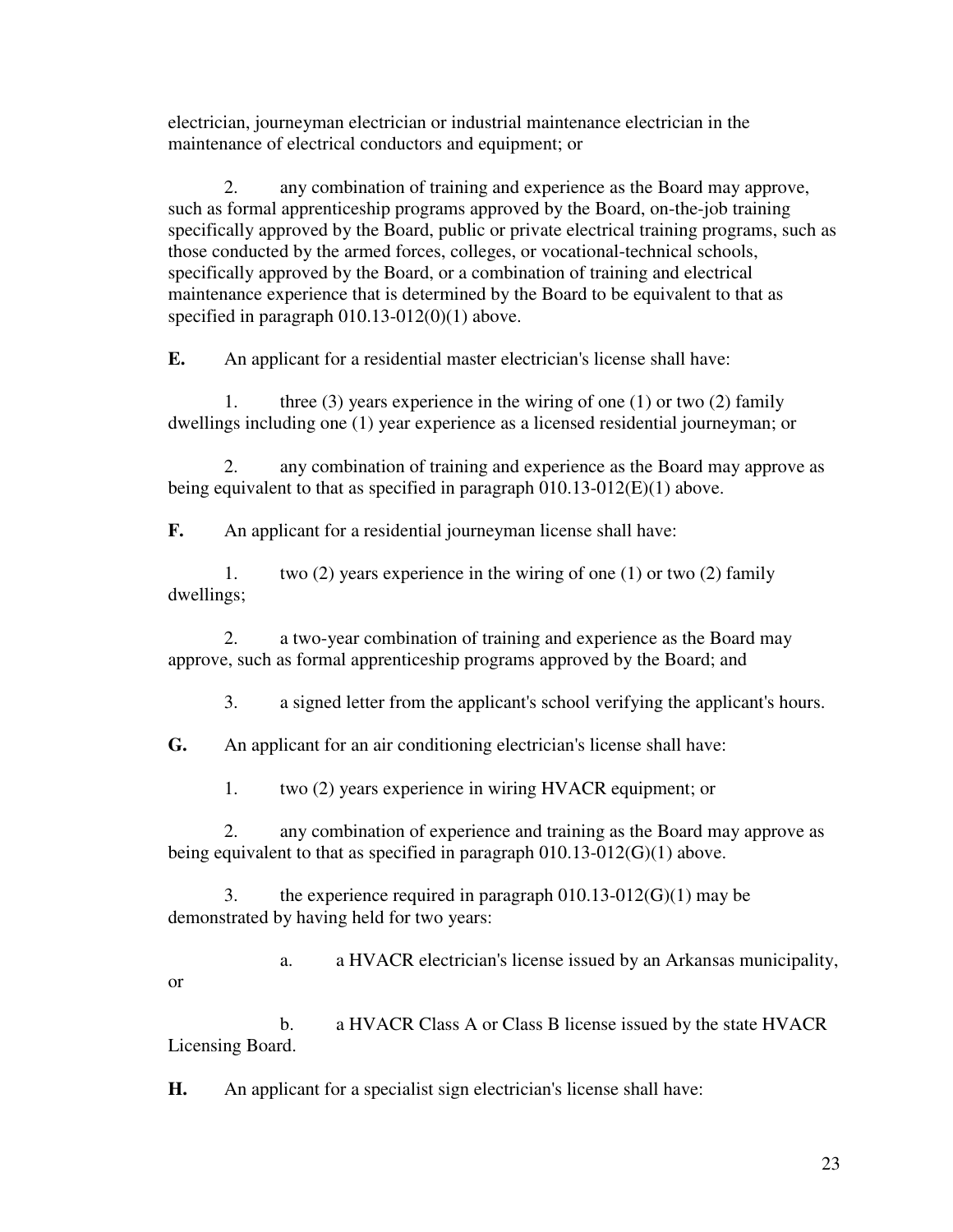electrician, journeyman electrician or industrial maintenance electrician in the maintenance of electrical conductors and equipment; or

2. any combination of training and experience as the Board may approve, such as formal apprenticeship programs approved by the Board, on-the-job training specifically approved by the Board, public or private electrical training programs, such as those conducted by the armed forces, colleges, or vocational-technical schools, specifically approved by the Board, or a combination of training and electrical maintenance experience that is determined by the Board to be equivalent to that as specified in paragraph 010.13-012(0)(1) above.

**E.** An applicant for a residential master electrician's license shall have:

1. three (3) years experience in the wiring of one (1) or two (2) family dwellings including one (1) year experience as a licensed residential journeyman; or

2. any combination of training and experience as the Board may approve as being equivalent to that as specified in paragraph 010.13-012(E)(1) above.

**F.** An applicant for a residential journeyman license shall have:

1. two (2) years experience in the wiring of one (1) or two (2) family dwellings;

2. a two-year combination of training and experience as the Board may approve, such as formal apprenticeship programs approved by the Board; and

3. a signed letter from the applicant's school verifying the applicant's hours.

**G.** An applicant for an air conditioning electrician's license shall have:

1. two (2) years experience in wiring HVACR equipment; or

2. any combination of experience and training as the Board may approve as being equivalent to that as specified in paragraph 010.13-012(G)(1) above.

3. the experience required in paragraph 010.13-012(G)(1) may be demonstrated by having held for two years:

a. a HVACR electrician's license issued by an Arkansas municipality, or

b. a HVACR Class A or Class B license issued by the state HVACR Licensing Board.

**H.** An applicant for a specialist sign electrician's license shall have: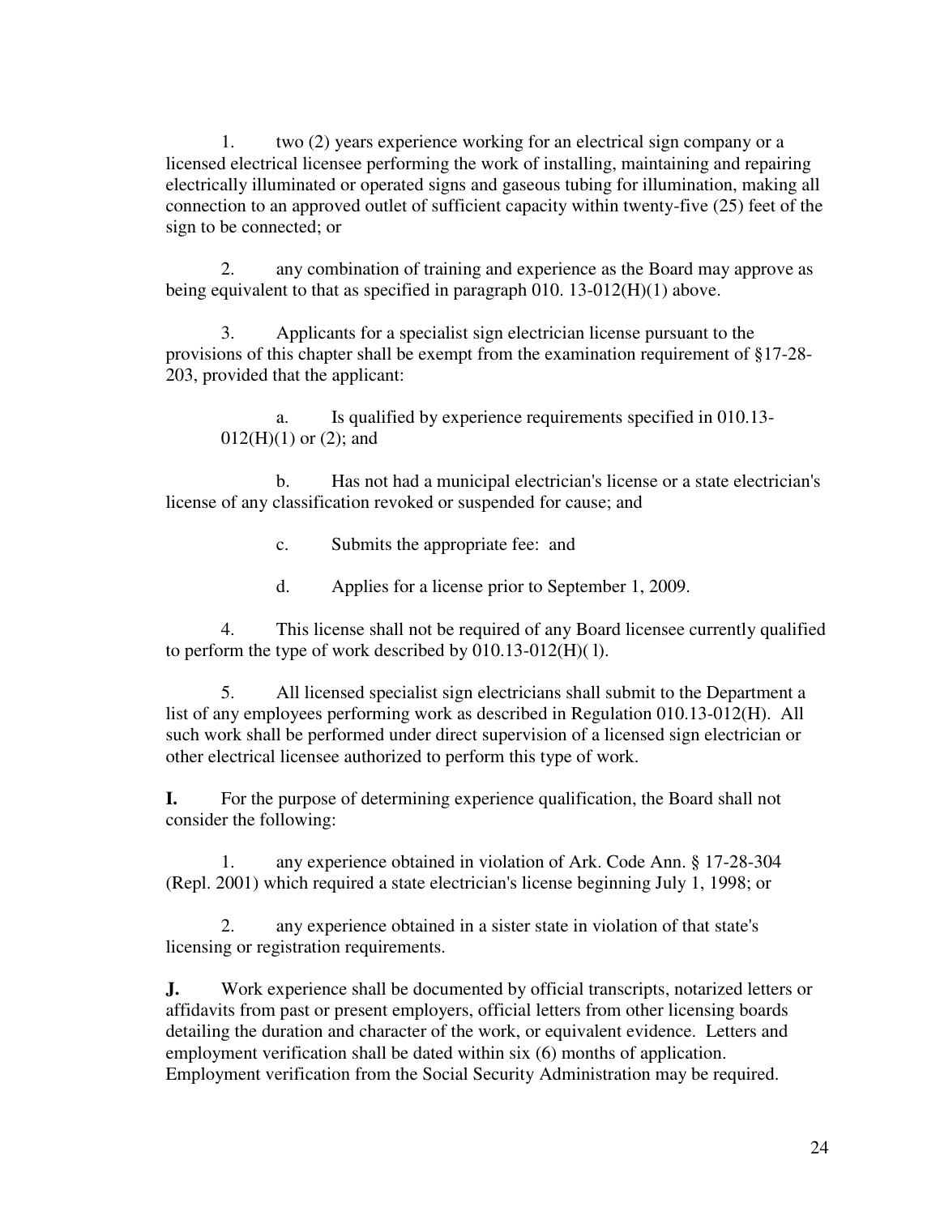1. two (2) years experience working for an electrical sign company or a licensed electrical licensee performing the work of installing, maintaining and repairing electrically illuminated or operated signs and gaseous tubing for illumination, making all connection to an approved outlet of sufficient capacity within twenty-five (25) feet of the sign to be connected; or

2. any combination of training and experience as the Board may approve as being equivalent to that as specified in paragraph 010. 13-012(H)(1) above.

3. Applicants for a specialist sign electrician license pursuant to the provisions of this chapter shall be exempt from the examination requirement of §17-28-203, provided that the applicant:

    a. Is qualified by experience requirements specified in 010.13-012(H)(1) or (2); and

    b. Has not had a municipal electrician's license or a state electrician's license of any classification revoked or suspended for cause; and

    c. Submits the appropriate fee: and

    d. Applies for a license prior to September 1, 2009.

4. This license shall not be required of any Board licensee currently qualified to perform the type of work described by 010.13-012(H)( l).

5. All licensed specialist sign electricians shall submit to the Department a list of any employees performing work as described in Regulation 010.13-012(H). All such work shall be performed under direct supervision of a licensed sign electrician or other electrical licensee authorized to perform this type of work.

**I.** For the purpose of determining experience qualification, the Board shall not consider the following:

1. any experience obtained in violation of Ark. Code Ann. § 17-28-304 (Repl. 2001) which required a state electrician's license beginning July 1, 1998; or

2. any experience obtained in a sister state in violation of that state's licensing or registration requirements.

**J.** Work experience shall be documented by official transcripts, notarized letters or affidavits from past or present employers, official letters from other licensing boards detailing the duration and character of the work, or equivalent evidence. Letters and employment verification shall be dated within six (6) months of application. Employment verification from the Social Security Administration may be required.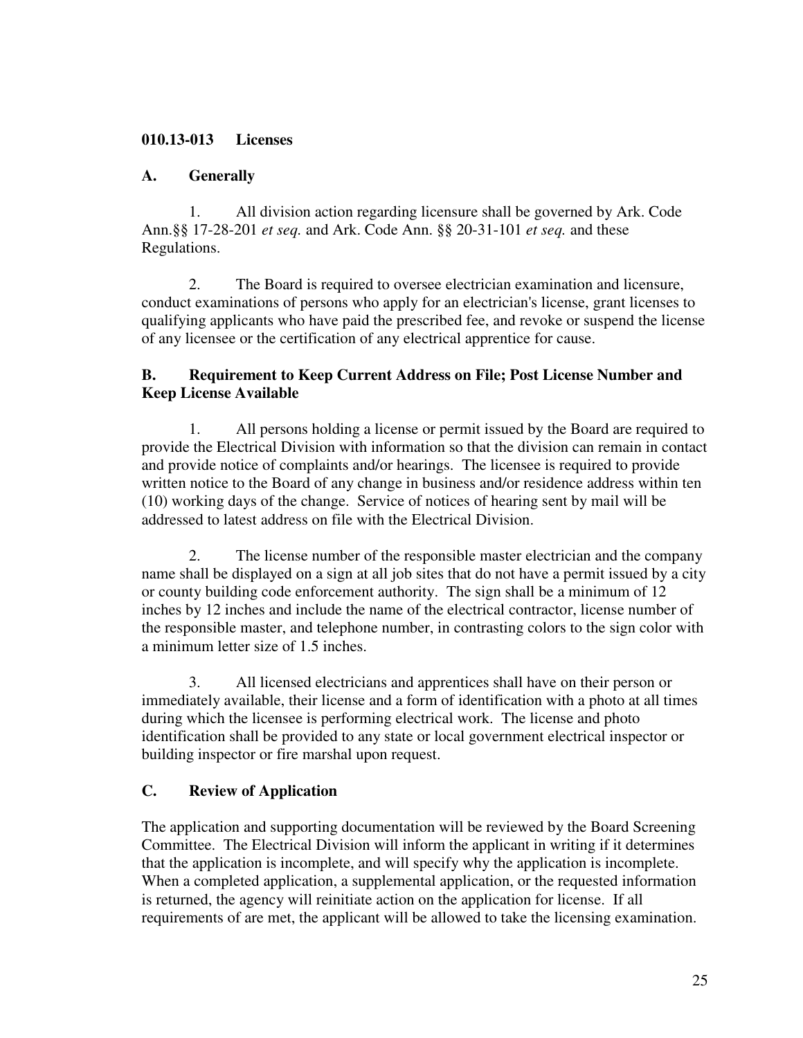**010.13-013 Licenses**

**A. Generally**

1. All division action regarding licensure shall be governed by Ark. Code Ann.§§ 17-28-201 *et seq.* and Ark. Code Ann. §§ 20-31-101 *et seq.* and these Regulations.

2. The Board is required to oversee electrician examination and licensure, conduct examinations of persons who apply for an electrician's license, grant licenses to qualifying applicants who have paid the prescribed fee, and revoke or suspend the license of any licensee or the certification of any electrical apprentice for cause.

**B. Requirement to Keep Current Address on File; Post License Number and Keep License Available**

1. All persons holding a license or permit issued by the Board are required to provide the Electrical Division with information so that the division can remain in contact and provide notice of complaints and/or hearings. The licensee is required to provide written notice to the Board of any change in business and/or residence address within ten (10) working days of the change. Service of notices of hearing sent by mail will be addressed to latest address on file with the Electrical Division.

2. The license number of the responsible master electrician and the company name shall be displayed on a sign at all job sites that do not have a permit issued by a city or county building code enforcement authority. The sign shall be a minimum of 12 inches by 12 inches and include the name of the electrical contractor, license number of the responsible master, and telephone number, in contrasting colors to the sign color with a minimum letter size of 1.5 inches.

3. All licensed electricians and apprentices shall have on their person or immediately available, their license and a form of identification with a photo at all times during which the licensee is performing electrical work. The license and photo identification shall be provided to any state or local government electrical inspector or building inspector or fire marshal upon request.

**C. Review of Application**

The application and supporting documentation will be reviewed by the Board Screening Committee. The Electrical Division will inform the applicant in writing if it determines that the application is incomplete, and will specify why the application is incomplete. When a completed application, a supplemental application, or the requested information is returned, the agency will reinitiate action on the application for license. If all requirements of are met, the applicant will be allowed to take the licensing examination.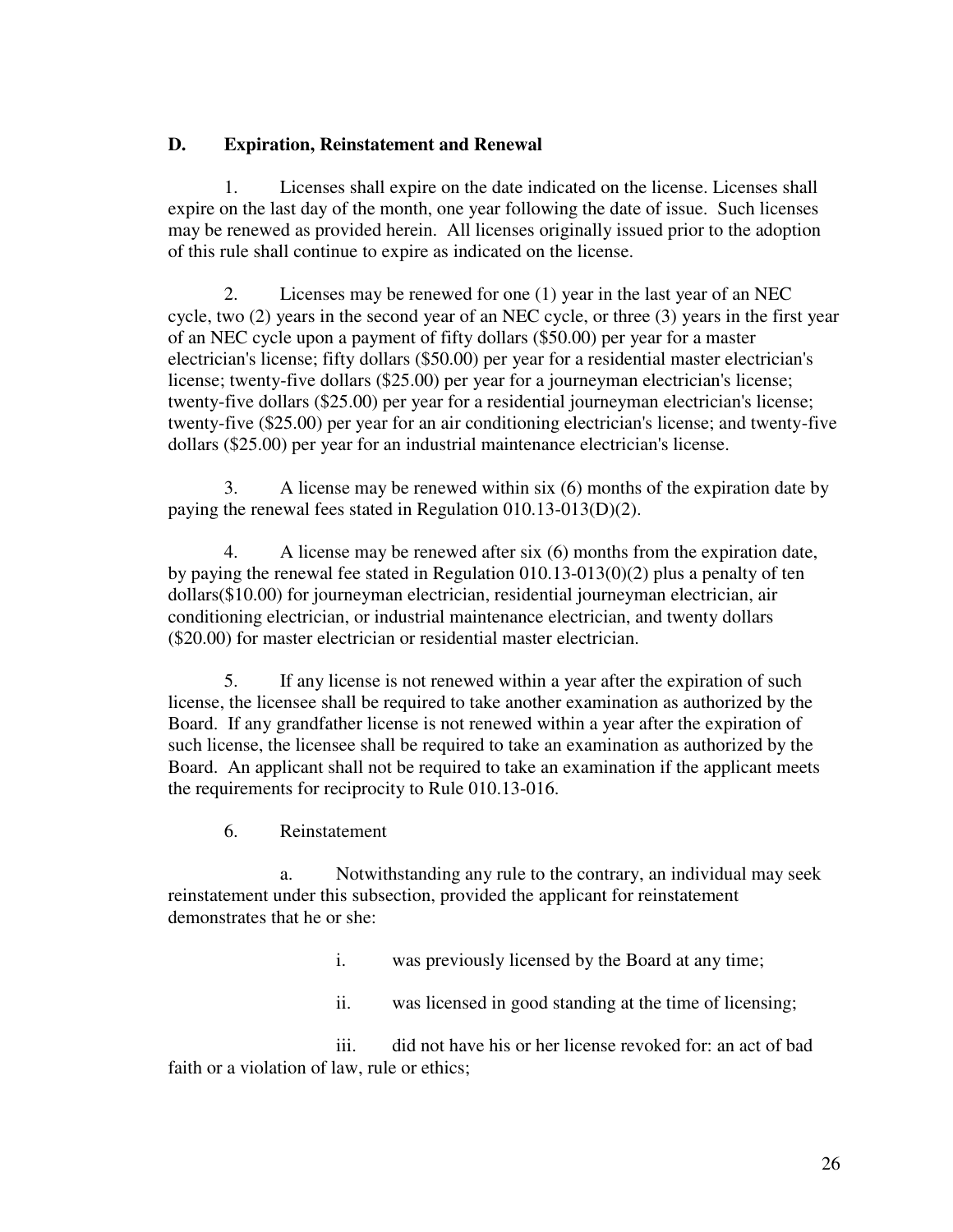## D. Expiration, Reinstatement and Renewal

1. Licenses shall expire on the date indicated on the license. Licenses shall expire on the last day of the month, one year following the date of issue. Such licenses may be renewed as provided herein. All licenses originally issued prior to the adoption of this rule shall continue to expire as indicated on the license.

2. Licenses may be renewed for one (1) year in the last year of an NEC cycle, two (2) years in the second year of an NEC cycle, or three (3) years in the first year of an NEC cycle upon a payment of fifty dollars ($50.00) per year for a master electrician's license; fifty dollars ($50.00) per year for a residential master electrician's license; twenty-five dollars ($25.00) per year for a journeyman electrician's license; twenty-five dollars ($25.00) per year for a residential journeyman electrician's license; twenty-five ($25.00) per year for an air conditioning electrician's license; and twenty-five dollars ($25.00) per year for an industrial maintenance electrician's license.

3. A license may be renewed within six (6) months of the expiration date by paying the renewal fees stated in Regulation 010.13-013(D)(2).

4. A license may be renewed after six (6) months from the expiration date, by paying the renewal fee stated in Regulation 010.13-013(0)(2) plus a penalty of ten dollars($10.00) for journeyman electrician, residential journeyman electrician, air conditioning electrician, or industrial maintenance electrician, and twenty dollars ($20.00) for master electrician or residential master electrician.

5. If any license is not renewed within a year after the expiration of such license, the licensee shall be required to take another examination as authorized by the Board. If any grandfather license is not renewed within a year after the expiration of such license, the licensee shall be required to take an examination as authorized by the Board. An applicant shall not be required to take an examination if the applicant meets the requirements for reciprocity to Rule 010.13-016.

6. Reinstatement

a. Notwithstanding any rule to the contrary, an individual may seek reinstatement under this subsection, provided the applicant for reinstatement demonstrates that he or she:

i. was previously licensed by the Board at any time;

ii. was licensed in good standing at the time of licensing;

iii. did not have his or her license revoked for: an act of bad faith or a violation of law, rule or ethics;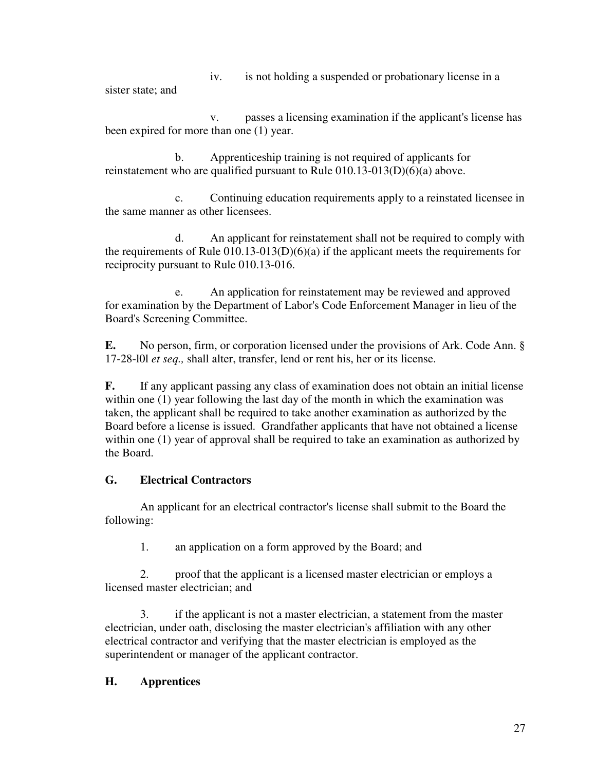iv. is not holding a suspended or probationary license in a sister state; and

v. passes a licensing examination if the applicant's license has been expired for more than one (1) year.

b. Apprenticeship training is not required of applicants for reinstatement who are qualified pursuant to Rule 010.13-013(D)(6)(a) above.

c. Continuing education requirements apply to a reinstated licensee in the same manner as other licensees.

d. An applicant for reinstatement shall not be required to comply with the requirements of Rule 010.13-013(D)(6)(a) if the applicant meets the requirements for reciprocity pursuant to Rule 010.13-016.

e. An application for reinstatement may be reviewed and approved for examination by the Department of Labor's Code Enforcement Manager in lieu of the Board's Screening Committee.

**E.** No person, firm, or corporation licensed under the provisions of Ark. Code Ann. § 17-28-l0l *et seq.,* shall alter, transfer, lend or rent his, her or its license.

**F.** If any applicant passing any class of examination does not obtain an initial license within one (1) year following the last day of the month in which the examination was taken, the applicant shall be required to take another examination as authorized by the Board before a license is issued. Grandfather applicants that have not obtained a license within one (1) year of approval shall be required to take an examination as authorized by the Board.

## G. Electrical Contractors

An applicant for an electrical contractor's license shall submit to the Board the following:

1. an application on a form approved by the Board; and

2. proof that the applicant is a licensed master electrician or employs a licensed master electrician; and

3. if the applicant is not a master electrician, a statement from the master electrician, under oath, disclosing the master electrician's affiliation with any other electrical contractor and verifying that the master electrician is employed as the superintendent or manager of the applicant contractor.

## H. Apprentices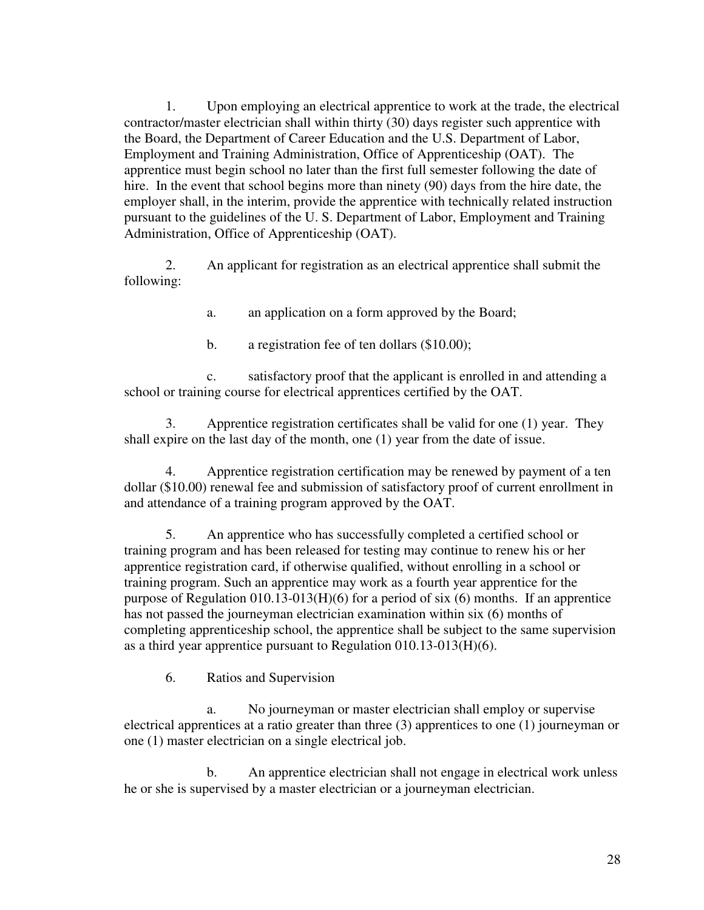1. Upon employing an electrical apprentice to work at the trade, the electrical contractor/master electrician shall within thirty (30) days register such apprentice with the Board, the Department of Career Education and the U.S. Department of Labor, Employment and Training Administration, Office of Apprenticeship (OAT). The apprentice must begin school no later than the first full semester following the date of hire. In the event that school begins more than ninety (90) days from the hire date, the employer shall, in the interim, provide the apprentice with technically related instruction pursuant to the guidelines of the U. S. Department of Labor, Employment and Training Administration, Office of Apprenticeship (OAT).

2. An applicant for registration as an electrical apprentice shall submit the following:

   a. an application on a form approved by the Board;

   b. a registration fee of ten dollars ($10.00);

   c. satisfactory proof that the applicant is enrolled in and attending a school or training course for electrical apprentices certified by the OAT.

3. Apprentice registration certificates shall be valid for one (1) year. They shall expire on the last day of the month, one (1) year from the date of issue.

4. Apprentice registration certification may be renewed by payment of a ten dollar ($10.00) renewal fee and submission of satisfactory proof of current enrollment in and attendance of a training program approved by the OAT.

5. An apprentice who has successfully completed a certified school or training program and has been released for testing may continue to renew his or her apprentice registration card, if otherwise qualified, without enrolling in a school or training program. Such an apprentice may work as a fourth year apprentice for the purpose of Regulation 010.13-013(H)(6) for a period of six (6) months. If an apprentice has not passed the journeyman electrician examination within six (6) months of completing apprenticeship school, the apprentice shall be subject to the same supervision as a third year apprentice pursuant to Regulation 010.13-013(H)(6).

6. Ratios and Supervision

   a. No journeyman or master electrician shall employ or supervise electrical apprentices at a ratio greater than three (3) apprentices to one (1) journeyman or one (1) master electrician on a single electrical job.

   b. An apprentice electrician shall not engage in electrical work unless he or she is supervised by a master electrician or a journeyman electrician.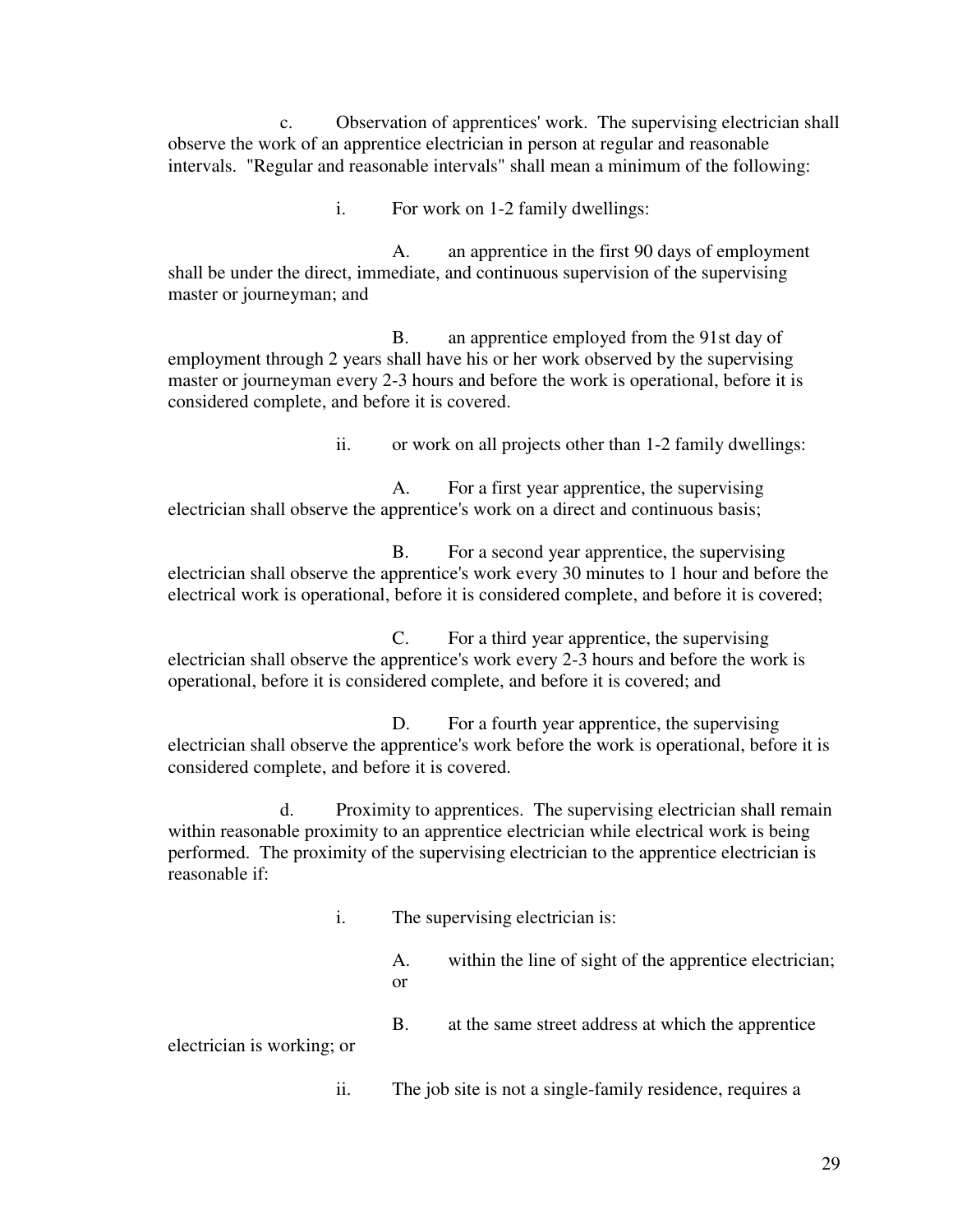c. Observation of apprentices' work. The supervising electrician shall observe the work of an apprentice electrician in person at regular and reasonable intervals. "Regular and reasonable intervals" shall mean a minimum of the following:

i. For work on 1-2 family dwellings:

A. an apprentice in the first 90 days of employment shall be under the direct, immediate, and continuous supervision of the supervising master or journeyman; and

B. an apprentice employed from the 91st day of employment through 2 years shall have his or her work observed by the supervising master or journeyman every 2-3 hours and before the work is operational, before it is considered complete, and before it is covered.

ii. or work on all projects other than 1-2 family dwellings:

A. For a first year apprentice, the supervising electrician shall observe the apprentice's work on a direct and continuous basis;

B. For a second year apprentice, the supervising electrician shall observe the apprentice's work every 30 minutes to 1 hour and before the electrical work is operational, before it is considered complete, and before it is covered;

C. For a third year apprentice, the supervising electrician shall observe the apprentice's work every 2-3 hours and before the work is operational, before it is considered complete, and before it is covered; and

D. For a fourth year apprentice, the supervising electrician shall observe the apprentice's work before the work is operational, before it is considered complete, and before it is covered.

d. Proximity to apprentices. The supervising electrician shall remain within reasonable proximity to an apprentice electrician while electrical work is being performed. The proximity of the supervising electrician to the apprentice electrician is reasonable if:

i. The supervising electrician is:

A. within the line of sight of the apprentice electrician; or

B. at the same street address at which the apprentice electrician is working; or

ii. The job site is not a single-family residence, requires a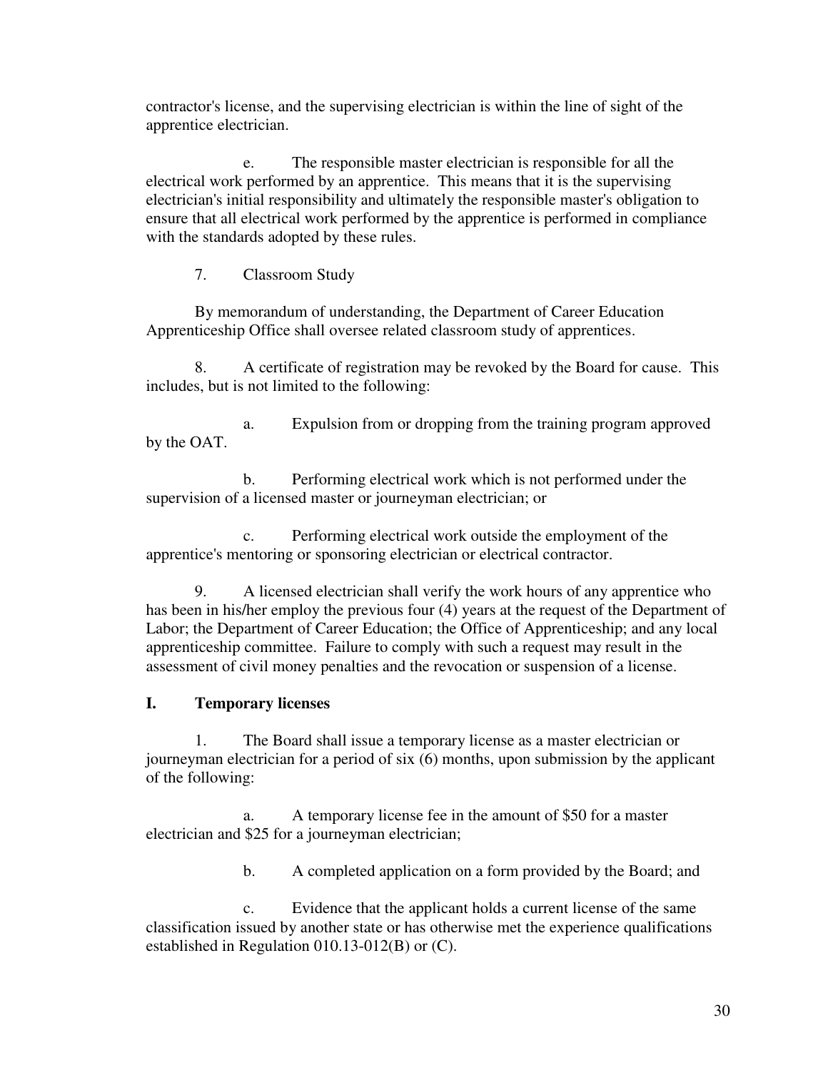contractor's license, and the supervising electrician is within the line of sight of the apprentice electrician.

e. The responsible master electrician is responsible for all the electrical work performed by an apprentice. This means that it is the supervising electrician's initial responsibility and ultimately the responsible master's obligation to ensure that all electrical work performed by the apprentice is performed in compliance with the standards adopted by these rules.

7. Classroom Study

By memorandum of understanding, the Department of Career Education Apprenticeship Office shall oversee related classroom study of apprentices.

8. A certificate of registration may be revoked by the Board for cause. This includes, but is not limited to the following:

a. Expulsion from or dropping from the training program approved by the OAT.

b. Performing electrical work which is not performed under the supervision of a licensed master or journeyman electrician; or

c. Performing electrical work outside the employment of the apprentice's mentoring or sponsoring electrician or electrical contractor.

9. A licensed electrician shall verify the work hours of any apprentice who has been in his/her employ the previous four (4) years at the request of the Department of Labor; the Department of Career Education; the Office of Apprenticeship; and any local apprenticeship committee. Failure to comply with such a request may result in the assessment of civil money penalties and the revocation or suspension of a license.

## I. Temporary licenses

1. The Board shall issue a temporary license as a master electrician or journeyman electrician for a period of six (6) months, upon submission by the applicant of the following:

a. A temporary license fee in the amount of $50 for a master electrician and $25 for a journeyman electrician;

b. A completed application on a form provided by the Board; and

c. Evidence that the applicant holds a current license of the same classification issued by another state or has otherwise met the experience qualifications established in Regulation 010.13-012(B) or (C).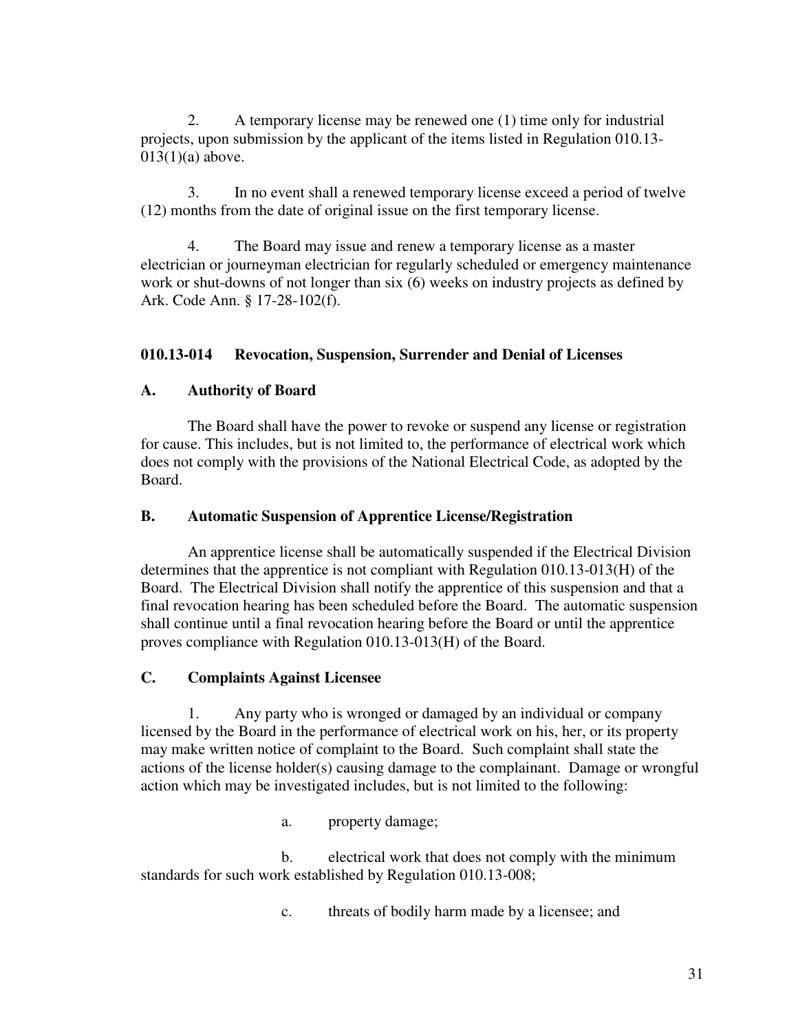2. A temporary license may be renewed one (1) time only for industrial projects, upon submission by the applicant of the items listed in Regulation 010.13-013(1)(a) above.

3. In no event shall a renewed temporary license exceed a period of twelve (12) months from the date of original issue on the first temporary license.

4. The Board may issue and renew a temporary license as a master electrician or journeyman electrician for regularly scheduled or emergency maintenance work or shut-downs of not longer than six (6) weeks on industry projects as defined by Ark. Code Ann. § 17-28-102(f).

## 010.13-014 Revocation, Suspension, Surrender and Denial of Licenses

### A. Authority of Board

The Board shall have the power to revoke or suspend any license or registration for cause. This includes, but is not limited to, the performance of electrical work which does not comply with the provisions of the National Electrical Code, as adopted by the Board.

### B. Automatic Suspension of Apprentice License/Registration

An apprentice license shall be automatically suspended if the Electrical Division determines that the apprentice is not compliant with Regulation 010.13-013(H) of the Board. The Electrical Division shall notify the apprentice of this suspension and that a final revocation hearing has been scheduled before the Board. The automatic suspension shall continue until a final revocation hearing before the Board or until the apprentice proves compliance with Regulation 010.13-013(H) of the Board.

### C. Complaints Against Licensee

1. Any party who is wronged or damaged by an individual or company licensed by the Board in the performance of electrical work on his, her, or its property may make written notice of complaint to the Board. Such complaint shall state the actions of the license holder(s) causing damage to the complainant. Damage or wrongful action which may be investigated includes, but is not limited to the following:

   a. property damage;

   b. electrical work that does not comply with the minimum standards for such work established by Regulation 010.13-008;

   c. threats of bodily harm made by a licensee; and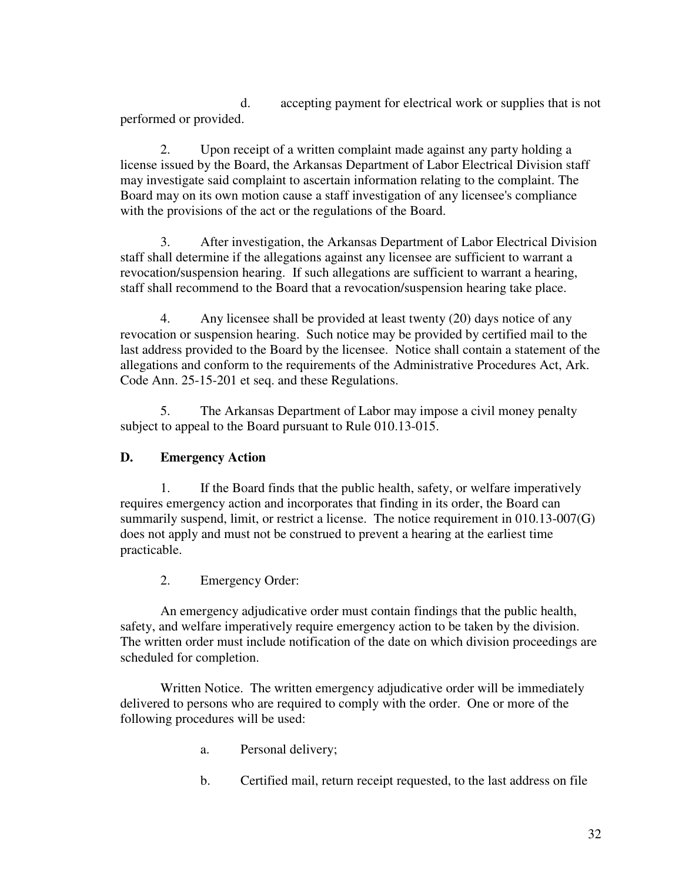d. accepting payment for electrical work or supplies that is not performed or provided.

2. Upon receipt of a written complaint made against any party holding a license issued by the Board, the Arkansas Department of Labor Electrical Division staff may investigate said complaint to ascertain information relating to the complaint. The Board may on its own motion cause a staff investigation of any licensee's compliance with the provisions of the act or the regulations of the Board.

3. After investigation, the Arkansas Department of Labor Electrical Division staff shall determine if the allegations against any licensee are sufficient to warrant a revocation/suspension hearing. If such allegations are sufficient to warrant a hearing, staff shall recommend to the Board that a revocation/suspension hearing take place.

4. Any licensee shall be provided at least twenty (20) days notice of any revocation or suspension hearing. Such notice may be provided by certified mail to the last address provided to the Board by the licensee. Notice shall contain a statement of the allegations and conform to the requirements of the Administrative Procedures Act, Ark. Code Ann. 25-15-201 et seq. and these Regulations.

5. The Arkansas Department of Labor may impose a civil money penalty subject to appeal to the Board pursuant to Rule 010.13-015.

**D. Emergency Action**

1. If the Board finds that the public health, safety, or welfare imperatively requires emergency action and incorporates that finding in its order, the Board can summarily suspend, limit, or restrict a license. The notice requirement in 010.13-007(G) does not apply and must not be construed to prevent a hearing at the earliest time practicable.

2. Emergency Order:

An emergency adjudicative order must contain findings that the public health, safety, and welfare imperatively require emergency action to be taken by the division. The written order must include notification of the date on which division proceedings are scheduled for completion.

Written Notice. The written emergency adjudicative order will be immediately delivered to persons who are required to comply with the order. One or more of the following procedures will be used:

a. Personal delivery;

b. Certified mail, return receipt requested, to the last address on file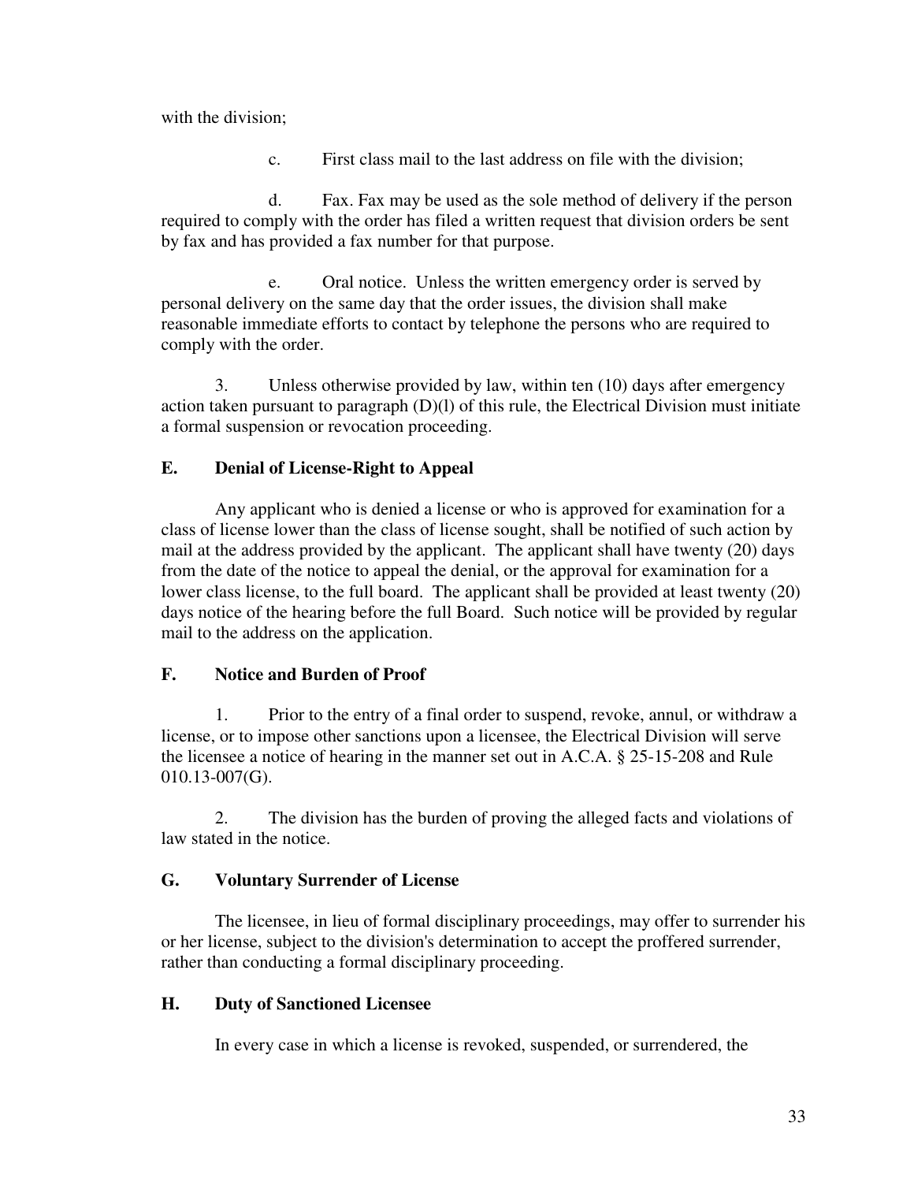with the division;

c. First class mail to the last address on file with the division;

d. Fax. Fax may be used as the sole method of delivery if the person required to comply with the order has filed a written request that division orders be sent by fax and has provided a fax number for that purpose.

e. Oral notice. Unless the written emergency order is served by personal delivery on the same day that the order issues, the division shall make reasonable immediate efforts to contact by telephone the persons who are required to comply with the order.

3. Unless otherwise provided by law, within ten (10) days after emergency action taken pursuant to paragraph (D)(l) of this rule, the Electrical Division must initiate a formal suspension or revocation proceeding.

### E. Denial of License-Right to Appeal

Any applicant who is denied a license or who is approved for examination for a class of license lower than the class of license sought, shall be notified of such action by mail at the address provided by the applicant. The applicant shall have twenty (20) days from the date of the notice to appeal the denial, or the approval for examination for a lower class license, to the full board. The applicant shall be provided at least twenty (20) days notice of the hearing before the full Board. Such notice will be provided by regular mail to the address on the application.

### F. Notice and Burden of Proof

1. Prior to the entry of a final order to suspend, revoke, annul, or withdraw a license, or to impose other sanctions upon a licensee, the Electrical Division will serve the licensee a notice of hearing in the manner set out in A.C.A. § 25-15-208 and Rule 010.13-007(G).

2. The division has the burden of proving the alleged facts and violations of law stated in the notice.

### G. Voluntary Surrender of License

The licensee, in lieu of formal disciplinary proceedings, may offer to surrender his or her license, subject to the division's determination to accept the proffered surrender, rather than conducting a formal disciplinary proceeding.

### H. Duty of Sanctioned Licensee

In every case in which a license is revoked, suspended, or surrendered, the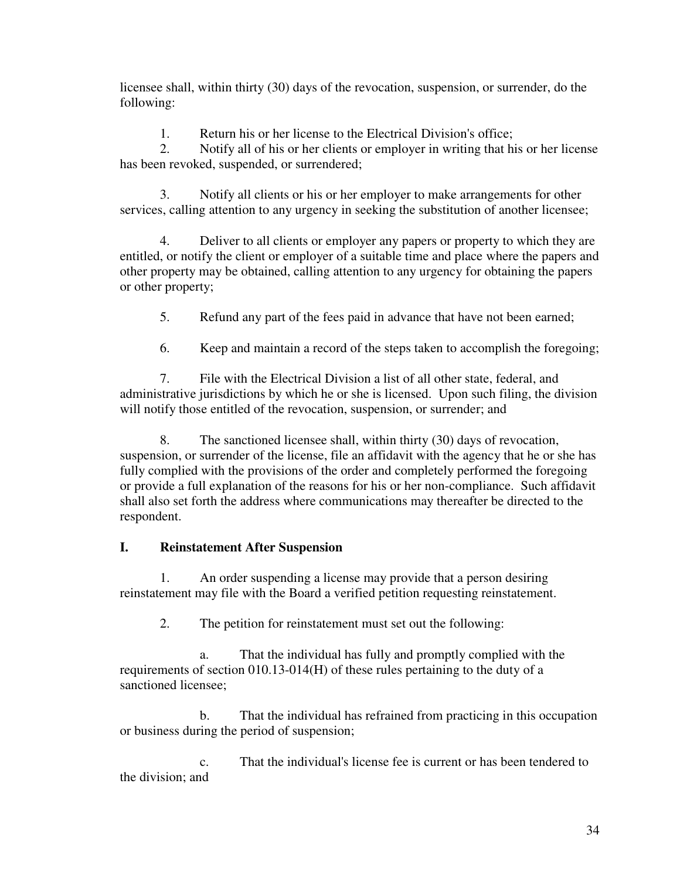licensee shall, within thirty (30) days of the revocation, suspension, or surrender, do the following:

1. Return his or her license to the Electrical Division's office;
2. Notify all of his or her clients or employer in writing that his or her license has been revoked, suspended, or surrendered;
3. Notify all clients or his or her employer to make arrangements for other services, calling attention to any urgency in seeking the substitution of another licensee;
4. Deliver to all clients or employer any papers or property to which they are entitled, or notify the client or employer of a suitable time and place where the papers and other property may be obtained, calling attention to any urgency for obtaining the papers or other property;
5. Refund any part of the fees paid in advance that have not been earned;
6. Keep and maintain a record of the steps taken to accomplish the foregoing;
7. File with the Electrical Division a list of all other state, federal, and administrative jurisdictions by which he or she is licensed. Upon such filing, the division will notify those entitled of the revocation, suspension, or surrender; and
8. The sanctioned licensee shall, within thirty (30) days of revocation, suspension, or surrender of the license, file an affidavit with the agency that he or she has fully complied with the provisions of the order and completely performed the foregoing or provide a full explanation of the reasons for his or her non-compliance. Such affidavit shall also set forth the address where communications may thereafter be directed to the respondent.

**I. Reinstatement After Suspension**

1. An order suspending a license may provide that a person desiring reinstatement may file with the Board a verified petition requesting reinstatement.
2. The petition for reinstatement must set out the following:

    a. That the individual has fully and promptly complied with the requirements of section 010.13-014(H) of these rules pertaining to the duty of a sanctioned licensee;

    b. That the individual has refrained from practicing in this occupation or business during the period of suspension;

    c. That the individual's license fee is current or has been tendered to the division; and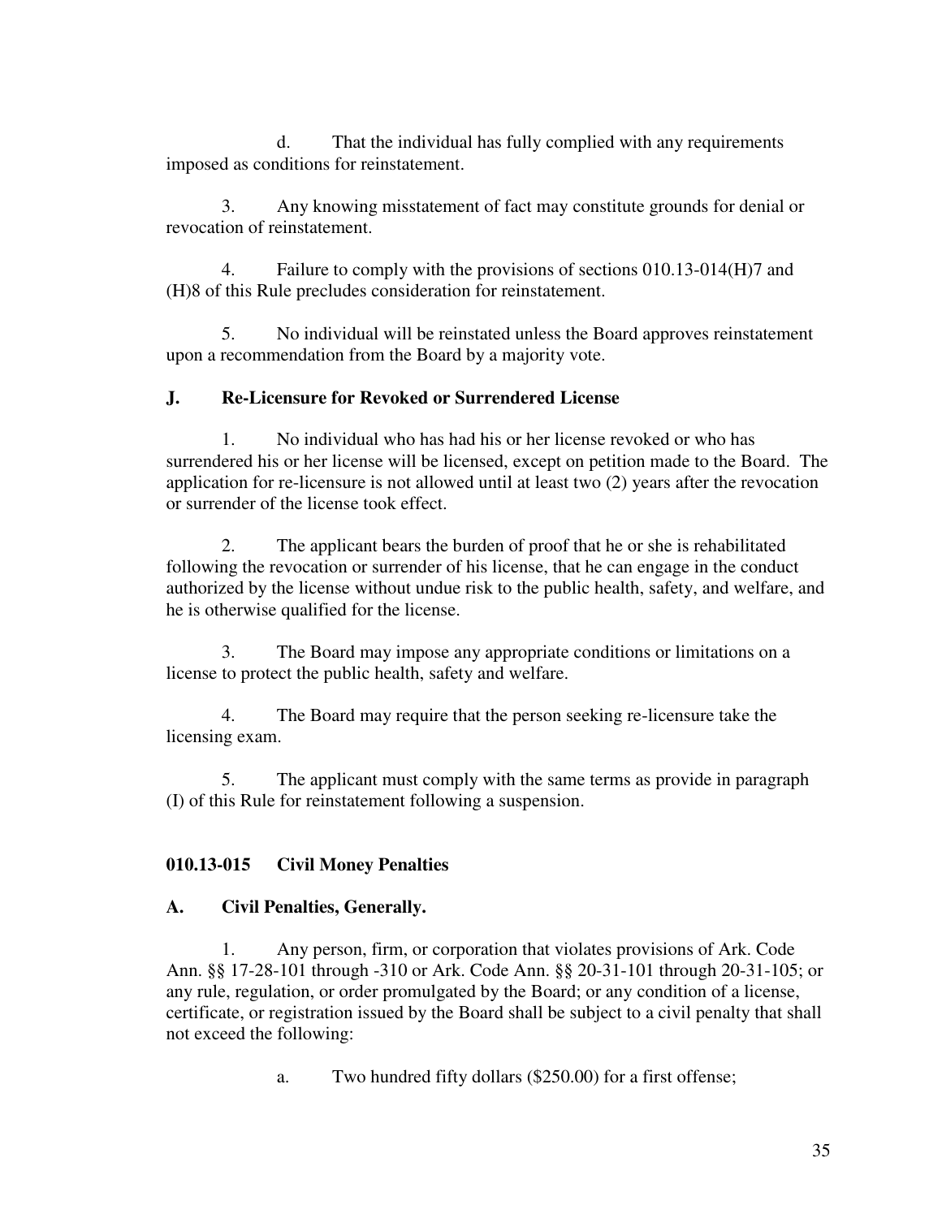d. That the individual has fully complied with any requirements imposed as conditions for reinstatement.

3. Any knowing misstatement of fact may constitute grounds for denial or revocation of reinstatement.

4. Failure to comply with the provisions of sections 010.13-014(H)7 and (H)8 of this Rule precludes consideration for reinstatement.

5. No individual will be reinstated unless the Board approves reinstatement upon a recommendation from the Board by a majority vote.

### J. Re-Licensure for Revoked or Surrendered License

1. No individual who has had his or her license revoked or who has surrendered his or her license will be licensed, except on petition made to the Board. The application for re-licensure is not allowed until at least two (2) years after the revocation or surrender of the license took effect.

2. The applicant bears the burden of proof that he or she is rehabilitated following the revocation or surrender of his license, that he can engage in the conduct authorized by the license without undue risk to the public health, safety, and welfare, and he is otherwise qualified for the license.

3. The Board may impose any appropriate conditions or limitations on a license to protect the public health, safety and welfare.

4. The Board may require that the person seeking re-licensure take the licensing exam.

5. The applicant must comply with the same terms as provide in paragraph (I) of this Rule for reinstatement following a suspension.

## 010.13-015 Civil Money Penalties

### A. Civil Penalties, Generally.

1. Any person, firm, or corporation that violates provisions of Ark. Code Ann. §§ 17-28-101 through -310 or Ark. Code Ann. §§ 20-31-101 through 20-31-105; or any rule, regulation, or order promulgated by the Board; or any condition of a license, certificate, or registration issued by the Board shall be subject to a civil penalty that shall not exceed the following:

a. Two hundred fifty dollars ($250.00) for a first offense;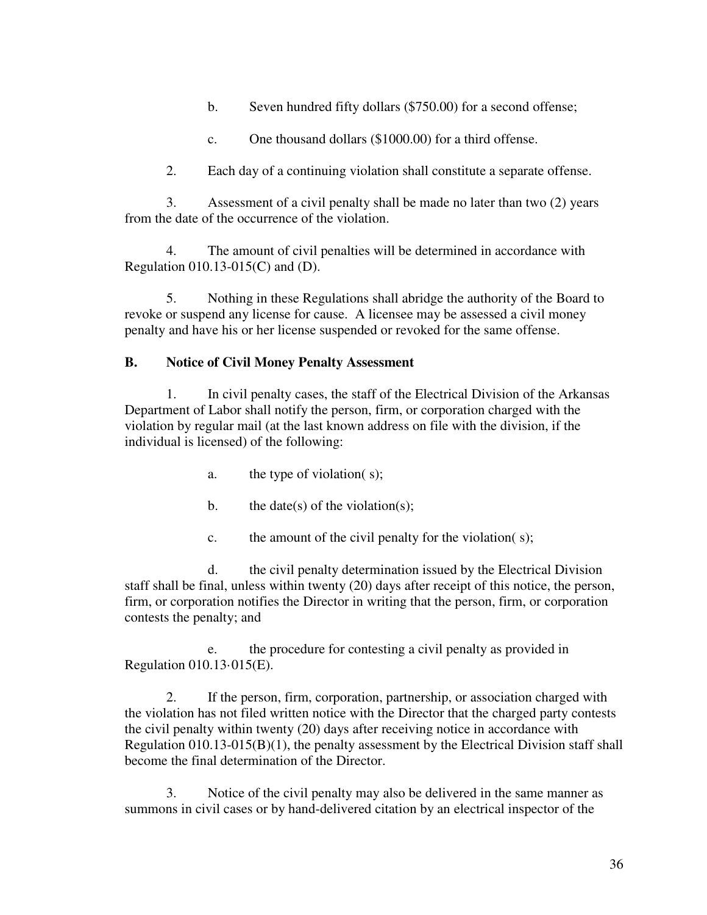b. Seven hundred fifty dollars ($750.00) for a second offense;

c. One thousand dollars ($1000.00) for a third offense.

2. Each day of a continuing violation shall constitute a separate offense.

3. Assessment of a civil penalty shall be made no later than two (2) years from the date of the occurrence of the violation.

4. The amount of civil penalties will be determined in accordance with Regulation 010.13-015(C) and (D).

5. Nothing in these Regulations shall abridge the authority of the Board to revoke or suspend any license for cause. A licensee may be assessed a civil money penalty and have his or her license suspended or revoked for the same offense.

**B. Notice of Civil Money Penalty Assessment**

1. In civil penalty cases, the staff of the Electrical Division of the Arkansas Department of Labor shall notify the person, firm, or corporation charged with the violation by regular mail (at the last known address on file with the division, if the individual is licensed) of the following:

a. the type of violation( s);

b. the date(s) of the violation(s);

c. the amount of the civil penalty for the violation( s);

d. the civil penalty determination issued by the Electrical Division staff shall be final, unless within twenty (20) days after receipt of this notice, the person, firm, or corporation notifies the Director in writing that the person, firm, or corporation contests the penalty; and

e. the procedure for contesting a civil penalty as provided in Regulation 010.13·015(E).

2. If the person, firm, corporation, partnership, or association charged with the violation has not filed written notice with the Director that the charged party contests the civil penalty within twenty (20) days after receiving notice in accordance with Regulation 010.13-015(B)(1), the penalty assessment by the Electrical Division staff shall become the final determination of the Director.

3. Notice of the civil penalty may also be delivered in the same manner as summons in civil cases or by hand-delivered citation by an electrical inspector of the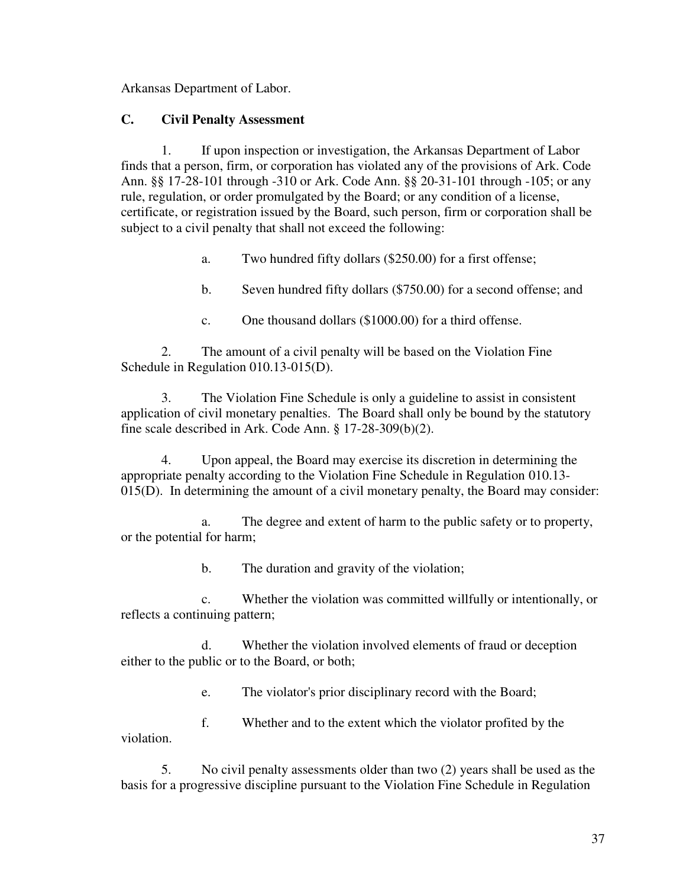Arkansas Department of Labor.

### C. Civil Penalty Assessment

1. If upon inspection or investigation, the Arkansas Department of Labor finds that a person, firm, or corporation has violated any of the provisions of Ark. Code Ann. §§ 17-28-101 through -310 or Ark. Code Ann. §§ 20-31-101 through -105; or any rule, regulation, or order promulgated by the Board; or any condition of a license, certificate, or registration issued by the Board, such person, firm or corporation shall be subject to a civil penalty that shall not exceed the following:

   a. Two hundred fifty dollars ($250.00) for a first offense;

   b. Seven hundred fifty dollars ($750.00) for a second offense; and

   c. One thousand dollars ($1000.00) for a third offense.

2. The amount of a civil penalty will be based on the Violation Fine Schedule in Regulation 010.13-015(D).

3. The Violation Fine Schedule is only a guideline to assist in consistent application of civil monetary penalties. The Board shall only be bound by the statutory fine scale described in Ark. Code Ann. § 17-28-309(b)(2).

4. Upon appeal, the Board may exercise its discretion in determining the appropriate penalty according to the Violation Fine Schedule in Regulation 010.13-015(D). In determining the amount of a civil monetary penalty, the Board may consider:

   a. The degree and extent of harm to the public safety or to property, or the potential for harm;

   b. The duration and gravity of the violation;

   c. Whether the violation was committed willfully or intentionally, or reflects a continuing pattern;

   d. Whether the violation involved elements of fraud or deception either to the public or to the Board, or both;

   e. The violator's prior disciplinary record with the Board;

   f. Whether and to the extent which the violator profited by the violation.

5. No civil penalty assessments older than two (2) years shall be used as the basis for a progressive discipline pursuant to the Violation Fine Schedule in Regulation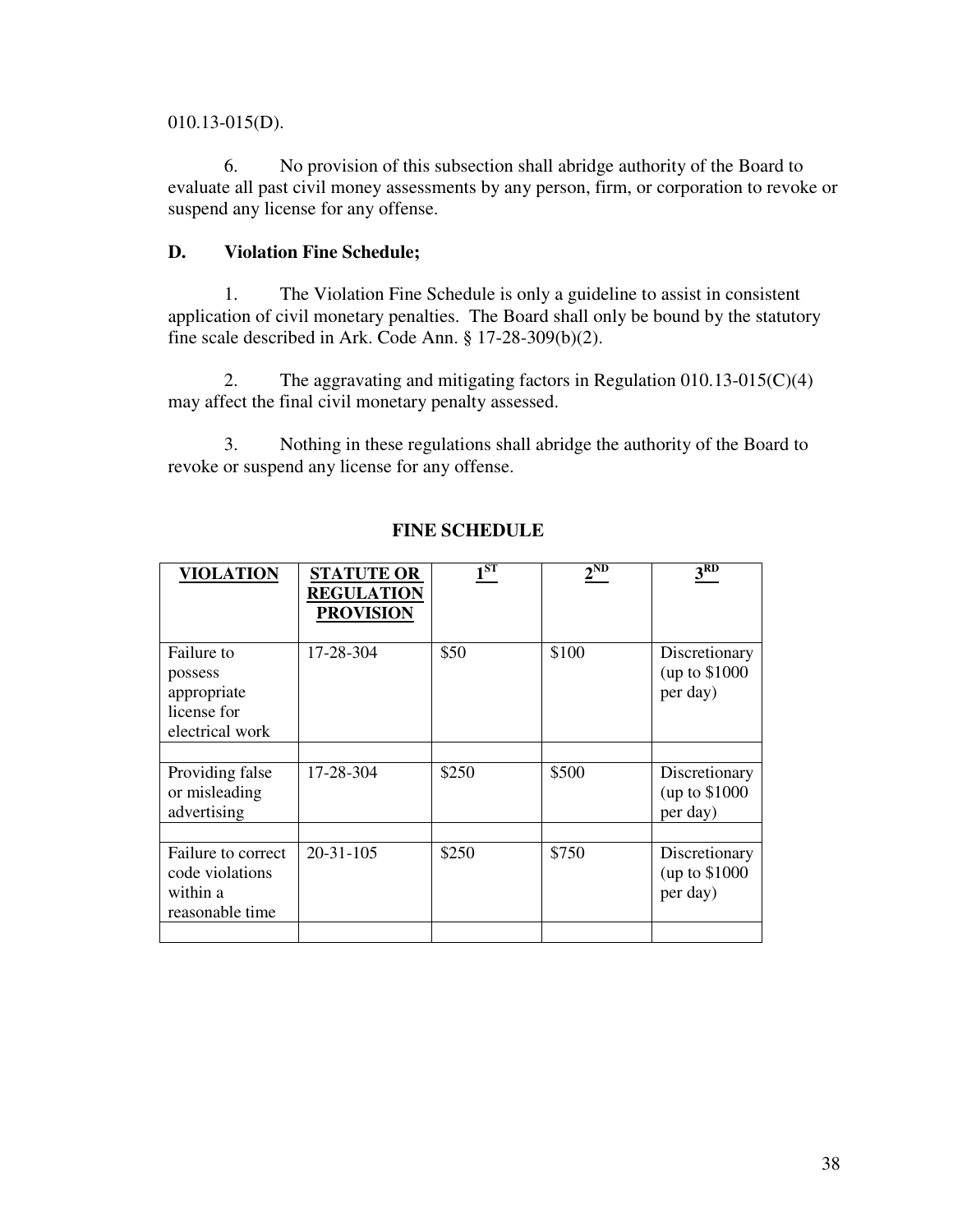010.13-015(D).

6. No provision of this subsection shall abridge authority of the Board to evaluate all past civil money assessments by any person, firm, or corporation to revoke or suspend any license for any offense.

**D. Violation Fine Schedule;**

1. The Violation Fine Schedule is only a guideline to assist in consistent application of civil monetary penalties. The Board shall only be bound by the statutory fine scale described in Ark. Code Ann. § 17-28-309(b)(2).

2. The aggravating and mitigating factors in Regulation 010.13-015(C)(4) may affect the final civil monetary penalty assessed.

3. Nothing in these regulations shall abridge the authority of the Board to revoke or suspend any license for any offense.

**FINE SCHEDULE**

| **VIOLATION** | **STATUTE OR REGULATION PROVISION** | **1ST** | **2ND** | **3RD** |
|---|---|---|---|---|
| Failure to possess appropriate license for electrical work | 17-28-304 | $50 | $100 | Discretionary (up to $1000 per day) |
| | | | | |
| Providing false or misleading advertising | 17-28-304 | $250 | $500 | Discretionary (up to $1000 per day) |
| | | | | |
| Failure to correct code violations within a reasonable time | 20-31-105 | $250 | $750 | Discretionary (up to $1000 per day) |
| | | | | |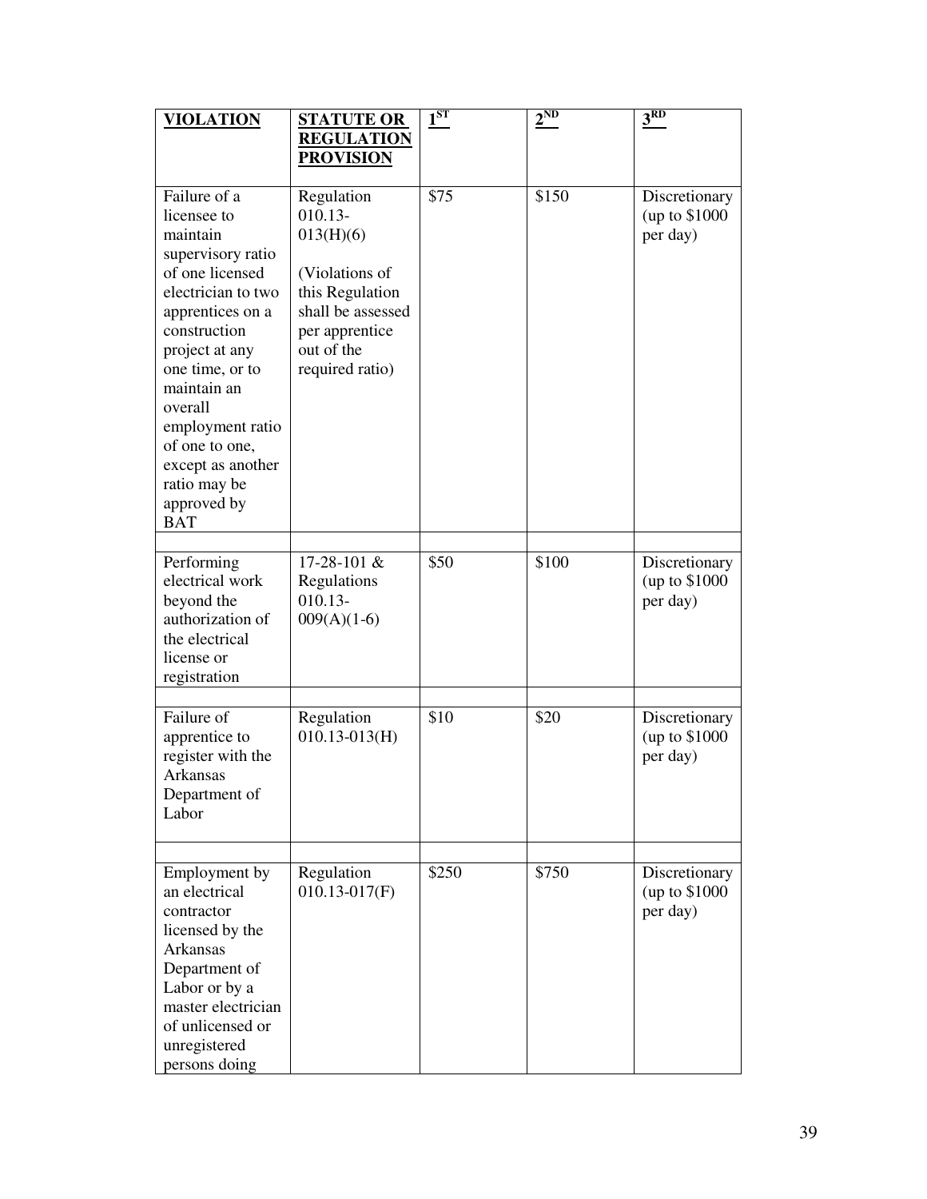| VIOLATION | STATUTE OR REGULATION PROVISION | 1ST | 2ND | 3RD |
|---|---|---|---|---|
| Failure of a licensee to maintain supervisory ratio of one licensed electrician to two apprentices on a construction project at any one time, or to maintain an overall employment ratio of one to one, except as another ratio may be approved by BAT | Regulation 010.13-013(H)(6) (Violations of this Regulation shall be assessed per apprentice out of the required ratio) | \$75 | \$150 | Discretionary (up to \$1000 per day) |
| Performing electrical work beyond the authorization of the electrical license or registration | 17-28-101 & Regulations 010.13-009(A)(1-6) | \$50 | \$100 | Discretionary (up to \$1000 per day) |
| Failure of apprentice to register with the Arkansas Department of Labor | Regulation 010.13-013(H) | \$10 | \$20 | Discretionary (up to \$1000 per day) |
| Employment by an electrical contractor licensed by the Arkansas Department of Labor or by a master electrician of unlicensed or unregistered persons doing | Regulation 010.13-017(F) | \$250 | \$750 | Discretionary (up to \$1000 per day) |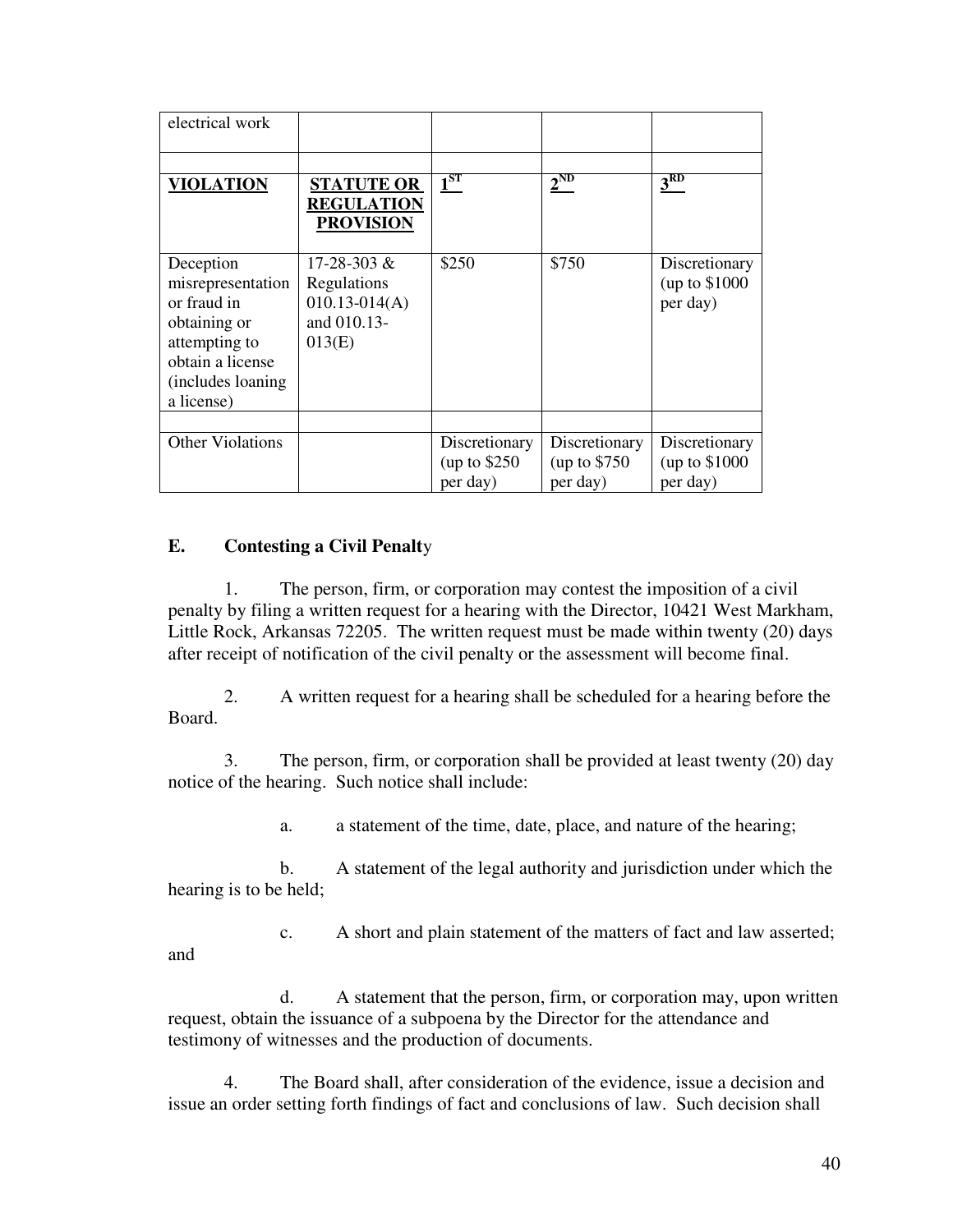| electrical work | | | | |
|---|---|---|---|---|
| | | | | |
| **VIOLATION** | **STATUTE OR REGULATION PROVISION** | **1ST** | **2ND** | **3RD** |
| Deception misrepresentation or fraud in obtaining or attempting to obtain a license (includes loaning a license) | 17-28-303 & Regulations 010.13-014(A) and 010.13-013(E) | $250 | $750 | Discretionary (up to $1000 per day) |
| | | | | |
| Other Violations | | Discretionary (up to $250 per day) | Discretionary (up to $750 per day) | Discretionary (up to $1000 per day) |

**E. Contesting a Civil Penalty**

1. The person, firm, or corporation may contest the imposition of a civil penalty by filing a written request for a hearing with the Director, 10421 West Markham, Little Rock, Arkansas 72205. The written request must be made within twenty (20) days after receipt of notification of the civil penalty or the assessment will become final.

2. A written request for a hearing shall be scheduled for a hearing before the Board.

3. The person, firm, or corporation shall be provided at least twenty (20) day notice of the hearing. Such notice shall include:

a. a statement of the time, date, place, and nature of the hearing;

b. A statement of the legal authority and jurisdiction under which the hearing is to be held;

c. A short and plain statement of the matters of fact and law asserted; and

d. A statement that the person, firm, or corporation may, upon written request, obtain the issuance of a subpoena by the Director for the attendance and testimony of witnesses and the production of documents.

4. The Board shall, after consideration of the evidence, issue a decision and issue an order setting forth findings of fact and conclusions of law. Such decision shall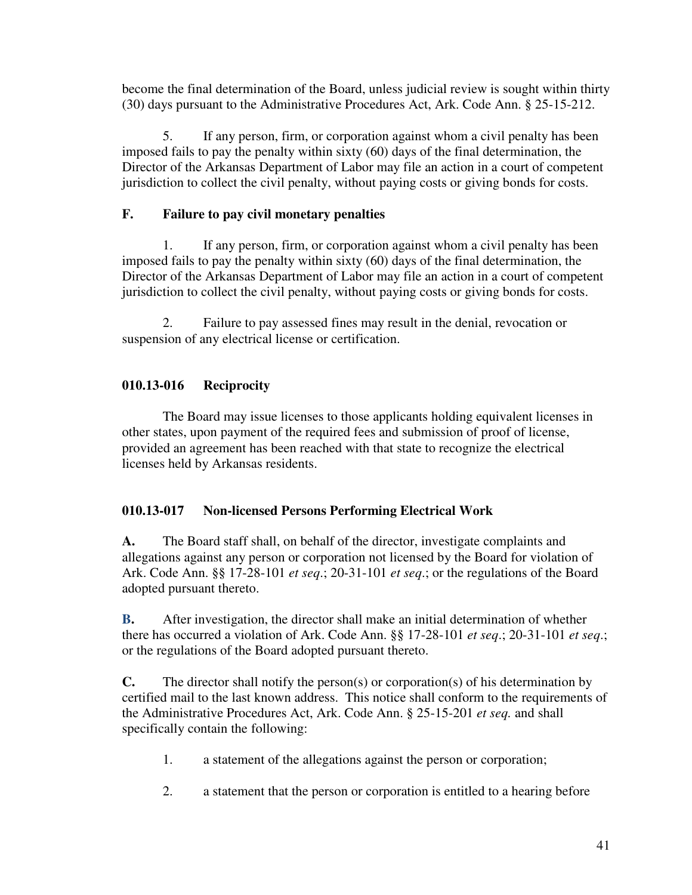become the final determination of the Board, unless judicial review is sought within thirty (30) days pursuant to the Administrative Procedures Act, Ark. Code Ann. § 25-15-212.

5. If any person, firm, or corporation against whom a civil penalty has been imposed fails to pay the penalty within sixty (60) days of the final determination, the Director of the Arkansas Department of Labor may file an action in a court of competent jurisdiction to collect the civil penalty, without paying costs or giving bonds for costs.

**F. Failure to pay civil monetary penalties**

1. If any person, firm, or corporation against whom a civil penalty has been imposed fails to pay the penalty within sixty (60) days of the final determination, the Director of the Arkansas Department of Labor may file an action in a court of competent jurisdiction to collect the civil penalty, without paying costs or giving bonds for costs.

2. Failure to pay assessed fines may result in the denial, revocation or suspension of any electrical license or certification.

## 010.13-016 Reciprocity

The Board may issue licenses to those applicants holding equivalent licenses in other states, upon payment of the required fees and submission of proof of license, provided an agreement has been reached with that state to recognize the electrical licenses held by Arkansas residents.

## 010.13-017 Non-licensed Persons Performing Electrical Work

**A.** The Board staff shall, on behalf of the director, investigate complaints and allegations against any person or corporation not licensed by the Board for violation of Ark. Code Ann. §§ 17-28-101 *et seq*.; 20-31-101 *et seq*.; or the regulations of the Board adopted pursuant thereto.

**B.** After investigation, the director shall make an initial determination of whether there has occurred a violation of Ark. Code Ann. §§ 17-28-101 *et seq*.; 20-31-101 *et seq*.; or the regulations of the Board adopted pursuant thereto.

**C.** The director shall notify the person(s) or corporation(s) of his determination by certified mail to the last known address. This notice shall conform to the requirements of the Administrative Procedures Act, Ark. Code Ann. § 25-15-201 *et seq.* and shall specifically contain the following:

1. a statement of the allegations against the person or corporation;

2. a statement that the person or corporation is entitled to a hearing before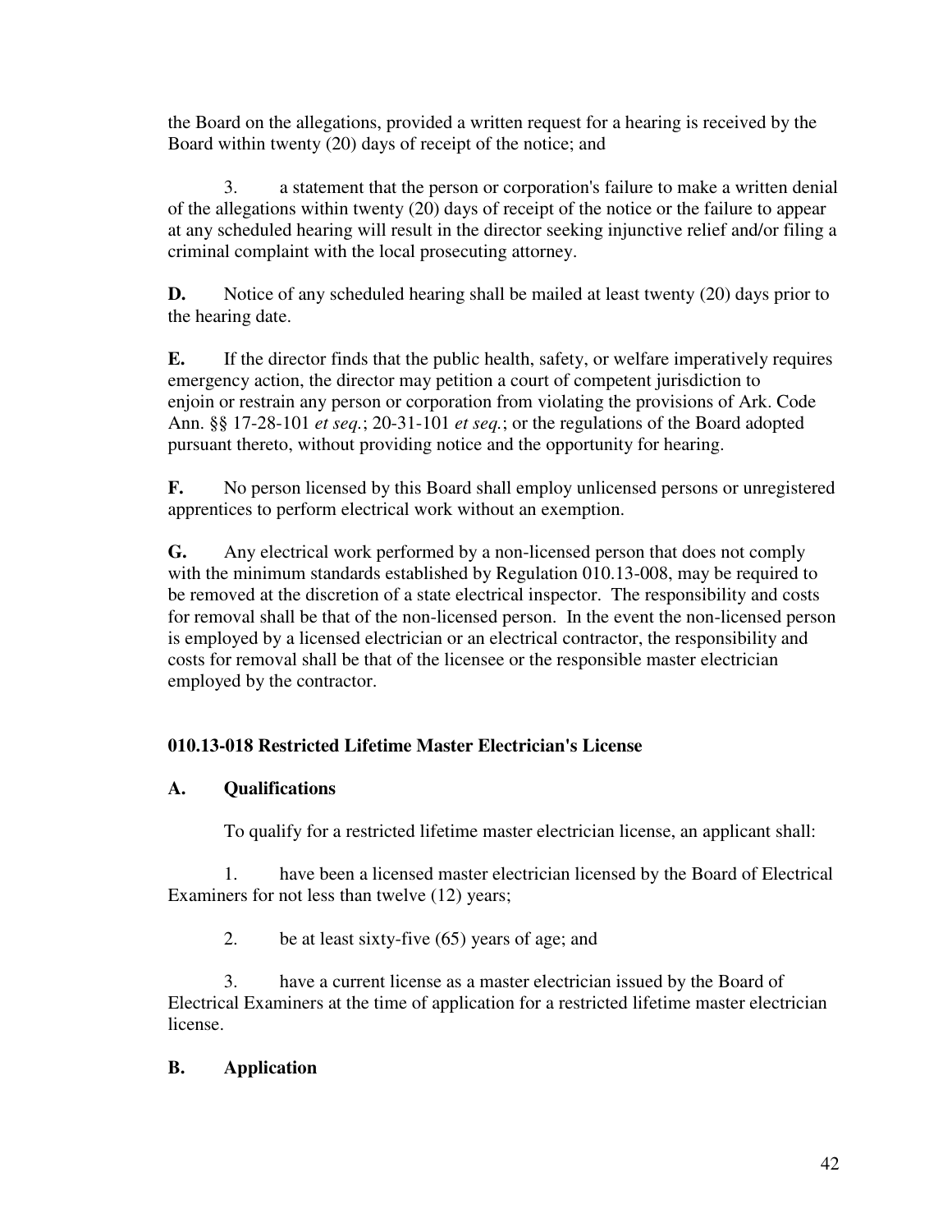the Board on the allegations, provided a written request for a hearing is received by the Board within twenty (20) days of receipt of the notice; and

3. a statement that the person or corporation's failure to make a written denial of the allegations within twenty (20) days of receipt of the notice or the failure to appear at any scheduled hearing will result in the director seeking injunctive relief and/or filing a criminal complaint with the local prosecuting attorney.

**D.** Notice of any scheduled hearing shall be mailed at least twenty (20) days prior to the hearing date.

**E.** If the director finds that the public health, safety, or welfare imperatively requires emergency action, the director may petition a court of competent jurisdiction to enjoin or restrain any person or corporation from violating the provisions of Ark. Code Ann. §§ 17-28-101 *et seq.*; 20-31-101 *et seq.*; or the regulations of the Board adopted pursuant thereto, without providing notice and the opportunity for hearing.

**F.** No person licensed by this Board shall employ unlicensed persons or unregistered apprentices to perform electrical work without an exemption.

**G.** Any electrical work performed by a non-licensed person that does not comply with the minimum standards established by Regulation 010.13-008, may be required to be removed at the discretion of a state electrical inspector. The responsibility and costs for removal shall be that of the non-licensed person. In the event the non-licensed person is employed by a licensed electrician or an electrical contractor, the responsibility and costs for removal shall be that of the licensee or the responsible master electrician employed by the contractor.

## 010.13-018 Restricted Lifetime Master Electrician's License

### A. Qualifications

To qualify for a restricted lifetime master electrician license, an applicant shall:

1. have been a licensed master electrician licensed by the Board of Electrical Examiners for not less than twelve (12) years;

2. be at least sixty-five (65) years of age; and

3. have a current license as a master electrician issued by the Board of Electrical Examiners at the time of application for a restricted lifetime master electrician license.

### B. Application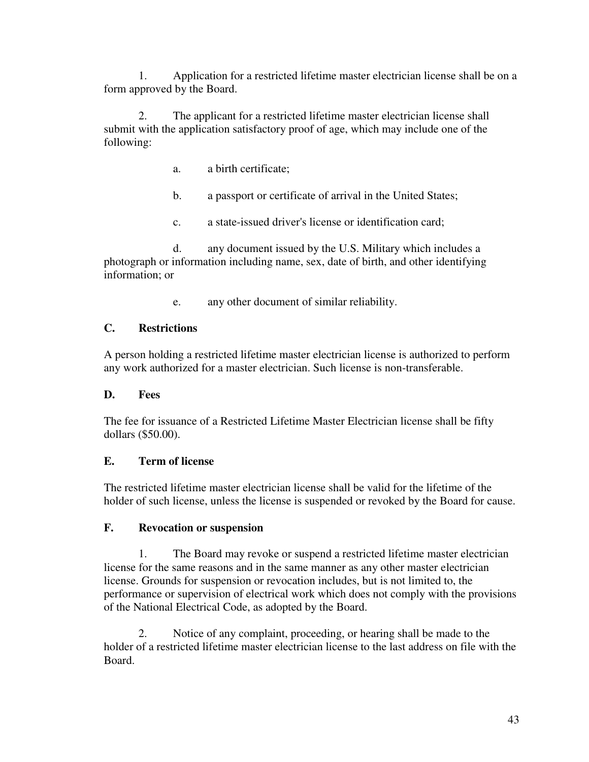1. Application for a restricted lifetime master electrician license shall be on a form approved by the Board.

2. The applicant for a restricted lifetime master electrician license shall submit with the application satisfactory proof of age, which may include one of the following:

   a. a birth certificate;

   b. a passport or certificate of arrival in the United States;

   c. a state-issued driver's license or identification card;

   d. any document issued by the U.S. Military which includes a photograph or information including name, sex, date of birth, and other identifying information; or

   e. any other document of similar reliability.

## C. Restrictions

A person holding a restricted lifetime master electrician license is authorized to perform any work authorized for a master electrician. Such license is non-transferable.

## D. Fees

The fee for issuance of a Restricted Lifetime Master Electrician license shall be fifty dollars ($50.00).

## E. Term of license

The restricted lifetime master electrician license shall be valid for the lifetime of the holder of such license, unless the license is suspended or revoked by the Board for cause.

## F. Revocation or suspension

1. The Board may revoke or suspend a restricted lifetime master electrician license for the same reasons and in the same manner as any other master electrician license. Grounds for suspension or revocation includes, but is not limited to, the performance or supervision of electrical work which does not comply with the provisions of the National Electrical Code, as adopted by the Board.

2. Notice of any complaint, proceeding, or hearing shall be made to the holder of a restricted lifetime master electrician license to the last address on file with the Board.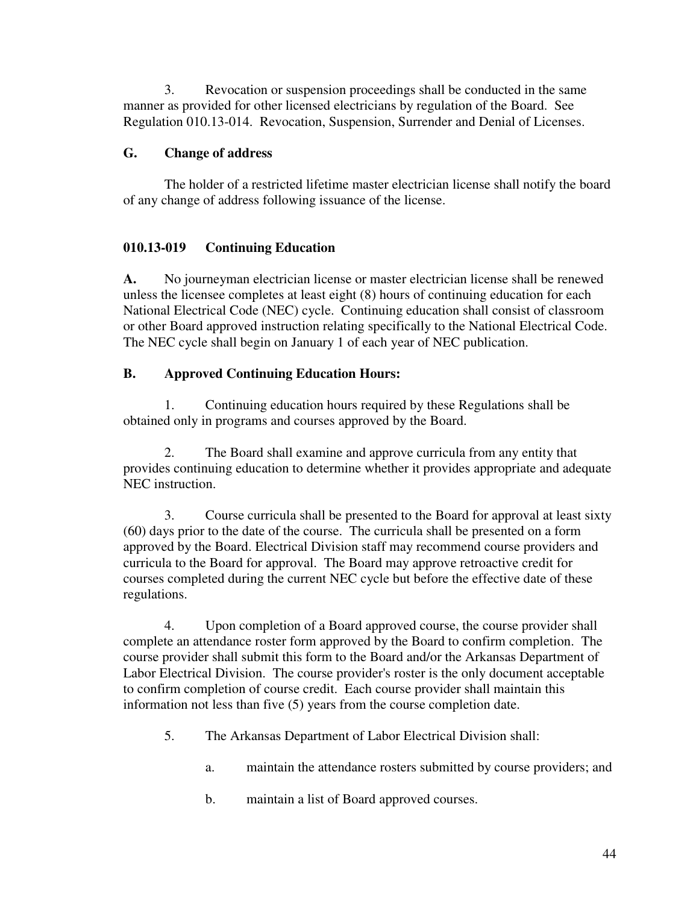3. Revocation or suspension proceedings shall be conducted in the same manner as provided for other licensed electricians by regulation of the Board. See Regulation 010.13-014. Revocation, Suspension, Surrender and Denial of Licenses.

**G. Change of address**

The holder of a restricted lifetime master electrician license shall notify the board of any change of address following issuance of the license.

## 010.13-019 Continuing Education

**A.** No journeyman electrician license or master electrician license shall be renewed unless the licensee completes at least eight (8) hours of continuing education for each National Electrical Code (NEC) cycle. Continuing education shall consist of classroom or other Board approved instruction relating specifically to the National Electrical Code. The NEC cycle shall begin on January 1 of each year of NEC publication.

**B. Approved Continuing Education Hours:**

1. Continuing education hours required by these Regulations shall be obtained only in programs and courses approved by the Board.

2. The Board shall examine and approve curricula from any entity that provides continuing education to determine whether it provides appropriate and adequate NEC instruction.

3. Course curricula shall be presented to the Board for approval at least sixty (60) days prior to the date of the course. The curricula shall be presented on a form approved by the Board. Electrical Division staff may recommend course providers and curricula to the Board for approval. The Board may approve retroactive credit for courses completed during the current NEC cycle but before the effective date of these regulations.

4. Upon completion of a Board approved course, the course provider shall complete an attendance roster form approved by the Board to confirm completion. The course provider shall submit this form to the Board and/or the Arkansas Department of Labor Electrical Division. The course provider's roster is the only document acceptable to confirm completion of course credit. Each course provider shall maintain this information not less than five (5) years from the course completion date.

5. The Arkansas Department of Labor Electrical Division shall:

   a. maintain the attendance rosters submitted by course providers; and

   b. maintain a list of Board approved courses.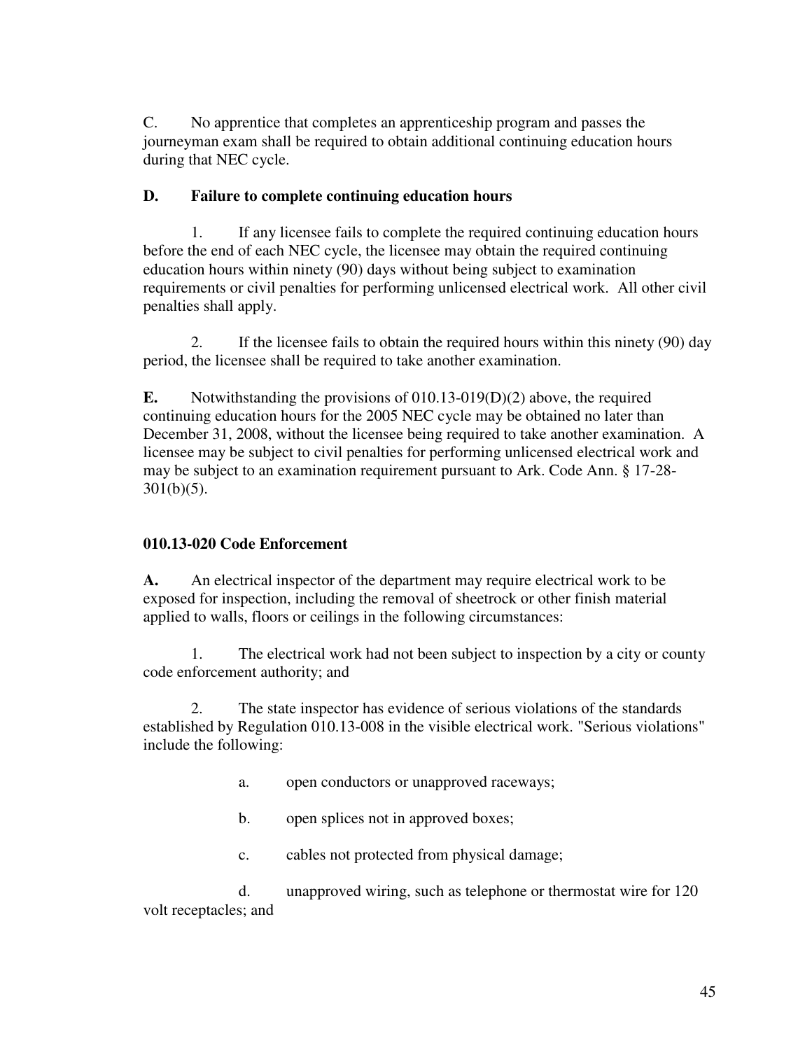C. No apprentice that completes an apprenticeship program and passes the journeyman exam shall be required to obtain additional continuing education hours during that NEC cycle.

**D. Failure to complete continuing education hours**

1. If any licensee fails to complete the required continuing education hours before the end of each NEC cycle, the licensee may obtain the required continuing education hours within ninety (90) days without being subject to examination requirements or civil penalties for performing unlicensed electrical work. All other civil penalties shall apply.

2. If the licensee fails to obtain the required hours within this ninety (90) day period, the licensee shall be required to take another examination.

**E.** Notwithstanding the provisions of 010.13-019(D)(2) above, the required continuing education hours for the 2005 NEC cycle may be obtained no later than December 31, 2008, without the licensee being required to take another examination. A licensee may be subject to civil penalties for performing unlicensed electrical work and may be subject to an examination requirement pursuant to Ark. Code Ann. § 17-28-301(b)(5).

### 010.13-020 Code Enforcement

**A.** An electrical inspector of the department may require electrical work to be exposed for inspection, including the removal of sheetrock or other finish material applied to walls, floors or ceilings in the following circumstances:

1. The electrical work had not been subject to inspection by a city or county code enforcement authority; and

2. The state inspector has evidence of serious violations of the standards established by Regulation 010.13-008 in the visible electrical work. "Serious violations" include the following:

   a. open conductors or unapproved raceways;

   b. open splices not in approved boxes;

   c. cables not protected from physical damage;

   d. unapproved wiring, such as telephone or thermostat wire for 120 volt receptacles; and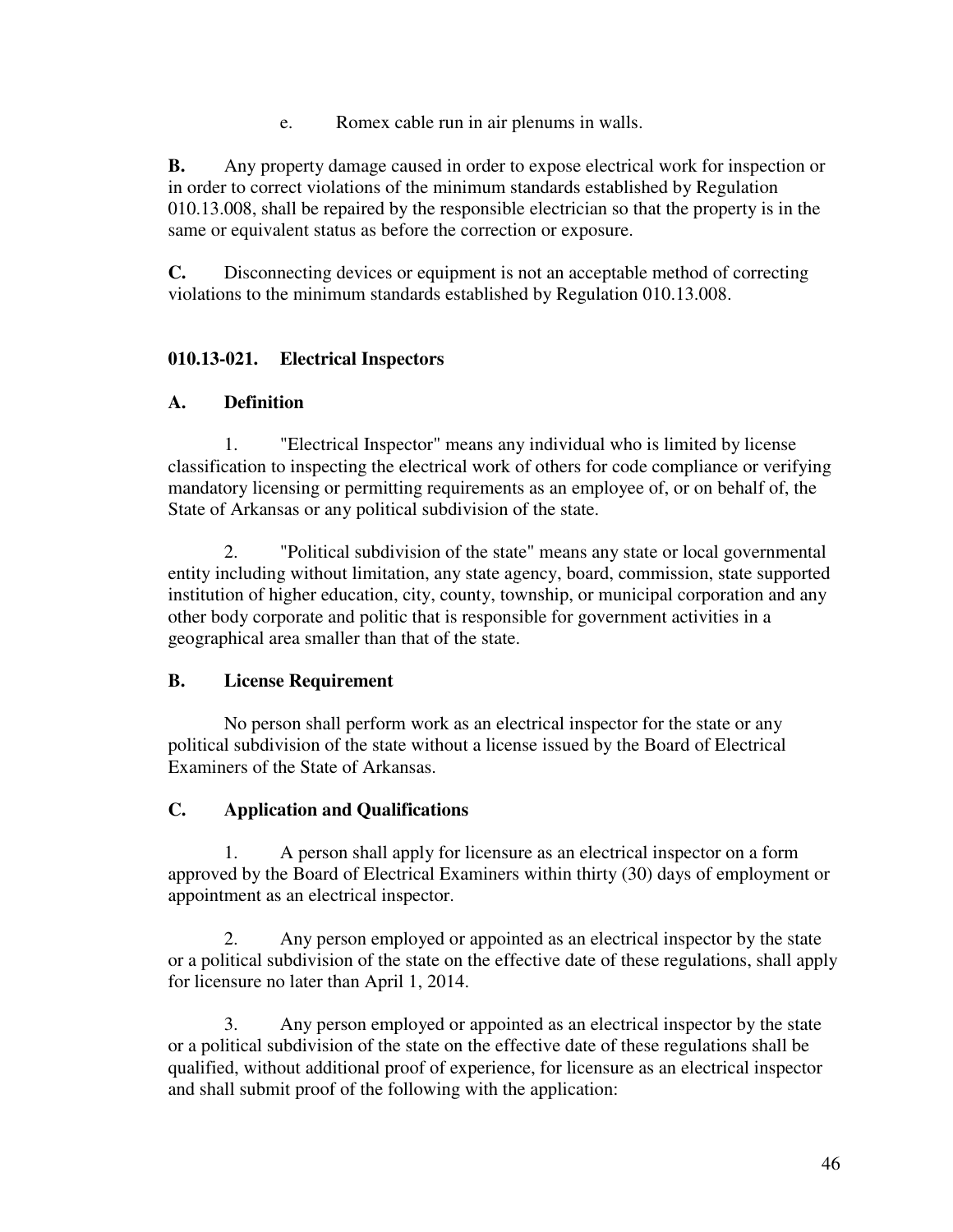e. Romex cable run in air plenums in walls.

**B.** Any property damage caused in order to expose electrical work for inspection or in order to correct violations of the minimum standards established by Regulation 010.13.008, shall be repaired by the responsible electrician so that the property is in the same or equivalent status as before the correction or exposure.

**C.** Disconnecting devices or equipment is not an acceptable method of correcting violations to the minimum standards established by Regulation 010.13.008.

**010.13-021. Electrical Inspectors**

**A. Definition**

1. "Electrical Inspector" means any individual who is limited by license classification to inspecting the electrical work of others for code compliance or verifying mandatory licensing or permitting requirements as an employee of, or on behalf of, the State of Arkansas or any political subdivision of the state.

2. "Political subdivision of the state" means any state or local governmental entity including without limitation, any state agency, board, commission, state supported institution of higher education, city, county, township, or municipal corporation and any other body corporate and politic that is responsible for government activities in a geographical area smaller than that of the state.

**B. License Requirement**

No person shall perform work as an electrical inspector for the state or any political subdivision of the state without a license issued by the Board of Electrical Examiners of the State of Arkansas.

**C. Application and Qualifications**

1. A person shall apply for licensure as an electrical inspector on a form approved by the Board of Electrical Examiners within thirty (30) days of employment or appointment as an electrical inspector.

2. Any person employed or appointed as an electrical inspector by the state or a political subdivision of the state on the effective date of these regulations, shall apply for licensure no later than April 1, 2014.

3. Any person employed or appointed as an electrical inspector by the state or a political subdivision of the state on the effective date of these regulations shall be qualified, without additional proof of experience, for licensure as an electrical inspector and shall submit proof of the following with the application: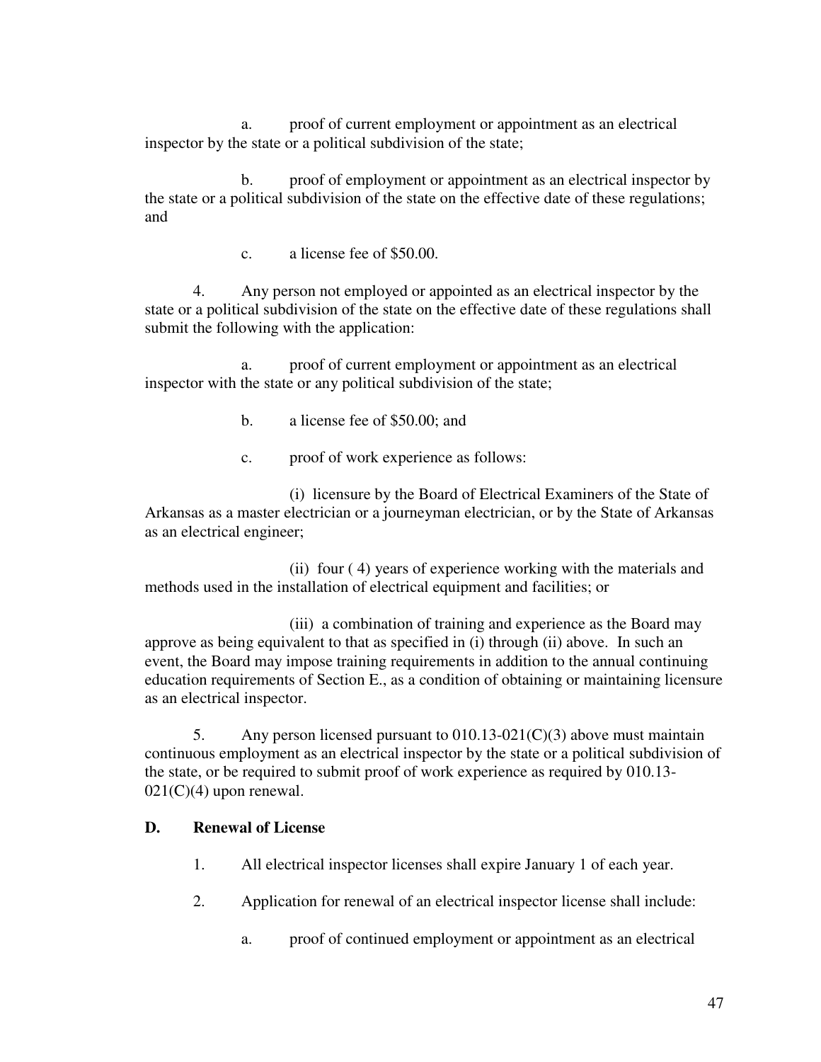a. proof of current employment or appointment as an electrical inspector by the state or a political subdivision of the state;

b. proof of employment or appointment as an electrical inspector by the state or a political subdivision of the state on the effective date of these regulations; and

c. a license fee of $50.00.

4. Any person not employed or appointed as an electrical inspector by the state or a political subdivision of the state on the effective date of these regulations shall submit the following with the application:

a. proof of current employment or appointment as an electrical inspector with the state or any political subdivision of the state;

b. a license fee of $50.00; and

c. proof of work experience as follows:

(i) licensure by the Board of Electrical Examiners of the State of Arkansas as a master electrician or a journeyman electrician, or by the State of Arkansas as an electrical engineer;

(ii) four ( 4) years of experience working with the materials and methods used in the installation of electrical equipment and facilities; or

(iii) a combination of training and experience as the Board may approve as being equivalent to that as specified in (i) through (ii) above. In such an event, the Board may impose training requirements in addition to the annual continuing education requirements of Section E., as a condition of obtaining or maintaining licensure as an electrical inspector.

5. Any person licensed pursuant to 010.13-021(C)(3) above must maintain continuous employment as an electrical inspector by the state or a political subdivision of the state, or be required to submit proof of work experience as required by 010.13-021(C)(4) upon renewal.

**D. Renewal of License**

1. All electrical inspector licenses shall expire January 1 of each year.

2. Application for renewal of an electrical inspector license shall include:

a. proof of continued employment or appointment as an electrical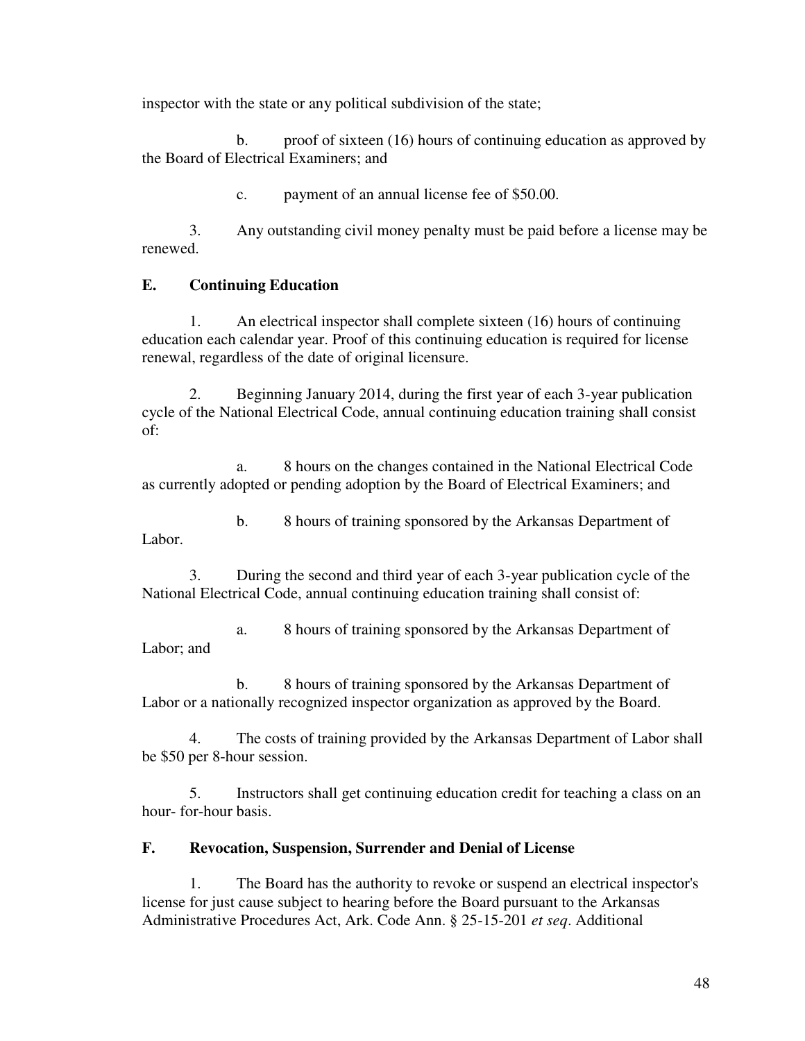inspector with the state or any political subdivision of the state;

b. proof of sixteen (16) hours of continuing education as approved by the Board of Electrical Examiners; and

c. payment of an annual license fee of $50.00.

3. Any outstanding civil money penalty must be paid before a license may be renewed.

**E. Continuing Education**

1. An electrical inspector shall complete sixteen (16) hours of continuing education each calendar year. Proof of this continuing education is required for license renewal, regardless of the date of original licensure.

2. Beginning January 2014, during the first year of each 3-year publication cycle of the National Electrical Code, annual continuing education training shall consist of:

a. 8 hours on the changes contained in the National Electrical Code as currently adopted or pending adoption by the Board of Electrical Examiners; and

b. 8 hours of training sponsored by the Arkansas Department of Labor.

3. During the second and third year of each 3-year publication cycle of the National Electrical Code, annual continuing education training shall consist of:

a. 8 hours of training sponsored by the Arkansas Department of Labor; and

b. 8 hours of training sponsored by the Arkansas Department of Labor or a nationally recognized inspector organization as approved by the Board.

4. The costs of training provided by the Arkansas Department of Labor shall be $50 per 8-hour session.

5. Instructors shall get continuing education credit for teaching a class on an hour- for-hour basis.

**F. Revocation, Suspension, Surrender and Denial of License**

1. The Board has the authority to revoke or suspend an electrical inspector's license for just cause subject to hearing before the Board pursuant to the Arkansas Administrative Procedures Act, Ark. Code Ann. § 25-15-201 *et seq*. Additional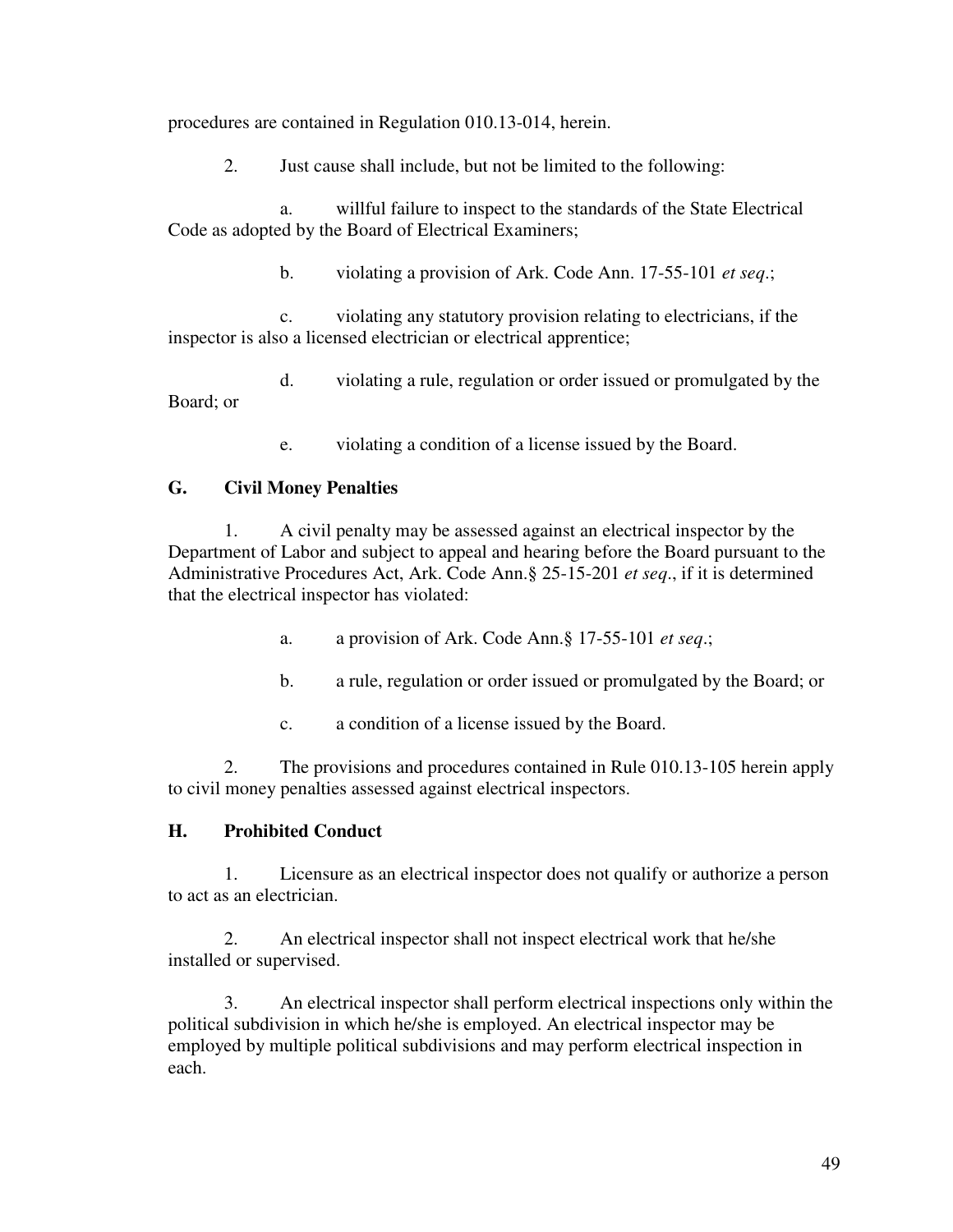procedures are contained in Regulation 010.13-014, herein.

2. Just cause shall include, but not be limited to the following:

a. willful failure to inspect to the standards of the State Electrical Code as adopted by the Board of Electrical Examiners;

b. violating a provision of Ark. Code Ann. 17-55-101 *et seq*.;

c. violating any statutory provision relating to electricians, if the inspector is also a licensed electrician or electrical apprentice;

d. violating a rule, regulation or order issued or promulgated by the Board; or

e. violating a condition of a license issued by the Board.

### G. Civil Money Penalties

1. A civil penalty may be assessed against an electrical inspector by the Department of Labor and subject to appeal and hearing before the Board pursuant to the Administrative Procedures Act, Ark. Code Ann.§ 25-15-201 *et seq*., if it is determined that the electrical inspector has violated:

a. a provision of Ark. Code Ann.§ 17-55-101 *et seq*.;

b. a rule, regulation or order issued or promulgated by the Board; or

c. a condition of a license issued by the Board.

2. The provisions and procedures contained in Rule 010.13-105 herein apply to civil money penalties assessed against electrical inspectors.

### H. Prohibited Conduct

1. Licensure as an electrical inspector does not qualify or authorize a person to act as an electrician.

2. An electrical inspector shall not inspect electrical work that he/she installed or supervised.

3. An electrical inspector shall perform electrical inspections only within the political subdivision in which he/she is employed. An electrical inspector may be employed by multiple political subdivisions and may perform electrical inspection in each.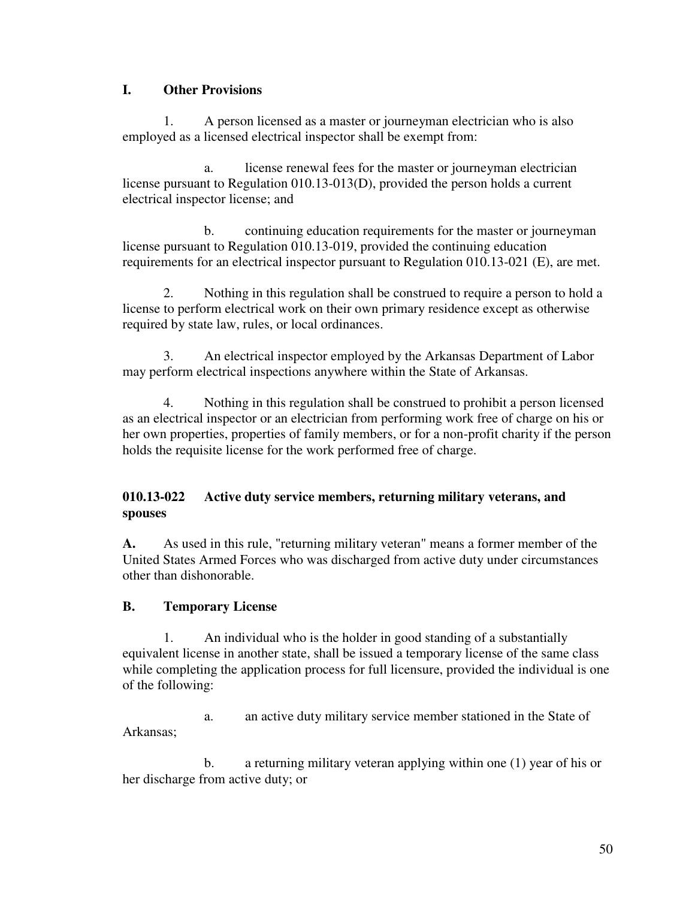## I. Other Provisions

1. A person licensed as a master or journeyman electrician who is also employed as a licensed electrical inspector shall be exempt from:

    a. license renewal fees for the master or journeyman electrician license pursuant to Regulation 010.13-013(D), provided the person holds a current electrical inspector license; and

    b. continuing education requirements for the master or journeyman license pursuant to Regulation 010.13-019, provided the continuing education requirements for an electrical inspector pursuant to Regulation 010.13-021 (E), are met.

2. Nothing in this regulation shall be construed to require a person to hold a license to perform electrical work on their own primary residence except as otherwise required by state law, rules, or local ordinances.

3. An electrical inspector employed by the Arkansas Department of Labor may perform electrical inspections anywhere within the State of Arkansas.

4. Nothing in this regulation shall be construed to prohibit a person licensed as an electrical inspector or an electrician from performing work free of charge on his or her own properties, properties of family members, or for a non-profit charity if the person holds the requisite license for the work performed free of charge.

## 010.13-022 Active duty service members, returning military veterans, and spouses

**A.** As used in this rule, "returning military veteran" means a former member of the United States Armed Forces who was discharged from active duty under circumstances other than dishonorable.

**B. Temporary License**

1. An individual who is the holder in good standing of a substantially equivalent license in another state, shall be issued a temporary license of the same class while completing the application process for full licensure, provided the individual is one of the following:

    a. an active duty military service member stationed in the State of Arkansas;

    b. a returning military veteran applying within one (1) year of his or her discharge from active duty; or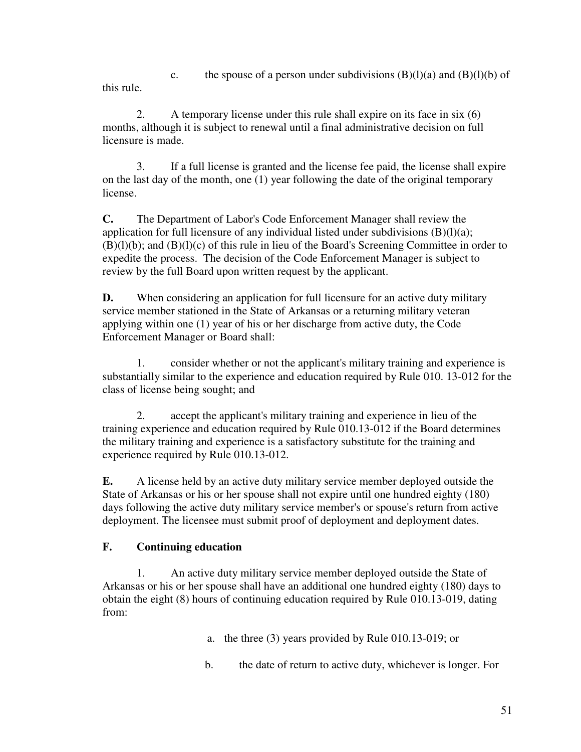c. the spouse of a person under subdivisions (B)(l)(a) and (B)(l)(b) of this rule.

2. A temporary license under this rule shall expire on its face in six (6) months, although it is subject to renewal until a final administrative decision on full licensure is made.

3. If a full license is granted and the license fee paid, the license shall expire on the last day of the month, one (1) year following the date of the original temporary license.

**C.** The Department of Labor's Code Enforcement Manager shall review the application for full licensure of any individual listed under subdivisions (B)(l)(a); (B)(l)(b); and (B)(l)(c) of this rule in lieu of the Board's Screening Committee in order to expedite the process. The decision of the Code Enforcement Manager is subject to review by the full Board upon written request by the applicant.

**D.** When considering an application for full licensure for an active duty military service member stationed in the State of Arkansas or a returning military veteran applying within one (1) year of his or her discharge from active duty, the Code Enforcement Manager or Board shall:

1. consider whether or not the applicant's military training and experience is substantially similar to the experience and education required by Rule 010. 13-012 for the class of license being sought; and

2. accept the applicant's military training and experience in lieu of the training experience and education required by Rule 010.13-012 if the Board determines the military training and experience is a satisfactory substitute for the training and experience required by Rule 010.13-012.

**E.** A license held by an active duty military service member deployed outside the State of Arkansas or his or her spouse shall not expire until one hundred eighty (180) days following the active duty military service member's or spouse's return from active deployment. The licensee must submit proof of deployment and deployment dates.

## F. Continuing education

1. An active duty military service member deployed outside the State of Arkansas or his or her spouse shall have an additional one hundred eighty (180) days to obtain the eight (8) hours of continuing education required by Rule 010.13-019, dating from:

a. the three (3) years provided by Rule 010.13-019; or

b. the date of return to active duty, whichever is longer. For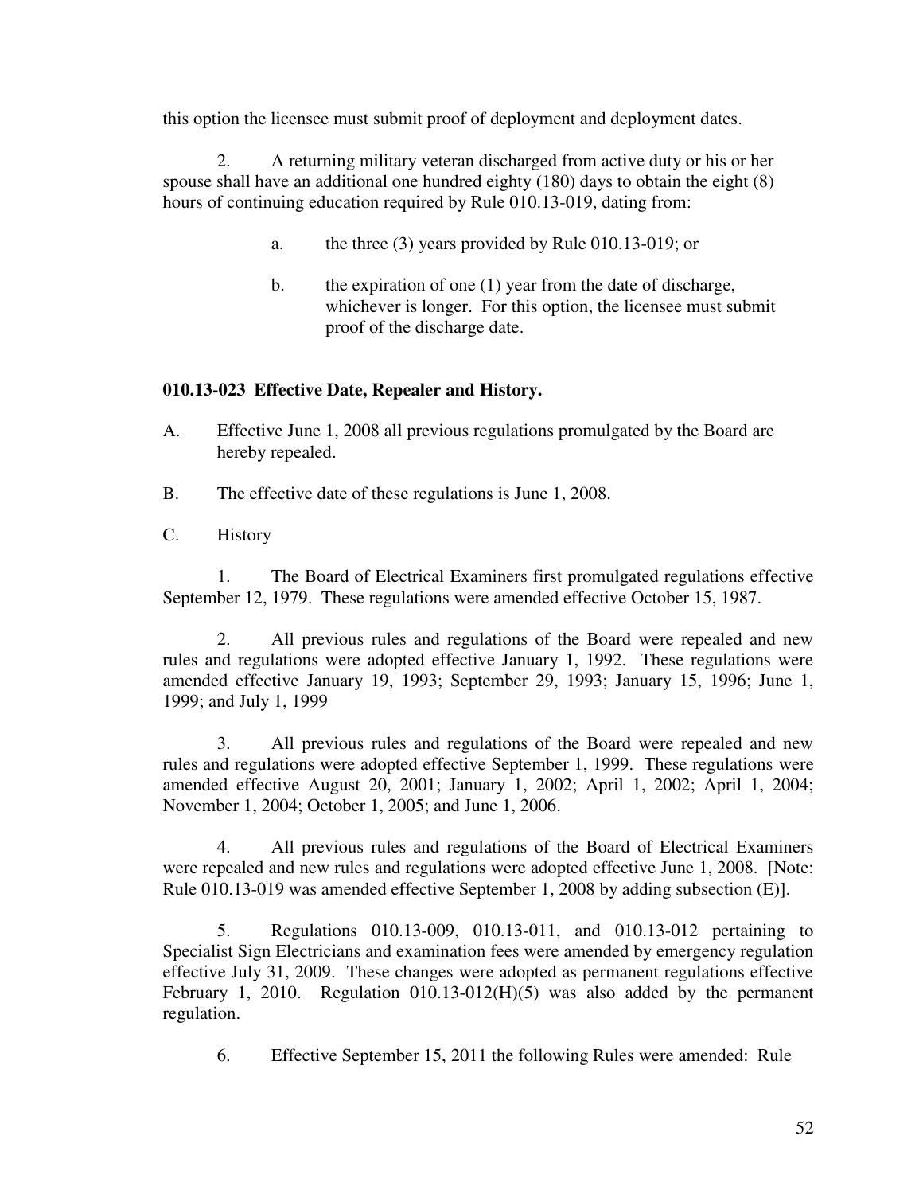this option the licensee must submit proof of deployment and deployment dates.

2. A returning military veteran discharged from active duty or his or her spouse shall have an additional one hundred eighty (180) days to obtain the eight (8) hours of continuing education required by Rule 010.13-019, dating from:

   a. the three (3) years provided by Rule 010.13-019; or

   b. the expiration of one (1) year from the date of discharge, whichever is longer. For this option, the licensee must submit proof of the discharge date.

**010.13-023 Effective Date, Repealer and History.**

A. Effective June 1, 2008 all previous regulations promulgated by the Board are hereby repealed.

B. The effective date of these regulations is June 1, 2008.

C. History

1. The Board of Electrical Examiners first promulgated regulations effective September 12, 1979. These regulations were amended effective October 15, 1987.

2. All previous rules and regulations of the Board were repealed and new rules and regulations were adopted effective January 1, 1992. These regulations were amended effective January 19, 1993; September 29, 1993; January 15, 1996; June 1, 1999; and July 1, 1999

3. All previous rules and regulations of the Board were repealed and new rules and regulations were adopted effective September 1, 1999. These regulations were amended effective August 20, 2001; January 1, 2002; April 1, 2002; April 1, 2004; November 1, 2004; October 1, 2005; and June 1, 2006.

4. All previous rules and regulations of the Board of Electrical Examiners were repealed and new rules and regulations were adopted effective June 1, 2008. [Note: Rule 010.13-019 was amended effective September 1, 2008 by adding subsection (E)].

5. Regulations 010.13-009, 010.13-011, and 010.13-012 pertaining to Specialist Sign Electricians and examination fees were amended by emergency regulation effective July 31, 2009. These changes were adopted as permanent regulations effective February 1, 2010. Regulation 010.13-012(H)(5) was also added by the permanent regulation.

6. Effective September 15, 2011 the following Rules were amended: Rule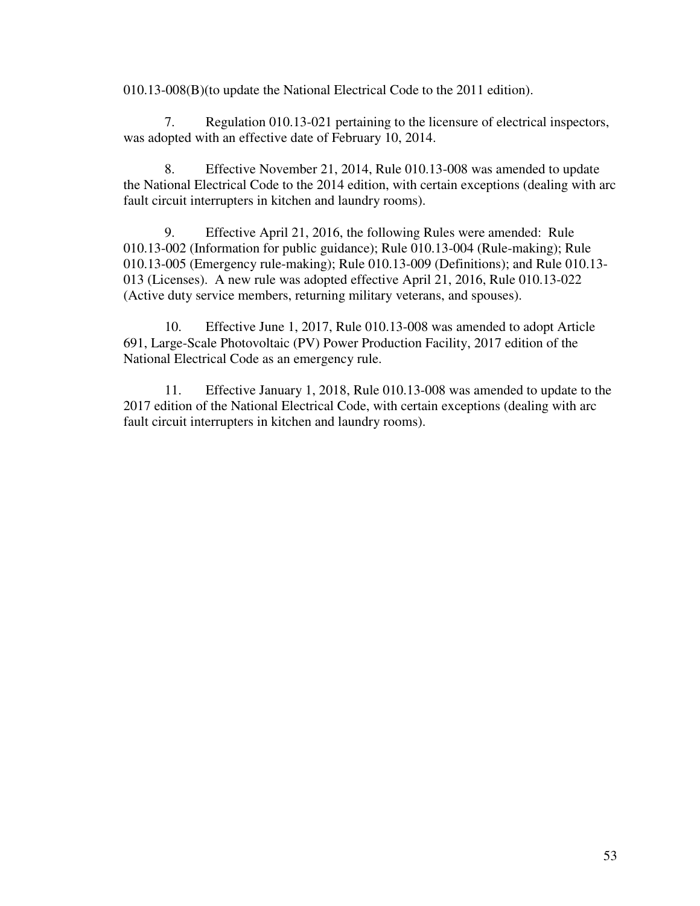010.13-008(B)(to update the National Electrical Code to the 2011 edition).

7. Regulation 010.13-021 pertaining to the licensure of electrical inspectors, was adopted with an effective date of February 10, 2014.

8. Effective November 21, 2014, Rule 010.13-008 was amended to update the National Electrical Code to the 2014 edition, with certain exceptions (dealing with arc fault circuit interrupters in kitchen and laundry rooms).

9. Effective April 21, 2016, the following Rules were amended: Rule 010.13-002 (Information for public guidance); Rule 010.13-004 (Rule-making); Rule 010.13-005 (Emergency rule-making); Rule 010.13-009 (Definitions); and Rule 010.13-013 (Licenses). A new rule was adopted effective April 21, 2016, Rule 010.13-022 (Active duty service members, returning military veterans, and spouses).

10. Effective June 1, 2017, Rule 010.13-008 was amended to adopt Article 691, Large-Scale Photovoltaic (PV) Power Production Facility, 2017 edition of the National Electrical Code as an emergency rule.

11. Effective January 1, 2018, Rule 010.13-008 was amended to update to the 2017 edition of the National Electrical Code, with certain exceptions (dealing with arc fault circuit interrupters in kitchen and laundry rooms).